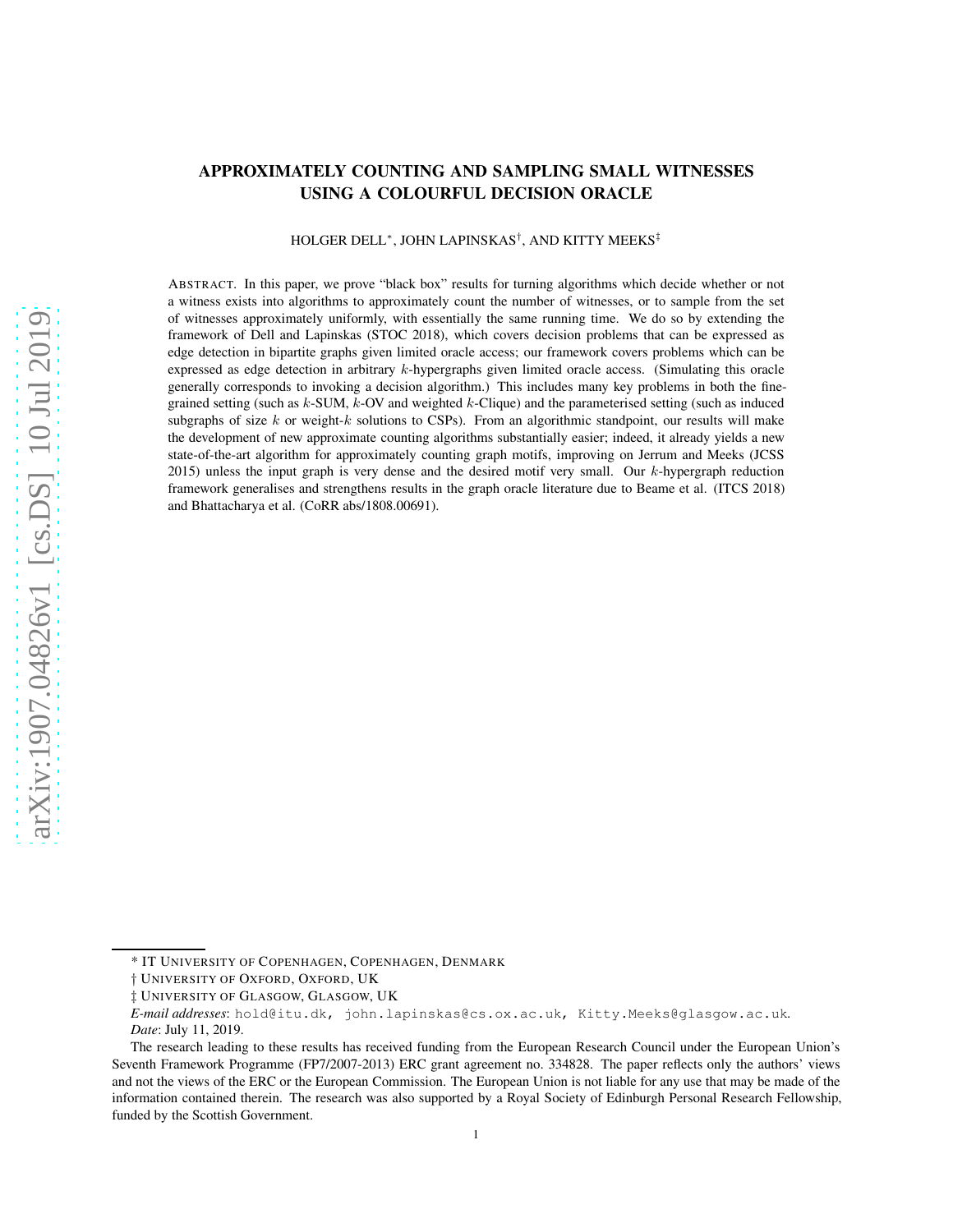# APPROXIMATELY COUNTING AND SAMPLING SMALL WITNESSES USING A COLOURFUL DECISION ORACLE

HOLGER DELL*, JOHN LAPINSKAS†, AND KITTY MEEKS‡

ABSTRACT. In this paper, we prove "black box" results for turning algorithms which decide whether or not a witness exists into algorithms to approximately count the number of witnesses, or to sample from the set of witnesses approximately uniformly, with essentially the same running time. We do so by extending the framework of Dell and Lapinskas (STOC 2018), which covers decision problems that can be expressed as edge detection in bipartite graphs given limited oracle access; our framework covers problems which can be expressed as edge detection in arbitrary $k$-hypergraphs given limited oracle access. (Simulating this oracle generally corresponds to invoking a decision algorithm.) This includes many key problems in both the fine-grained setting (such as $k$-SUM, $k$-OV and weighted $k$-Clique) and the parameterised setting (such as induced subgraphs of size $k$ or weight-$k$ solutions to CSPs). From an algorithmic standpoint, our results will make the development of new approximate counting algorithms substantially easier; indeed, it already yields a new state-of-the-art algorithm for approximately counting graph motifs, improving on Jerrum and Meeks (JCSS 2015) unless the input graph is very dense and the desired motif very small. Our $k$-hypergraph reduction framework generalises and strengthens results in the graph oracle literature due to Beame et al. (ITCS 2018) and Bhattacharya et al. (CoRR abs/1808.00691).

---

* IT UNIVERSITY OF COPENHAGEN, COPENHAGEN, DENMARK

† UNIVERSITY OF OXFORD, OXFORD, UK

‡ UNIVERSITY OF GLASGOW, GLASGOW, UK

*E-mail addresses*: hold@itu.dk, john.lapinskas@cs.ox.ac.uk, Kitty.Meeks@glasgow.ac.uk.

*Date*: July 11, 2019.

The research leading to these results has received funding from the European Research Council under the European Union's Seventh Framework Programme (FP7/2007-2013) ERC grant agreement no. 334828. The paper reflects only the authors' views and not the views of the ERC or the European Commission. The European Union is not liable for any use that may be made of the information contained therein. The research was also supported by a Royal Society of Edinburgh Personal Research Fellowship, funded by the Scottish Government.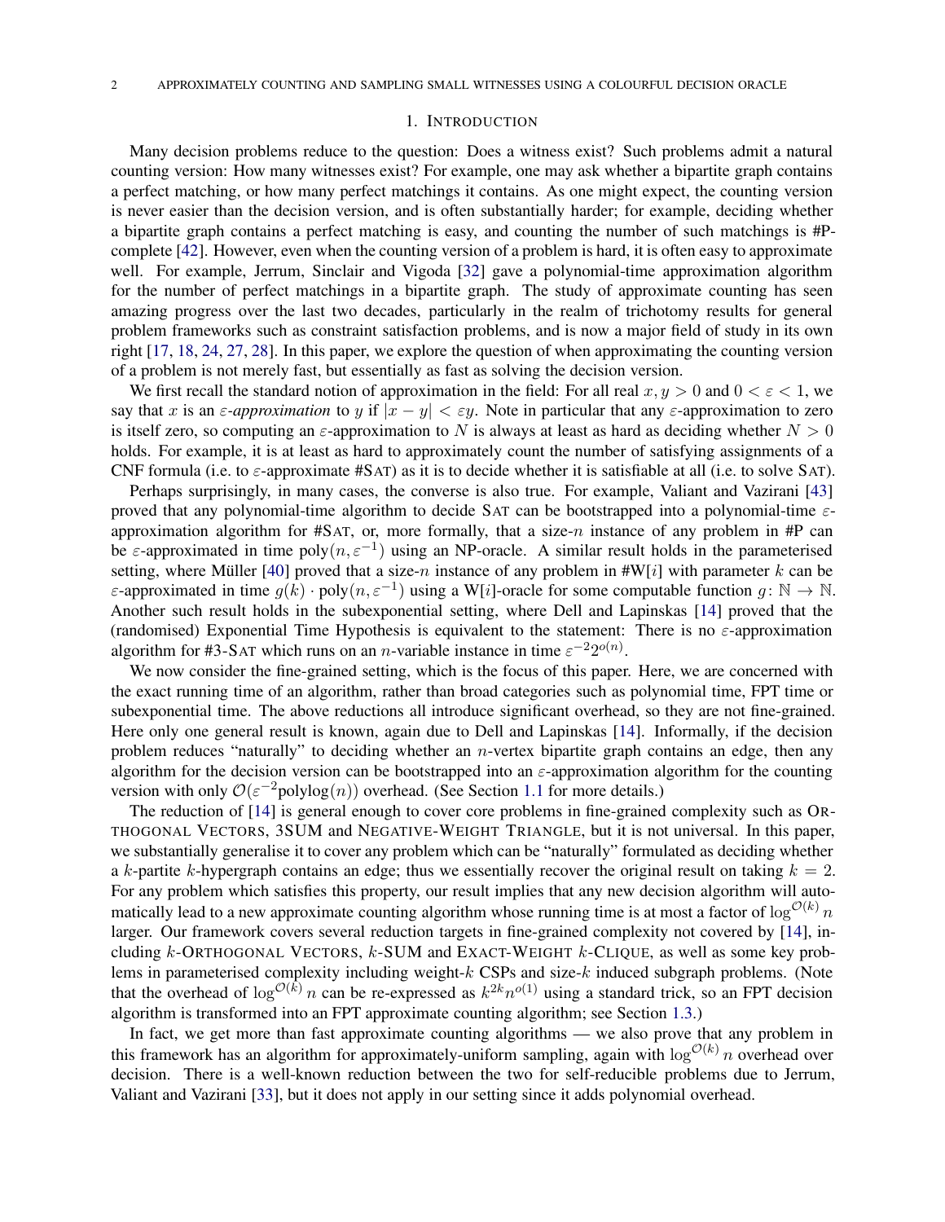# 1. Introduction

Many decision problems reduce to the question: Does a witness exist? Such problems admit a natural counting version: How many witnesses exist? For example, one may ask whether a bipartite graph contains a perfect matching, or how many perfect matchings it contains. As one might expect, the counting version is never easier than the decision version, and is often substantially harder; for example, deciding whether a bipartite graph contains a perfect matching is easy, and counting the number of such matchings is #P-complete [42]. However, even when the counting version of a problem is hard, it is often easy to approximate well. For example, Jerrum, Sinclair and Vigoda [32] gave a polynomial-time approximation algorithm for the number of perfect matchings in a bipartite graph. The study of approximate counting has seen amazing progress over the last two decades, particularly in the realm of trichotomy results for general problem frameworks such as constraint satisfaction problems, and is now a major field of study in its own right [17, 18, 24, 27, 28]. In this paper, we explore the question of when approximating the counting version of a problem is not merely fast, but essentially as fast as solving the decision version.

We first recall the standard notion of approximation in the field: For all real $x, y > 0$ and $0 < \varepsilon < 1$, we say that $x$ is an *$\varepsilon$-approximation* to $y$ if $|x - y| < \varepsilon y$. Note in particular that any $\varepsilon$-approximation to zero is itself zero, so computing an $\varepsilon$-approximation to $N$ is always at least as hard as deciding whether $N > 0$ holds. For example, it is at least as hard to approximately count the number of satisfying assignments of a CNF formula (i.e. to $\varepsilon$-approximate #SAT) as it is to decide whether it is satisfiable at all (i.e. to solve SAT).

Perhaps surprisingly, in many cases, the converse is also true. For example, Valiant and Vazirani [43] proved that any polynomial-time algorithm to decide SAT can be bootstrapped into a polynomial-time $\varepsilon$-approximation algorithm for #SAT, or, more formally, that a size-$n$ instance of any problem in #P can be $\varepsilon$-approximated in time $\mathrm{poly}(n, \varepsilon^{-1})$ using an NP-oracle. A similar result holds in the parameterised setting, where Müller [40] proved that a size-$n$ instance of any problem in #W[$i$] with parameter $k$ can be $\varepsilon$-approximated in time $g(k) \cdot \mathrm{poly}(n, \varepsilon^{-1})$ using a W[$i$]-oracle for some computable function $g \colon \mathbb{N} \to \mathbb{N}$. Another such result holds in the subexponential setting, where Dell and Lapinskas [14] proved that the (randomised) Exponential Time Hypothesis is equivalent to the statement: There is no $\varepsilon$-approximation algorithm for #3-SAT which runs on an $n$-variable instance in time $\varepsilon^{-2}2^{o(n)}$.

We now consider the fine-grained setting, which is the focus of this paper. Here, we are concerned with the exact running time of an algorithm, rather than broad categories such as polynomial time, FPT time or subexponential time. The above reductions all introduce significant overhead, so they are not fine-grained. Here only one general result is known, again due to Dell and Lapinskas [14]. Informally, if the decision problem reduces "naturally" to deciding whether an $n$-vertex bipartite graph contains an edge, then any algorithm for the decision version can be bootstrapped into an $\varepsilon$-approximation algorithm for the counting version with only $\mathcal{O}(\varepsilon^{-2}\mathrm{polylog}(n))$ overhead. (See Section 1.1 for more details.)

The reduction of [14] is general enough to cover core problems in fine-grained complexity such as ORTHOGONAL VECTORS, 3SUM and NEGATIVE-WEIGHT TRIANGLE, but it is not universal. In this paper, we substantially generalise it to cover any problem which can be "naturally" formulated as deciding whether a $k$-partite $k$-hypergraph contains an edge; thus we essentially recover the original result on taking $k = 2$. For any problem which satisfies this property, our result implies that any new decision algorithm will automatically lead to a new approximate counting algorithm whose running time is at most a factor of $\log^{\mathcal{O}(k)} n$ larger. Our framework covers several reduction targets in fine-grained complexity not covered by [14], including $k$-ORTHOGONAL VECTORS, $k$-SUM and EXACT-WEIGHT $k$-CLIQUE, as well as some key problems in parameterised complexity including weight-$k$ CSPs and size-$k$ induced subgraph problems. (Note that the overhead of $\log^{\mathcal{O}(k)} n$ can be re-expressed as $k^{2k} n^{o(1)}$ using a standard trick, so an FPT decision algorithm is transformed into an FPT approximate counting algorithm; see Section 1.3.)

In fact, we get more than fast approximate counting algorithms — we also prove that any problem in this framework has an algorithm for approximately-uniform sampling, again with $\log^{\mathcal{O}(k)} n$ overhead over decision. There is a well-known reduction between the two for self-reducible problems due to Jerrum, Valiant and Vazirani [33], but it does not apply in our setting since it adds polynomial overhead.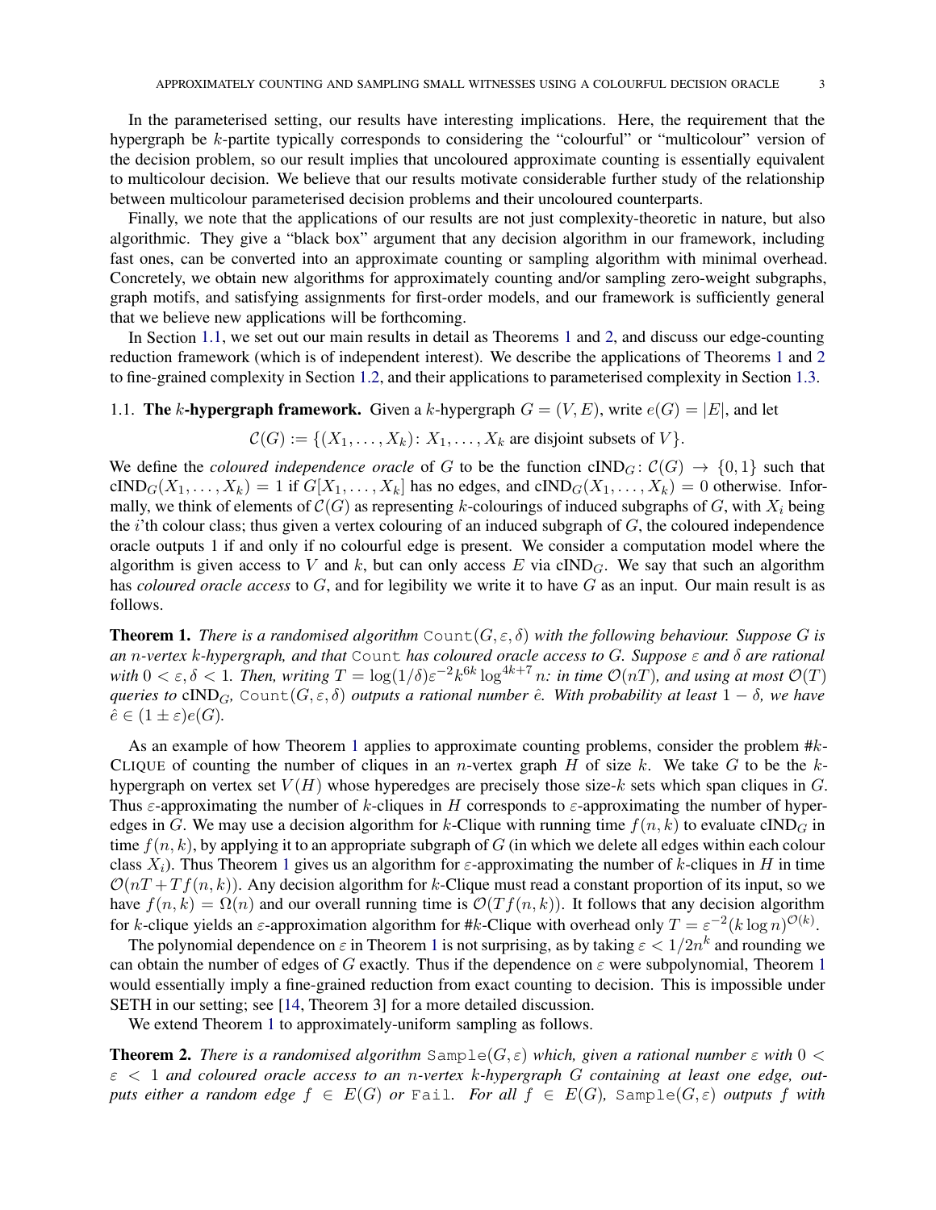In the parameterised setting, our results have interesting implications. Here, the requirement that the hypergraph be $k$-partite typically corresponds to considering the "colourful" or "multicolour" version of the decision problem, so our result implies that uncoloured approximate counting is essentially equivalent to multicolour decision. We believe that our results motivate considerable further study of the relationship between multicolour parameterised decision problems and their uncoloured counterparts.

Finally, we note that the applications of our results are not just complexity-theoretic in nature, but also algorithmic. They give a "black box" argument that any decision algorithm in our framework, including fast ones, can be converted into an approximate counting or sampling algorithm with minimal overhead. Concretely, we obtain new algorithms for approximately counting and/or sampling zero-weight subgraphs, graph motifs, and satisfying assignments for first-order models, and our framework is sufficiently general that we believe new applications will be forthcoming.

In Section 1.1, we set out our main results in detail as Theorems 1 and 2, and discuss our edge-counting reduction framework (which is of independent interest). We describe the applications of Theorems 1 and 2 to fine-grained complexity in Section 1.2, and their applications to parameterised complexity in Section 1.3.

### 1.1. The $k$-hypergraph framework.

Given a $k$-hypergraph $G = (V, E)$, write $e(G) = |E|$, and let

$$\mathcal{C}(G) := \{(X_1, \dots, X_k)\colon X_1, \dots, X_k \text{ are disjoint subsets of } V\}.$$

We define the *coloured independence oracle* of $G$ to be the function $\mathrm{cIND}_G\colon \mathcal{C}(G) \to \{0, 1\}$ such that $\mathrm{cIND}_G(X_1, \dots, X_k) = 1$ if $G[X_1, \dots, X_k]$ has no edges, and $\mathrm{cIND}_G(X_1, \dots, X_k) = 0$ otherwise. Informally, we think of elements of $\mathcal{C}(G)$ as representing $k$-colourings of induced subgraphs of $G$, with $X_i$ being the $i$'th colour class; thus given a vertex colouring of an induced subgraph of $G$, the coloured independence oracle outputs 1 if and only if no coloured edge is present. We consider a computation model where the algorithm is given access to $V$ and $k$, but can only access $E$ via $\mathrm{cIND}_G$. We say that such an algorithm has *coloured oracle access* to $G$, and for legibility we write it to have $G$ as an input. Our main result is as follows.

**Theorem 1.** *There is a randomised algorithm* `Count`$(G, \varepsilon, \delta)$ *with the following behaviour. Suppose $G$ is an $n$-vertex $k$-hypergraph, and that* `Count` *has coloured oracle access to $G$. Suppose $\varepsilon$ and $\delta$ are rational with $0 < \varepsilon, \delta < 1$. Then, writing $T = \log(1/\delta)\varepsilon^{-2}k^{6k}\log^{4k+7} n$: in time $\mathcal{O}(nT)$, and using at most $\mathcal{O}(T)$ queries to $\mathrm{cIND}_G$,* `Count`$(G, \varepsilon, \delta)$ *outputs a rational number $\hat{e}$. With probability at least $1 - \delta$, we have $\hat{e} \in (1 \pm \varepsilon)e(G)$.*

As an example of how Theorem 1 applies to approximate counting problems, consider the problem #$k$-Clique of counting the number of cliques in an $n$-vertex graph $H$ of size $k$. We take $G$ to be the $k$-hypergraph on vertex set $V(H)$ whose hyperedges are precisely those size-$k$ sets which span cliques in $G$. Thus $\varepsilon$-approximating the number of $k$-cliques in $H$ corresponds to $\varepsilon$-approximating the number of hyperedges in $G$. We may use a decision algorithm for $k$-Clique with running time $f(n, k)$ to evaluate $\mathrm{cIND}_G$ in time $f(n, k)$, by applying it to an appropriate subgraph of $G$ (in which we delete all edges within each colour class $X_i$). Thus Theorem 1 gives us an algorithm for $\varepsilon$-approximating the number of $k$-cliques in $H$ in time $\mathcal{O}(nT + Tf(n, k))$. Any decision algorithm for $k$-Clique must read a constant proportion of its input, so we have $f(n, k) = \Omega(n)$ and our overall running time is $\mathcal{O}(Tf(n, k))$. It follows that any decision algorithm for $k$-clique yields an $\varepsilon$-approximation algorithm for #$k$-Clique with overhead only $T = \varepsilon^{-2}(k \log n)^{\mathcal{O}(k)}$.

The polynomial dependence on $\varepsilon$ in Theorem 1 is not surprising, as by taking $\varepsilon < 1/2n^k$ and rounding we can obtain the number of edges of $G$ exactly. Thus if the dependence on $\varepsilon$ were subpolynomial, Theorem 1 would essentially imply a fine-grained reduction from exact counting to decision. This is impossible under SETH in our setting; see [14, Theorem 3] for a more detailed discussion.

We extend Theorem 1 to approximately-uniform sampling as follows.

**Theorem 2.** *There is a randomised algorithm* `Sample`$(G, \varepsilon)$ *which, given a rational number $\varepsilon$ with $0 < \varepsilon < 1$ and coloured oracle access to an $n$-vertex $k$-hypergraph $G$ containing at least one edge, outputs either a random edge $f \in E(G)$ or* `Fail`*. For all $f \in E(G)$,* `Sample`$(G, \varepsilon)$ *outputs $f$ with*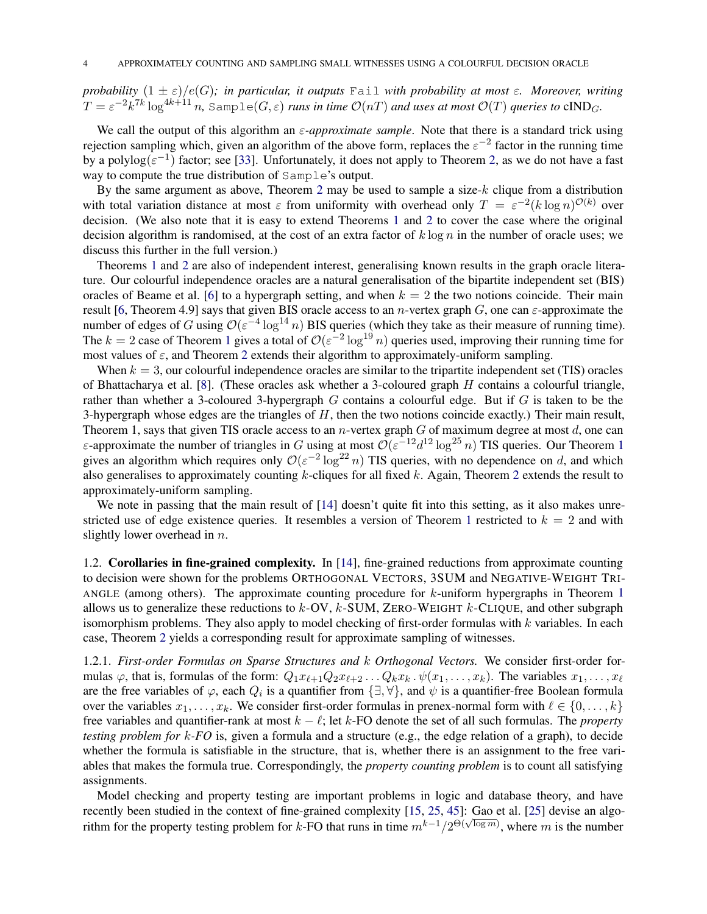*probability* $(1 \pm \varepsilon)/e(G)$*; in particular, it outputs* `Fail` *with probability at most* $\varepsilon$*. Moreover, writing* $T = \varepsilon^{-2}k^{7k}\log^{4k+11} n$*,* `Sample`$(G, \varepsilon)$ *runs in time* $\mathcal{O}(nT)$ *and uses at most* $\mathcal{O}(T)$ *queries to* cIND$_G$*.*

We call the output of this algorithm an $\varepsilon$*-approximate sample*. Note that there is a standard trick using rejection sampling which, given an algorithm of the above form, replaces the $\varepsilon^{-2}$ factor in the running time by a polylog$(\varepsilon^{-1})$ factor; see [33]. Unfortunately, it does not apply to Theorem 2, as we do not have a fast way to compute the true distribution of `Sample`'s output.

By the same argument as above, Theorem 2 may be used to sample a size-$k$ clique from a distribution with total variation distance at most $\varepsilon$ from uniformity with overhead only $T = \varepsilon^{-2}(k \log n)^{\mathcal{O}(k)}$ over decision. (We also note that it is easy to extend Theorems 1 and 2 to cover the case where the original decision algorithm is randomised, at the cost of an extra factor of $k \log n$ in the number of oracle uses; we discuss this further in the full version.)

Theorems 1 and 2 are also of independent interest, generalising known results in the graph oracle literature. Our colourful independence oracles are a natural generalisation of the bipartite independent set (BIS) oracles of Beame et al. [6] to a hypergraph setting, and when $k = 2$ the two notions coincide. Their main result [6, Theorem 4.9] says that given BIS oracle access to an $n$-vertex graph $G$, one can $\varepsilon$-approximate the number of edges of $G$ using $\mathcal{O}(\varepsilon^{-4}\log^{14} n)$ BIS queries (which they take as their measure of running time). The $k = 2$ case of Theorem 1 gives a total of $\mathcal{O}(\varepsilon^{-2}\log^{19} n)$ queries used, improving their running time for most values of $\varepsilon$, and Theorem 2 extends their algorithm to approximately-uniform sampling.

When $k = 3$, our colourful independence oracles are similar to the tripartite independent set (TIS) oracles of Bhattacharya et al. [8]. (These oracles ask whether a 3-coloured graph $H$ contains a colourful triangle, rather than whether a 3-coloured 3-hypergraph $G$ contains a colourful edge. But if $G$ is taken to be the 3-hypergraph whose edges are the triangles of $H$, then the two notions coincide exactly.) Their main result, Theorem 1, says that given TIS oracle access to an $n$-vertex graph $G$ of maximum degree at most $d$, one can $\varepsilon$-approximate the number of triangles in $G$ using at most $\mathcal{O}(\varepsilon^{-12}d^{12}\log^{25} n)$ TIS queries. Our Theorem 1 gives an algorithm which requires only $\mathcal{O}(\varepsilon^{-2}\log^{22} n)$ TIS queries, with no dependence on $d$, and which also generalises to approximately counting $k$-cliques for all fixed $k$. Again, Theorem 2 extends the result to approximately-uniform sampling.

We note in passing that the main result of [14] doesn't quite fit into this setting, as it also makes unrestricted use of edge existence queries. It resembles a version of Theorem 1 restricted to $k = 2$ and with slightly lower overhead in $n$.

## 1.2. Corollaries in fine-grained complexity.

In [14], fine-grained reductions from approximate counting to decision were shown for the problems ORTHOGONAL VECTORS, 3SUM and NEGATIVE-WEIGHT TRIANGLE (among others). The approximate counting procedure for $k$-uniform hypergraphs in Theorem 1 allows us to generalize these reductions to $k$-OV, $k$-SUM, ZERO-WEIGHT $k$-CLIQUE, and other subgraph isomorphism problems. They also apply to model checking of first-order formulas with $k$ variables. In each case, Theorem 2 yields a corresponding result for approximate sampling of witnesses.

### 1.2.1. *First-order Formulas on Sparse Structures and $k$ Orthogonal Vectors.*

We consider first-order formulas $\varphi$, that is, formulas of the form: $Q_1 x_{\ell+1} Q_2 x_{\ell+2} \ldots Q_k x_k \,.\, \psi(x_1, \ldots, x_k)$. The variables $x_1, \ldots, x_\ell$ are the free variables of $\varphi$, each $Q_i$ is a quantifier from $\{\exists, \forall\}$, and $\psi$ is a quantifier-free Boolean formula over the variables $x_1, \ldots, x_k$. We consider first-order formulas in prenex-normal form with $\ell \in \{0, \ldots, k\}$ free variables and quantifier-rank at most $k - \ell$; let $k$-FO denote the set of all such formulas. The *property testing problem for $k$-FO* is, given a formula and a structure (e.g., the edge relation of a graph), to decide whether the formula is satisfiable in the structure, that is, whether there is an assignment to the free variables that makes the formula true. Correspondingly, the *property counting problem* is to count all satisfying assignments.

Model checking and property testing are important problems in logic and database theory, and have recently been studied in the context of fine-grained complexity [15, 25, 45]: Gao et al. [25] devise an algorithm for the property testing problem for $k$-FO that runs in time $m^{k-1}/2^{\Theta(\sqrt{\log m})}$, where $m$ is the number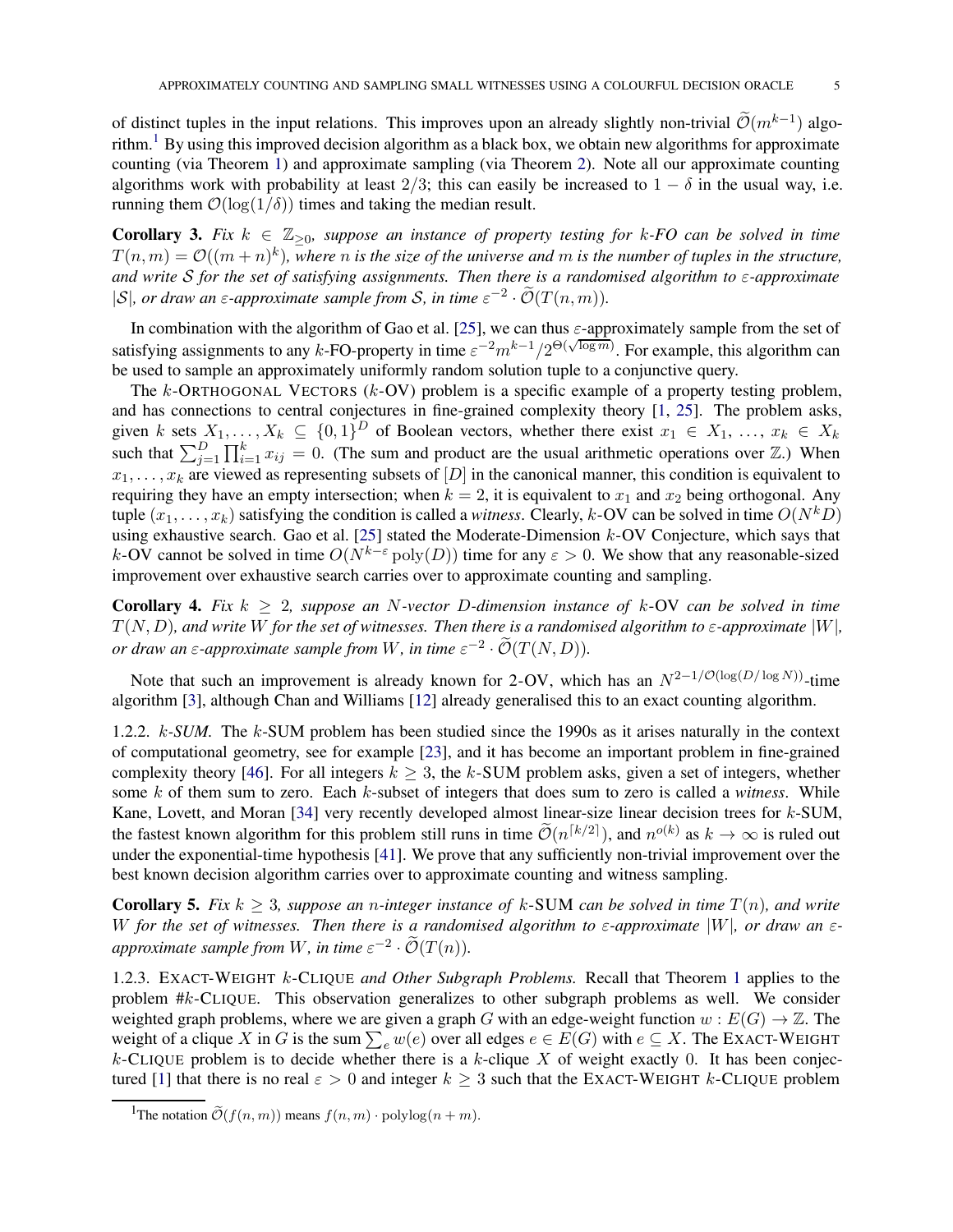of distinct tuples in the input relations. This improves upon an already slightly non-trivial $\widetilde{\mathcal{O}}(m^{k-1})$ algorithm.[1] By using this improved decision algorithm as a black box, we obtain new algorithms for approximate counting (via Theorem 1) and approximate sampling (via Theorem 2). Note all our approximate counting algorithms work with probability at least $2/3$; this can easily be increased to $1-\delta$ in the usual way, i.e. running them $\mathcal{O}(\log(1/\delta))$ times and taking the median result.

**Corollary 3.** *Fix $k \in \mathbb{Z}_{\geq 0}$, suppose an instance of property testing for $k$-FO can be solved in time $T(n,m) = \mathcal{O}((m+n)^k)$, where $n$ is the size of the universe and $m$ is the number of tuples in the structure, and write $\mathcal{S}$ for the set of satisfying assignments. Then there is a randomised algorithm to $\varepsilon$-approximate $|\mathcal{S}|$, or draw an $\varepsilon$-approximate sample from $\mathcal{S}$, in time $\varepsilon^{-2} \cdot \widetilde{\mathcal{O}}(T(n,m))$.*

In combination with the algorithm of Gao et al. [25], we can thus $\varepsilon$-approximately sample from the set of satisfying assignments to any $k$-FO-property in time $\varepsilon^{-2} m^{k-1}/2^{\Theta(\sqrt{\log m})}$. For example, this algorithm can be used to sample an approximately uniformly random solution tuple to a conjunctive query.

The $k$-Orthogonal Vectors ($k$-OV) problem is a specific example of a property testing problem, and has connections to central conjectures in fine-grained complexity theory [1, 25]. The problem asks, given $k$ sets $X_1, \ldots, X_k \subseteq \{0,1\}^D$ of Boolean vectors, whether there exist $x_1 \in X_1, \ldots, x_k \in X_k$ such that $\sum_{j=1}^{D} \prod_{i=1}^{k} x_{ij} = 0$. (The sum and product are the usual arithmetic operations over $\mathbb{Z}$.) When $x_1, \ldots, x_k$ are viewed as representing subsets of $[D]$ in the canonical manner, this condition is equivalent to requiring they have an empty intersection; when $k=2$, it is equivalent to $x_1$ and $x_2$ being orthogonal. Any tuple $(x_1, \ldots, x_k)$ satisfying the condition is called a *witness*. Clearly, $k$-OV can be solved in time $O(N^k D)$ using exhaustive search. Gao et al. [25] stated the Moderate-Dimension $k$-OV Conjecture, which says that $k$-OV cannot be solved in time $O(N^{k-\varepsilon}\operatorname{poly}(D))$ time for any $\varepsilon > 0$. We show that any reasonable-sized improvement over exhaustive search carries over to approximate counting and sampling.

**Corollary 4.** *Fix $k \geq 2$, suppose an $N$-vector $D$-dimension instance of $k$-OV can be solved in time $T(N,D)$, and write $W$ for the set of witnesses. Then there is a randomised algorithm to $\varepsilon$-approximate $|W|$, or draw an $\varepsilon$-approximate sample from $W$, in time $\varepsilon^{-2} \cdot \widetilde{\mathcal{O}}(T(N,D))$.*

Note that such an improvement is already known for 2-OV, which has an $N^{2-1/\mathcal{O}(\log(D/\log N))}$-time algorithm [3], although Chan and Williams [12] already generalised this to an exact counting algorithm.

1.2.2. *$k$-SUM.* The $k$-SUM problem has been studied since the 1990s as it arises naturally in the context of computational geometry, see for example [23], and it has become an important problem in fine-grained complexity theory [46]. For all integers $k \geq 3$, the $k$-SUM problem asks, given a set of integers, whether some $k$ of them sum to zero. Each $k$-subset of integers that does sum to zero is called a *witness*. While Kane, Lovett, and Moran [34] very recently developed almost linear-size linear decision trees for $k$-SUM, the fastest known algorithm for this problem still runs in time $\widetilde{\mathcal{O}}(n^{\lceil k/2 \rceil})$, and $n^{o(k)}$ as $k \to \infty$ is ruled out under the exponential-time hypothesis [41]. We prove that any sufficiently non-trivial improvement over the best known decision algorithm carries over to approximate counting and witness sampling.

**Corollary 5.** *Fix $k \geq 3$, suppose an $n$-integer instance of $k$-SUM can be solved in time $T(n)$, and write $W$ for the set of witnesses. Then there is a randomised algorithm to $\varepsilon$-approximate $|W|$, or draw an $\varepsilon$-approximate sample from $W$, in time $\varepsilon^{-2} \cdot \widetilde{\mathcal{O}}(T(n))$.*

1.2.3. Exact-Weight $k$-Clique *and Other Subgraph Problems.* Recall that Theorem 1 applies to the problem #$k$-Clique. This observation generalizes to other subgraph problems as well. We consider weighted graph problems, where we are given a graph $G$ with an edge-weight function $w : E(G) \to \mathbb{Z}$. The weight of a clique $X$ in $G$ is the sum $\sum_e w(e)$ over all edges $e \in E(G)$ with $e \subseteq X$. The Exact-Weight $k$-Clique problem is to decide whether there is a $k$-clique $X$ of weight exactly $0$. It has been conjectured [1] that there is no real $\varepsilon > 0$ and integer $k \geq 3$ such that the Exact-Weight $k$-Clique problem

[1] The notation $\widetilde{\mathcal{O}}(f(n,m))$ means $f(n,m) \cdot \operatorname{polylog}(n+m)$.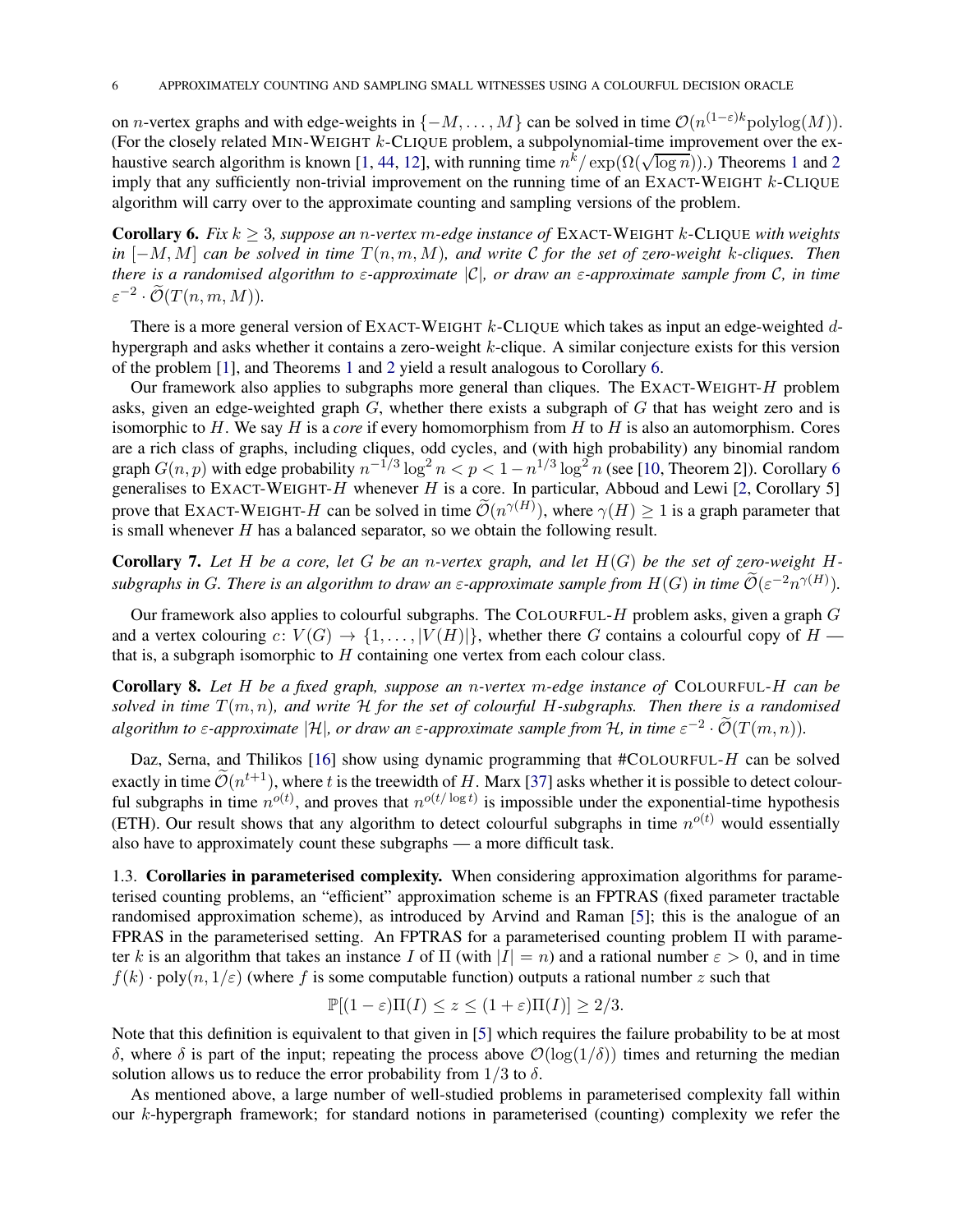on $n$-vertex graphs and with edge-weights in $\{-M, \ldots, M\}$ can be solved in time $\mathcal{O}(n^{(1-\varepsilon)k}\text{polylog}(M))$. (For the closely related MIN-WEIGHT $k$-CLIQUE problem, a subpolynomial-time improvement over the exhaustive search algorithm is known [1, 44, 12], with running time $n^k/\exp(\Omega(\sqrt{\log n}))$.) Theorems 1 and 2 imply that any sufficiently non-trivial improvement on the running time of an EXACT-WEIGHT $k$-CLIQUE algorithm will carry over to the approximate counting and sampling versions of the problem.

**Corollary 6.** *Fix $k \geq 3$, suppose an $n$-vertex $m$-edge instance of* EXACT-WEIGHT $k$-CLIQUE *with weights in $[-M, M]$ can be solved in time $T(n, m, M)$, and write $\mathcal{C}$ for the set of zero-weight $k$-cliques. Then there is a randomised algorithm to $\varepsilon$-approximate $|\mathcal{C}|$, or draw an $\varepsilon$-approximate sample from $\mathcal{C}$, in time $\varepsilon^{-2} \cdot \widetilde{\mathcal{O}}(T(n, m, M))$.*

There is a more general version of EXACT-WEIGHT $k$-CLIQUE which takes as input an edge-weighted $d$-hypergraph and asks whether it contains a zero-weight $k$-clique. A similar conjecture exists for this version of the problem [1], and Theorems 1 and 2 yield a result analogous to Corollary 6.

Our framework also applies to subgraphs more general than cliques. The EXACT-WEIGHT-$H$ problem asks, given an edge-weighted graph $G$, whether there exists a subgraph of $G$ that has weight zero and is isomorphic to $H$. We say $H$ is a *core* if every homomorphism from $H$ to $H$ is also an automorphism. Cores are a rich class of graphs, including cliques, odd cycles, and (with high probability) any binomial random graph $G(n, p)$ with edge probability $n^{-1/3}\log^2 n < p < 1 - n^{1/3}\log^2 n$ (see [10, Theorem 2]). Corollary 6 generalises to EXACT-WEIGHT-$H$ whenever $H$ is a core. In particular, Abboud and Lewi [2, Corollary 5] prove that EXACT-WEIGHT-$H$ can be solved in time $\widetilde{\mathcal{O}}(n^{\gamma(H)})$, where $\gamma(H) \geq 1$ is a graph parameter that is small whenever $H$ has a balanced separator, so we obtain the following result.

**Corollary 7.** *Let $H$ be a core, let $G$ be an $n$-vertex graph, and let $H(G)$ be the set of zero-weight $H$-subgraphs in $G$. There is an algorithm to draw an $\varepsilon$-approximate sample from $H(G)$ in time $\widetilde{\mathcal{O}}(\varepsilon^{-2}n^{\gamma(H)})$.*

Our framework also applies to colourful subgraphs. The COLOURFUL-$H$ problem asks, given a graph $G$ and a vertex colouring $c\colon V(G) \to \{1, \ldots, |V(H)|\}$, whether there $G$ contains a colourful copy of $H$ — that is, a subgraph isomorphic to $H$ containing one vertex from each colour class.

**Corollary 8.** *Let $H$ be a fixed graph, suppose an $n$-vertex $m$-edge instance of* COLOURFUL-$H$ *can be solved in time $T(m, n)$, and write $\mathcal{H}$ for the set of colourful $H$-subgraphs. Then there is a randomised algorithm to $\varepsilon$-approximate $|\mathcal{H}|$, or draw an $\varepsilon$-approximate sample from $\mathcal{H}$, in time $\varepsilon^{-2} \cdot \widetilde{\mathcal{O}}(T(m, n))$.*

Daz, Serna, and Thilikos [16] show using dynamic programming that #COLOURFUL-$H$ can be solved exactly in time $\widetilde{\mathcal{O}}(n^{t+1})$, where $t$ is the treewidth of $H$. Marx [37] asks whether it is possible to detect colourful subgraphs in time $n^{o(t)}$, and proves that $n^{o(t/\log t)}$ is impossible under the exponential-time hypothesis (ETH). Our result shows that any algorithm to detect colourful subgraphs in time $n^{o(t)}$ would essentially also have to approximately count these subgraphs — a more difficult task.

1.3. **Corollaries in parameterised complexity.** When considering approximation algorithms for parameterised counting problems, an "efficient" approximation scheme is an FPTRAS (fixed parameter tractable randomised approximation scheme), as introduced by Arvind and Raman [5]; this is the analogue of an FPRAS in the parameterised setting. An FPTRAS for a parameterised counting problem $\Pi$ with parameter $k$ is an algorithm that takes an instance $I$ of $\Pi$ (with $|I| = n$) and a rational number $\varepsilon > 0$, and in time $f(k) \cdot \text{poly}(n, 1/\varepsilon)$ (where $f$ is some computable function) outputs a rational number $z$ such that

$$\mathbb{P}[(1 - \varepsilon)\Pi(I) \leq z \leq (1 + \varepsilon)\Pi(I)] \geq 2/3.$$

Note that this definition is equivalent to that given in [5] which requires the failure probability to be at most $\delta$, where $\delta$ is part of the input; repeating the process above $\mathcal{O}(\log(1/\delta))$ times and returning the median solution allows us to reduce the error probability from $1/3$ to $\delta$.

As mentioned above, a large number of well-studied problems in parameterised complexity fall within our $k$-hypergraph framework; for standard notions in parameterised (counting) complexity we refer the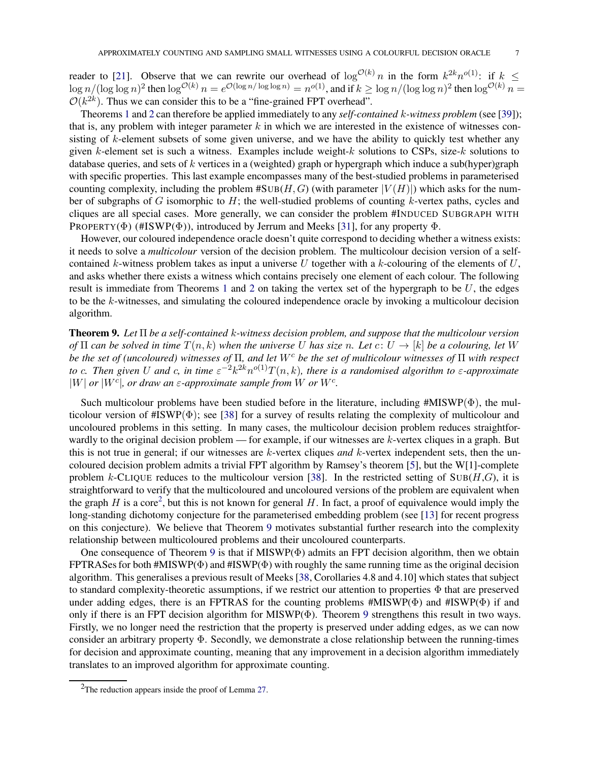reader to [21]. Observe that we can rewrite our overhead of $\log^{\mathcal{O}(k)} n$ in the form $k^{2k} n^{o(1)}$: if $k \leq \log n/(\log\log n)^2$ then $\log^{\mathcal{O}(k)} n = e^{\mathcal{O}(\log n/\log\log n)} = n^{o(1)}$, and if $k \geq \log n/(\log\log n)^2$ then $\log^{\mathcal{O}(k)} n = \mathcal{O}(k^{2k})$. Thus we can consider this to be a "fine-grained FPT overhead".

Theorems 1 and 2 can therefore be applied immediately to any *self-contained $k$-witness problem* (see [39]); that is, any problem with integer parameter $k$ in which we are interested in the existence of witnesses consisting of $k$-element subsets of some given universe, and we have the ability to quickly test whether any given $k$-element set is such a witness. Examples include weight-$k$ solutions to CSPs, size-$k$ solutions to database queries, and sets of $k$ vertices in a (weighted) graph or hypergraph which induce a sub(hyper)graph with specific properties. This last example encompasses many of the best-studied problems in parameterised counting complexity, including the problem #SUB($H$, $G$) (with parameter $|V(H)|$) which asks for the number of subgraphs of $G$ isomorphic to $H$; the well-studied problems of counting $k$-vertex paths, cycles and cliques are all special cases. More generally, we can consider the problem #INDUCED SUBGRAPH WITH PROPERTY($\Phi$) (#ISWP($\Phi$)), introduced by Jerrum and Meeks [31], for any property $\Phi$.

However, our coloured independence oracle doesn't quite correspond to deciding whether a witness exists: it needs to solve a *multicolour* version of the decision problem. The multicolour decision version of a self-contained $k$-witness problem takes as input a universe $U$ together with a $k$-colouring of the elements of $U$, and asks whether there exists a witness which contains precisely one element of each colour. The following result is immediate from Theorems 1 and 2 on taking the vertex set of the hypergraph to be $U$, the edges to be the $k$-witnesses, and simulating the coloured independence oracle by invoking a multicolour decision algorithm.

**Theorem 9.** *Let $\Pi$ be a self-contained $k$-witness decision problem, and suppose that the multicolour version of $\Pi$ can be solved in time $T(n, k)$ when the universe $U$ has size $n$. Let $c\colon U \to [k]$ be a colouring, let $W$ be the set of (uncoloured) witnesses of $\Pi$, and let $W^c$ be the set of multicolour witnesses of $\Pi$ with respect to $c$. Then given $U$ and $c$, in time $\varepsilon^{-2} k^{2k} n^{o(1)} T(n, k)$, there is a randomised algorithm to $\varepsilon$-approximate $|W|$ or $|W^c|$, or draw an $\varepsilon$-approximate sample from $W$ or $W^c$.*

Such multicolour problems have been studied before in the literature, including #MISWP($\Phi$), the multicolour version of #ISWP($\Phi$); see [38] for a survey of results relating the complexity of multicolour and uncoloured problems in this setting. In many cases, the multicolour decision problem reduces straightforwardly to the original decision problem — for example, if our witnesses are $k$-vertex cliques in a graph. But this is not true in general; if our witnesses are $k$-vertex cliques *and* $k$-vertex independent sets, then the uncoloured decision problem admits a trivial FPT algorithm by Ramsey's theorem [5], but the W[1]-complete problem $k$-CLIQUE reduces to the multicolour version [38]. In the restricted setting of SUB($H$,$G$), it is straightforward to verify that the multicoloured and uncoloured versions of the problem are equivalent when the graph $H$ is a core[2], but this is not known for general $H$. In fact, a proof of equivalence would imply the long-standing dichotomy conjecture for the parameterised embedding problem (see [13] for recent progress on this conjecture). We believe that Theorem 9 motivates substantial further research into the complexity relationship between multicoloured problems and their uncoloured counterparts.

One consequence of Theorem 9 is that if MISWP($\Phi$) admits an FPT decision algorithm, then we obtain FPTRASes for both #MISWP($\Phi$) and #ISWP($\Phi$) with roughly the same running time as the original decision algorithm. This generalises a previous result of Meeks [38, Corollaries 4.8 and 4.10] which states that subject to standard complexity-theoretic assumptions, if we restrict our attention to properties $\Phi$ that are preserved under adding edges, there is an FPTRAS for the counting problems #MISWP($\Phi$) and #ISWP($\Phi$) if and only if there is an FPT decision algorithm for MISWP($\Phi$). Theorem 9 strengthens this result in two ways. Firstly, we no longer need the restriction that the property is preserved under adding edges, as we can now consider an arbitrary property $\Phi$. Secondly, we demonstrate a close relationship between the running-times for decision and approximate counting, meaning that any improvement in a decision algorithm immediately translates to an improved algorithm for approximate counting.

[2] The reduction appears inside the proof of Lemma 27.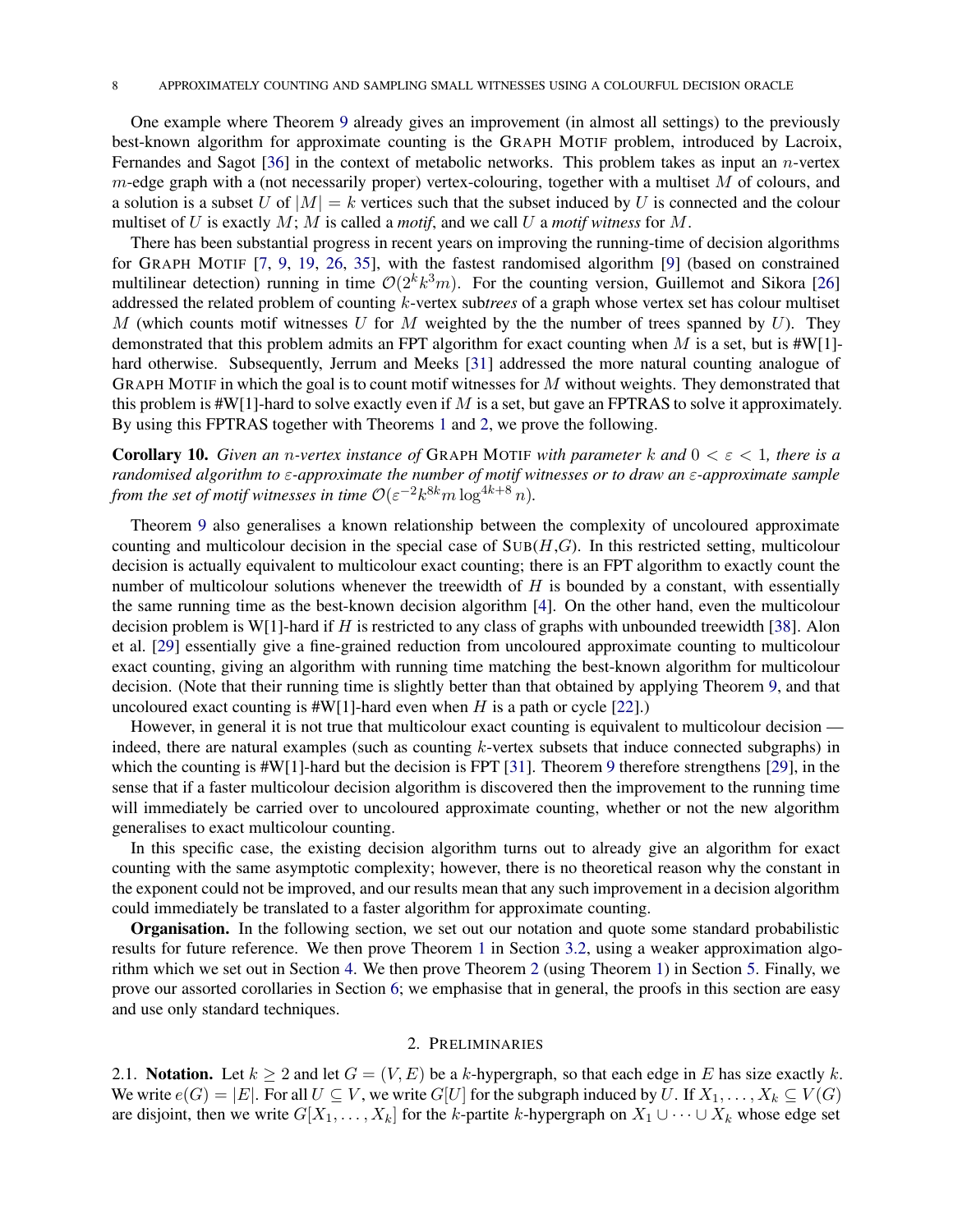One example where Theorem 9 already gives an improvement (in almost all settings) to the previously best-known algorithm for approximate counting is the GRAPH MOTIF problem, introduced by Lacroix, Fernandes and Sagot [36] in the context of metabolic networks. This problem takes as input an $n$-vertex $m$-edge graph with a (not necessarily proper) vertex-colouring, together with a multiset $M$ of colours, and a solution is a subset $U$ of $|M| = k$ vertices such that the subset induced by $U$ is connected and the colour multiset of $U$ is exactly $M$; $M$ is called a *motif*, and we call $U$ a *motif witness* for $M$.

There has been substantial progress in recent years on improving the running-time of decision algorithms for GRAPH MOTIF [7, 9, 19, 26, 35], with the fastest randomised algorithm [9] (based on constrained multilinear detection) running in time $\mathcal{O}(2^k k^3 m)$. For the counting version, Guillemot and Sikora [26] addressed the related problem of counting $k$-vertex sub*trees* of a graph whose vertex set has colour multiset $M$ (which counts motif witnesses $U$ for $M$ weighted by the the number of trees spanned by $U$). They demonstrated that this problem admits an FPT algorithm for exact counting when $M$ is a set, but is #W[1]-hard otherwise. Subsequently, Jerrum and Meeks [31] addressed the more natural counting analogue of GRAPH MOTIF in which the goal is to count motif witnesses for $M$ without weights. They demonstrated that this problem is #W[1]-hard to solve exactly even if $M$ is a set, but gave an FPTRAS to solve it approximately. By using this FPTRAS together with Theorems 1 and 2, we prove the following.

**Corollary 10.** *Given an $n$-vertex instance of* GRAPH MOTIF *with parameter $k$ and $0 < \varepsilon < 1$, there is a randomised algorithm to $\varepsilon$-approximate the number of motif witnesses or to draw an $\varepsilon$-approximate sample from the set of motif witnesses in time $\mathcal{O}(\varepsilon^{-2} k^{8k} m \log^{4k+8} n)$.*

Theorem 9 also generalises a known relationship between the complexity of uncoloured approximate counting and multicolour decision in the special case of SUB($H$,$G$). In this restricted setting, multicolour decision is actually equivalent to multicolour exact counting; there is an FPT algorithm to exactly count the number of multicolour solutions whenever the treewidth of $H$ is bounded by a constant, with essentially the same running time as the best-known decision algorithm [4]. On the other hand, even the multicolour decision problem is W[1]-hard if $H$ is restricted to any class of graphs with unbounded treewidth [38]. Alon et al. [29] essentially give a fine-grained reduction from uncoloured approximate counting to multicolour exact counting, giving an algorithm with running time matching the best-known algorithm for multicolour decision. (Note that their running time is slightly better than that obtained by applying Theorem 9, and that uncoloured exact counting is #W[1]-hard even when $H$ is a path or cycle [22].)

However, in general it is not true that multicolour exact counting is equivalent to multicolour decision — indeed, there are natural examples (such as counting $k$-vertex subsets that induce connected subgraphs) in which the counting is #W[1]-hard but the decision is FPT [31]. Theorem 9 therefore strengthens [29], in the sense that if a faster multicolour decision algorithm is discovered then the improvement to the running time will immediately be carried over to uncoloured approximate counting, whether or not the new algorithm generalises to exact multicolour counting.

In this specific case, the existing decision algorithm turns out to already give an algorithm for exact counting with the same asymptotic complexity; however, there is no theoretical reason why the constant in the exponent could not be improved, and our results mean that any such improvement in a decision algorithm could immediately be translated to a faster algorithm for approximate counting.

**Organisation.** In the following section, we set out our notation and quote some standard probabilistic results for future reference. We then prove Theorem 1 in Section 3.2, using a weaker approximation algorithm which we set out in Section 4. We then prove Theorem 2 (using Theorem 1) in Section 5. Finally, we prove our assorted corollaries in Section 6; we emphasise that in general, the proofs in this section are easy and use only standard techniques.

## 2. PRELIMINARIES

2.1. **Notation.** Let $k \geq 2$ and let $G = (V, E)$ be a $k$-hypergraph, so that each edge in $E$ has size exactly $k$. We write $e(G) = |E|$. For all $U \subseteq V$, we write $G[U]$ for the subgraph induced by $U$. If $X_1, \ldots, X_k \subseteq V(G)$ are disjoint, then we write $G[X_1, \ldots, X_k]$ for the $k$-partite $k$-hypergraph on $X_1 \cup \cdots \cup X_k$ whose edge set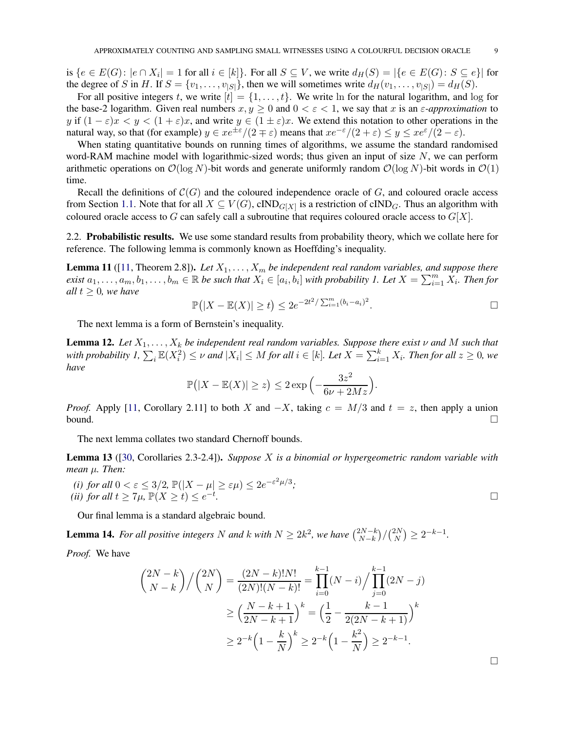is $\{e \in E(G) \colon |e \cap X_i| = 1 \text{ for all } i \in [k]\}$. For all $S \subseteq V$, we write $d_H(S) = |\{e \in E(G) \colon S \subseteq e\}|$ for the degree of $S$ in $H$. If $S = \{v_1, \dots, v_{|S|}\}$, then we will sometimes write $d_H(v_1, \dots, v_{|S|}) = d_H(S)$.

For all positive integers $t$, we write $[t] = \{1, \dots, t\}$. We write $\ln$ for the natural logarithm, and $\log$ for the base-2 logarithm. Given real numbers $x, y \geq 0$ and $0 < \varepsilon < 1$, we say that $x$ is an *$\varepsilon$-approximation* to $y$ if $(1-\varepsilon)x < y < (1+\varepsilon)x$, and write $y \in (1 \pm \varepsilon)x$. We extend this notation to other operations in the natural way, so that (for example) $y \in xe^{\pm\varepsilon}/(2 \mp \varepsilon)$ means that $xe^{-\varepsilon}/(2+\varepsilon) \leq y \leq xe^{\varepsilon}/(2-\varepsilon)$.

When stating quantitative bounds on running times of algorithms, we assume the standard randomised word-RAM machine model with logarithmic-sized words; thus given an input of size $N$, we can perform arithmetic operations on $\mathcal{O}(\log N)$-bit words and generate uniformly random $\mathcal{O}(\log N)$-bit words in $\mathcal{O}(1)$ time.

Recall the definitions of $\mathcal{C}(G)$ and the coloured independence oracle of $G$, and coloured oracle access from Section 1.1. Note that for all $X \subseteq V(G)$, $\mathrm{cIND}_{G[X]}$ is a restriction of $\mathrm{cIND}_G$. Thus an algorithm with coloured oracle access to $G$ can safely call a subroutine that requires coloured oracle access to $G[X]$.

## 2.2. Probabilistic results.

We use some standard results from probability theory, which we collate here for reference. The following lemma is commonly known as Hoeffding's inequality.

**Lemma 11** ([11, Theorem 2.8]). *Let $X_1, \dots, X_m$ be independent real random variables, and suppose there exist $a_1, \dots, a_m, b_1, \dots, b_m \in \mathbb{R}$ be such that $X_i \in [a_i, b_i]$ with probability 1. Let $X = \sum_{i=1}^m X_i$. Then for all $t \geq 0$, we have*

$$\mathbb{P}\big(|X - \mathbb{E}(X)| \geq t\big) \leq 2e^{-2t^2/\sum_{i=1}^m (b_i - a_i)^2}. \qquad \square$$

The next lemma is a form of Bernstein's inequality.

**Lemma 12.** *Let $X_1, \dots, X_k$ be independent real random variables. Suppose there exist $\nu$ and $M$ such that with probability 1, $\sum_i \mathbb{E}(X_i^2) \leq \nu$ and $|X_i| \leq M$ for all $i \in [k]$. Let $X = \sum_{i=1}^k X_i$. Then for all $z \geq 0$, we have*

$$\mathbb{P}\big(|X - \mathbb{E}(X)| \geq z\big) \leq 2\exp\Big(-\frac{3z^2}{6\nu + 2Mz}\Big).$$

*Proof.* Apply [11, Corollary 2.11] to both $X$ and $-X$, taking $c = M/3$ and $t = z$, then apply a union bound. $\square$

The next lemma collates two standard Chernoff bounds.

**Lemma 13** ([30, Corollaries 2.3-2.4]). *Suppose $X$ is a binomial or hypergeometric random variable with mean $\mu$. Then:*

*(i) for all $0 < \varepsilon \leq 3/2$, $\mathbb{P}(|X - \mu| \geq \varepsilon\mu) \leq 2e^{-\varepsilon^2\mu/3}$;*
*(ii) for all $t \geq 7\mu$, $\mathbb{P}(X \geq t) \leq e^{-t}$.* $\square$

Our final lemma is a standard algebraic bound.

**Lemma 14.** *For all positive integers $N$ and $k$ with $N \geq 2k^2$, we have $\binom{2N-k}{N-k}\big/\binom{2N}{N} \geq 2^{-k-1}$.*

*Proof.* We have

$$\begin{aligned}
\binom{2N-k}{N-k}\Big/\binom{2N}{N} &= \frac{(2N-k)!N!}{(2N)!(N-k)!} = \prod_{i=0}^{k-1}(N-i)\Big/\prod_{j=0}^{k-1}(2N-j) \\
&\geq \Big(\frac{N-k+1}{2N-k+1}\Big)^k = \Big(\frac{1}{2} - \frac{k-1}{2(2N-k+1)}\Big)^k \\
&\geq 2^{-k}\Big(1 - \frac{k}{N}\Big)^k \geq 2^{-k}\Big(1 - \frac{k^2}{N}\Big) \geq 2^{-k-1}.
\end{aligned}$$

$\square$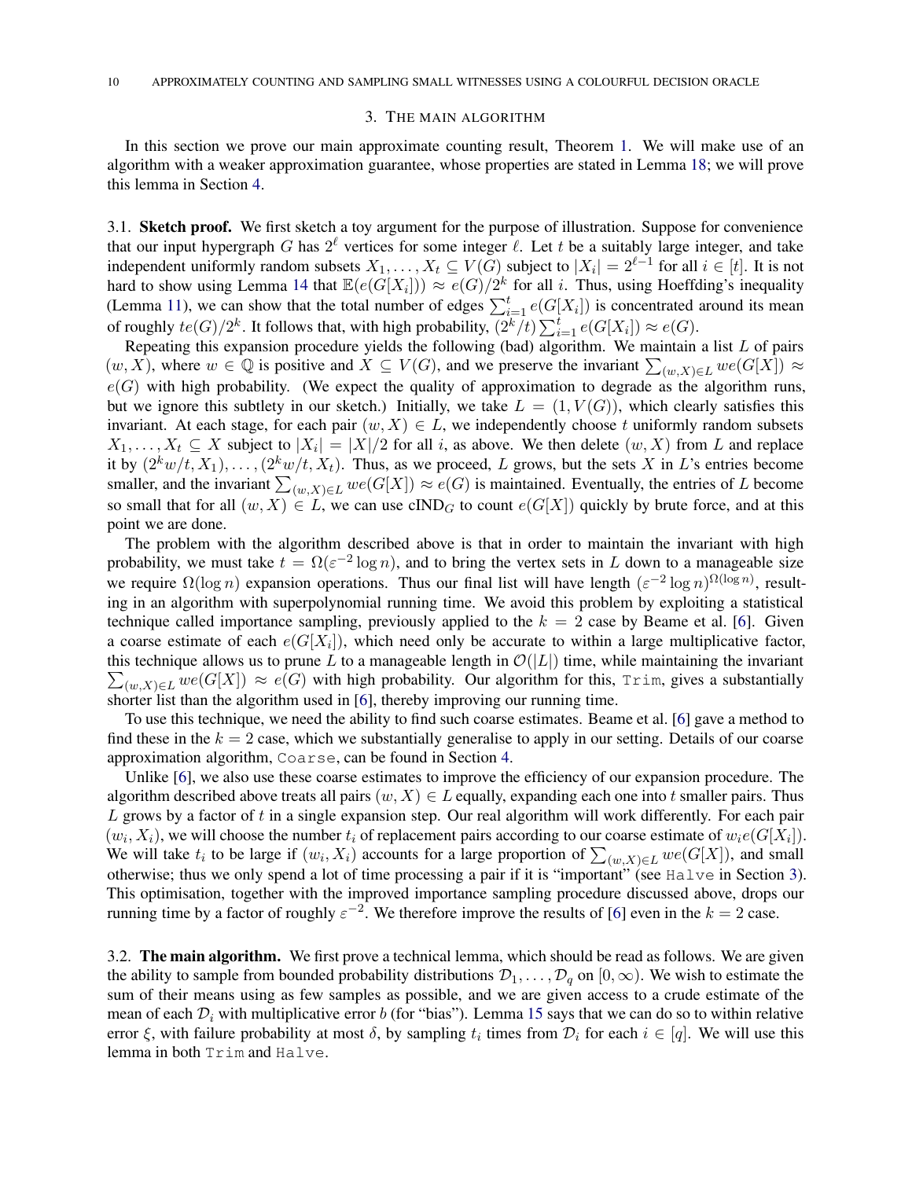## 3. The main algorithm

In this section we prove our main approximate counting result, Theorem 1. We will make use of an algorithm with a weaker approximation guarantee, whose properties are stated in Lemma 18; we will prove this lemma in Section 4.

### 3.1. Sketch proof.

We first sketch a toy argument for the purpose of illustration. Suppose for convenience that our input hypergraph $G$ has $2^\ell$ vertices for some integer $\ell$. Let $t$ be a suitably large integer, and take independent uniformly random subsets $X_1, \dots, X_t \subseteq V(G)$ subject to $|X_i| = 2^{\ell-1}$ for all $i \in [t]$. It is not hard to show using Lemma 14 that $\mathbb{E}(e(G[X_i])) \approx e(G)/2^k$ for all $i$. Thus, using Hoeffding's inequality (Lemma 11), we can show that the total number of edges $\sum_{i=1}^t e(G[X_i])$ is concentrated around its mean of roughly $te(G)/2^k$. It follows that, with high probability, $(2^k/t)\sum_{i=1}^t e(G[X_i]) \approx e(G)$.

Repeating this expansion procedure yields the following (bad) algorithm. We maintain a list $L$ of pairs $(w, X)$, where $w \in \mathbb{Q}$ is positive and $X \subseteq V(G)$, and we preserve the invariant $\sum_{(w,X)\in L} we(G[X]) \approx e(G)$ with high probability. (We expect the quality of approximation to degrade as the algorithm runs, but we ignore this subtlety in our sketch.) Initially, we take $L = (1, V(G))$, which clearly satisfies this invariant. At each stage, for each pair $(w, X) \in L$, we independently choose $t$ uniformly random subsets $X_1, \dots, X_t \subseteq X$ subject to $|X_i| = |X|/2$ for all $i$, as above. We then delete $(w, X)$ from $L$ and replace it by $(2^k w/t, X_1), \dots, (2^k w/t, X_t)$. Thus, as we proceed, $L$ grows, but the sets $X$ in $L$'s entries become smaller, and the invariant $\sum_{(w,X)\in L} we(G[X]) \approx e(G)$ is maintained. Eventually, the entries of $L$ become so small that for all $(w, X) \in L$, we can use $\mathrm{cIND}_G$ to count $e(G[X])$ quickly by brute force, and at this point we are done.

The problem with the algorithm described above is that in order to maintain the invariant with high probability, we must take $t = \Omega(\varepsilon^{-2}\log n)$, and to bring the vertex sets in $L$ down to a manageable size we require $\Omega(\log n)$ expansion operations. Thus our final list will have length $(\varepsilon^{-2}\log n)^{\Omega(\log n)}$, resulting in an algorithm with superpolynomial running time. We avoid this problem by exploiting a statistical technique called importance sampling, previously applied to the $k = 2$ case by Beame et al. [6]. Given a coarse estimate of each $e(G[X_i])$, which need only be accurate to within a large multiplicative factor, this technique allows us to prune $L$ to a manageable length in $\mathcal{O}(|L|)$ time, while maintaining the invariant $\sum_{(w,X)\in L} we(G[X]) \approx e(G)$ with high probability. Our algorithm for this, `Trim`, gives a substantially shorter list than the algorithm used in [6], thereby improving our running time.

To use this technique, we need the ability to find such coarse estimates. Beame et al. [6] gave a method to find these in the $k = 2$ case, which we substantially generalise to apply in our setting. Details of our coarse approximation algorithm, `Coarse`, can be found in Section 4.

Unlike [6], we also use these coarse estimates to improve the efficiency of our expansion procedure. The algorithm described above treats all pairs $(w, X) \in L$ equally, expanding each one into $t$ smaller pairs. Thus $L$ grows by a factor of $t$ in a single expansion step. Our real algorithm will work differently. For each pair $(w_i, X_i)$, we will choose the number $t_i$ of replacement pairs according to our coarse estimate of $w_i e(G[X_i])$. We will take $t_i$ to be large if $(w_i, X_i)$ accounts for a large proportion of $\sum_{(w,X)\in L} we(G[X])$, and small otherwise; thus we only spend a lot of time processing a pair if it is "important" (see `Halve` in Section 3). This optimisation, together with the improved importance sampling procedure discussed above, drops our running time by a factor of roughly $\varepsilon^{-2}$. We therefore improve the results of [6] even in the $k = 2$ case.

### 3.2. The main algorithm.

We first prove a technical lemma, which should be read as follows. We are given the ability to sample from bounded probability distributions $\mathcal{D}_1, \dots, \mathcal{D}_q$ on $[0, \infty)$. We wish to estimate the sum of their means using as few samples as possible, and we are given access to a crude estimate of the mean of each $\mathcal{D}_i$ with multiplicative error $b$ (for "bias"). Lemma 15 says that we can do so to within relative error $\xi$, with failure probability at most $\delta$, by sampling $t_i$ times from $\mathcal{D}_i$ for each $i \in [q]$. We will use this lemma in both `Trim` and `Halve`.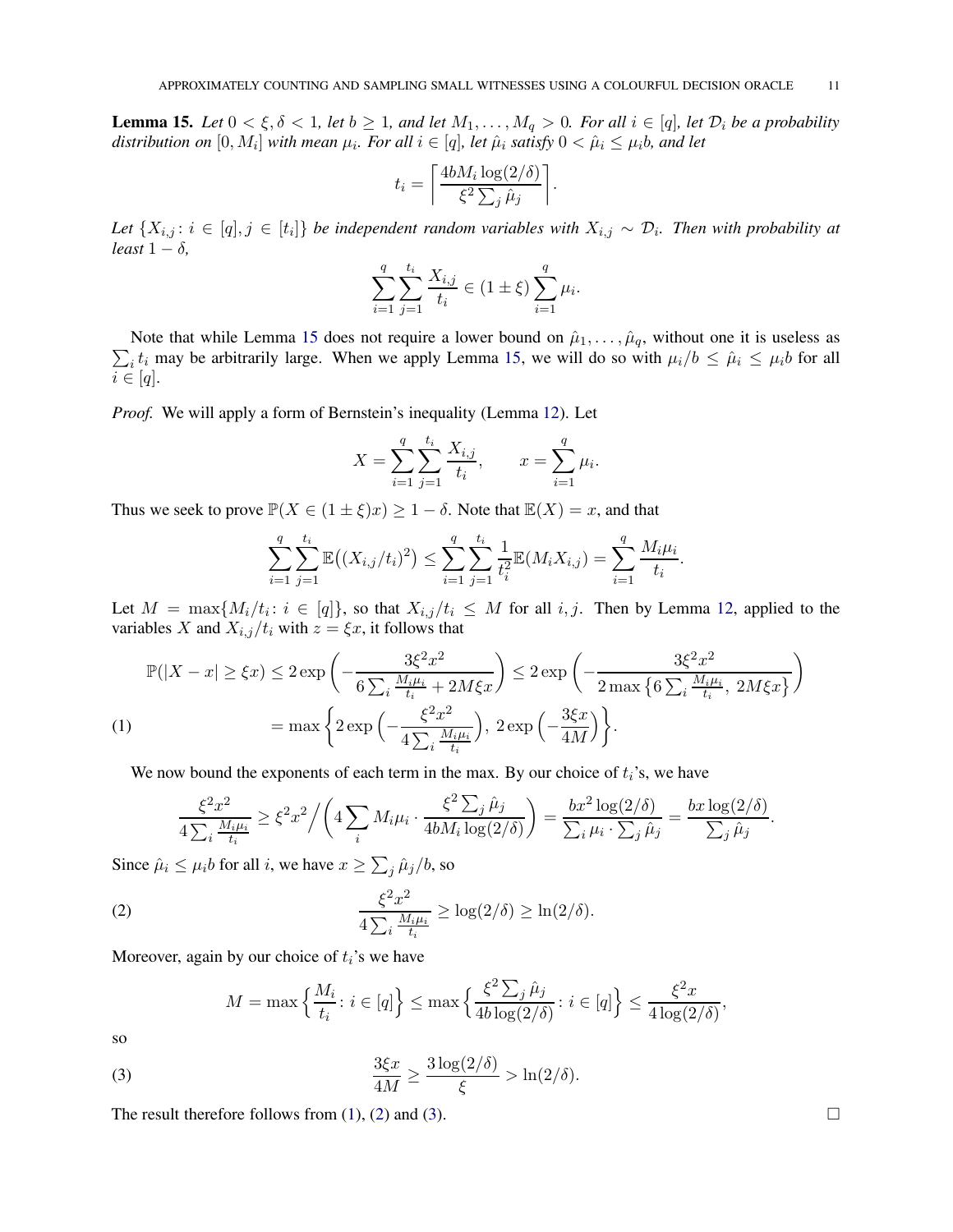**Lemma 15.** *Let $0 < \xi, \delta < 1$, let $b \geq 1$, and let $M_1, \ldots, M_q > 0$. For all $i \in [q]$, let $\mathcal{D}_i$ be a probability distribution on $[0, M_i]$ with mean $\mu_i$. For all $i \in [q]$, let $\hat{\mu}_i$ satisfy $0 < \hat{\mu}_i \leq \mu_i b$, and let*

$$t_i = \left\lceil \frac{4bM_i \log(2/\delta)}{\xi^2 \sum_j \hat{\mu}_j} \right\rceil.$$

*Let $\{X_{i,j} : i \in [q], j \in [t_i]\}$ be independent random variables with $X_{i,j} \sim \mathcal{D}_i$. Then with probability at least $1 - \delta$,*

$$\sum_{i=1}^{q} \sum_{j=1}^{t_i} \frac{X_{i,j}}{t_i} \in (1 \pm \xi) \sum_{i=1}^{q} \mu_i.$$

Note that while Lemma 15 does not require a lower bound on $\hat{\mu}_1, \ldots, \hat{\mu}_q$, without one it is useless as $\sum_i t_i$ may be arbitrarily large. When we apply Lemma 15, we will do so with $\mu_i/b \leq \hat{\mu}_i \leq \mu_i b$ for all $i \in [q]$.

*Proof.* We will apply a form of Bernstein's inequality (Lemma 12). Let

$$X = \sum_{i=1}^{q} \sum_{j=1}^{t_i} \frac{X_{i,j}}{t_i}, \qquad x = \sum_{i=1}^{q} \mu_i.$$

Thus we seek to prove $\mathbb{P}(X \in (1 \pm \xi)x) \geq 1 - \delta$. Note that $\mathbb{E}(X) = x$, and that

$$\sum_{i=1}^{q} \sum_{j=1}^{t_i} \mathbb{E}\big((X_{i,j}/t_i)^2\big) \leq \sum_{i=1}^{q} \sum_{j=1}^{t_i} \frac{1}{t_i^2} \mathbb{E}(M_i X_{i,j}) = \sum_{i=1}^{q} \frac{M_i \mu_i}{t_i}.$$

Let $M = \max\{M_i/t_i : i \in [q]\}$, so that $X_{i,j}/t_i \leq M$ for all $i, j$. Then by Lemma 12, applied to the variables $X$ and $X_{i,j}/t_i$ with $z = \xi x$, it follows that

$$\begin{aligned}
\mathbb{P}(|X - x| \geq \xi x) &\leq 2\exp\left(-\frac{3\xi^2 x^2}{6\sum_i \frac{M_i \mu_i}{t_i} + 2M\xi x}\right) \leq 2\exp\left(-\frac{3\xi^2 x^2}{2\max\left\{6\sum_i \frac{M_i \mu_i}{t_i},\ 2M\xi x\right\}}\right) \\
&= \max\left\{2\exp\left(-\frac{\xi^2 x^2}{4\sum_i \frac{M_i \mu_i}{t_i}}\right),\ 2\exp\left(-\frac{3\xi x}{4M}\right)\right\}. \qquad (1)
\end{aligned}$$

We now bound the exponents of each term in the max. By our choice of $t_i$'s, we have

$$\frac{\xi^2 x^2}{4\sum_i \frac{M_i \mu_i}{t_i}} \geq \xi^2 x^2 \Bigg/ \left(4\sum_i M_i \mu_i \cdot \frac{\xi^2 \sum_j \hat{\mu}_j}{4bM_i \log(2/\delta)}\right) = \frac{bx^2 \log(2/\delta)}{\sum_i \mu_i \cdot \sum_j \hat{\mu}_j} = \frac{bx \log(2/\delta)}{\sum_j \hat{\mu}_j}.$$

Since $\hat{\mu}_i \leq \mu_i b$ for all $i$, we have $x \geq \sum_j \hat{\mu}_j / b$, so

$$\frac{\xi^2 x^2}{4\sum_i \frac{M_i \mu_i}{t_i}} \geq \log(2/\delta) \geq \ln(2/\delta). \qquad (2)$$

Moreover, again by our choice of $t_i$'s we have

$$M = \max\left\{\frac{M_i}{t_i} : i \in [q]\right\} \leq \max\left\{\frac{\xi^2 \sum_j \hat{\mu}_j}{4b \log(2/\delta)} : i \in [q]\right\} \leq \frac{\xi^2 x}{4\log(2/\delta)},$$

so

$$\frac{3\xi x}{4M} \geq \frac{3\log(2/\delta)}{\xi} > \ln(2/\delta). \qquad (3)$$

The result therefore follows from (1), (2) and (3). $\square$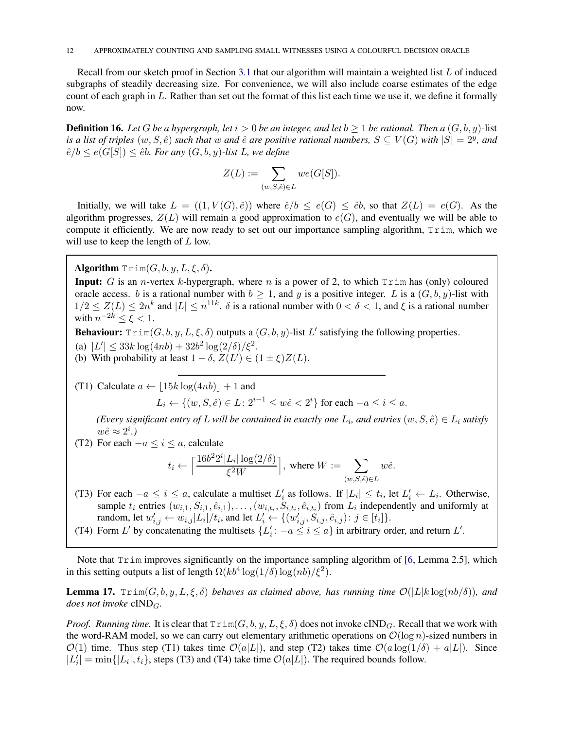Recall from our sketch proof in Section 3.1 that our algorithm will maintain a weighted list $L$ of induced subgraphs of steadily decreasing size. For convenience, we will also include coarse estimates of the edge count of each graph in $L$. Rather than set out the format of this list each time we use it, we define it formally now.

**Definition 16.** *Let $G$ be a hypergraph, let $i > 0$ be an integer, and let $b \geq 1$ be rational. Then a $(G, b, y)$-*list *is a list of triples $(w, S, \hat{e})$ such that $w$ and $\hat{e}$ are positive rational numbers, $S \subseteq V(G)$ with $|S| = 2^y$, and $\hat{e}/b \leq e(G[S]) \leq \hat{e}b$. For any $(G, b, y)$-list $L$, we define*

$$Z(L) := \sum_{(w,S,\hat{e}) \in L} we(G[S]).$$

Initially, we will take $L = ((1, V(G), \hat{e}))$ where $\hat{e}/b \leq e(G) \leq \hat{e}b$, so that $Z(L) = e(G)$. As the algorithm progresses, $Z(L)$ will remain a good approximation to $e(G)$, and eventually we will be able to compute it efficiently. We are now ready to set out our importance sampling algorithm, `Trim`, which we will use to keep the length of $L$ low.

---

**Algorithm** $\texttt{Trim}(G, b, y, L, \xi, \delta)$**.**

**Input:** $G$ is an $n$-vertex $k$-hypergraph, where $n$ is a power of 2, to which `Trim` has (only) coloured oracle access. $b$ is a rational number with $b \geq 1$, and $y$ is a positive integer. $L$ is a $(G, b, y)$-list with $1/2 \leq Z(L) \leq 2n^k$ and $|L| \leq n^{11k}$. $\delta$ is a rational number with $0 < \delta < 1$, and $\xi$ is a rational number with $n^{-2k} \leq \xi < 1$.

**Behaviour:** $\texttt{Trim}(G, b, y, L, \xi, \delta)$ outputs a $(G, b, y)$-list $L'$ satisfying the following properties.
(a) $|L'| \leq 33k \log(4nb) + 32b^2 \log(2/\delta)/\xi^2$.
(b) With probability at least $1 - \delta$, $Z(L') \in (1 \pm \xi)Z(L)$.

---

(T1) Calculate $a \leftarrow \lfloor 15k \log(4nb) \rfloor + 1$ and

$$L_i \leftarrow \{(w, S, \hat{e}) \in L \colon 2^{i-1} \leq w\hat{e} < 2^i\} \text{ for each } -a \leq i \leq a.$$

*(Every significant entry of $L$ will be contained in exactly one $L_i$, and entries $(w, S, \hat{e}) \in L_i$ satisfy $w\hat{e} \approx 2^i$.)*

(T2) For each $-a \leq i \leq a$, calculate

$$t_i \leftarrow \left\lceil \frac{16b^2 2^i |L_i| \log(2/\delta)}{\xi^2 W} \right\rceil, \text{ where } W := \sum_{(w,S,\hat{e}) \in L} w\hat{e}.$$

(T3) For each $-a \leq i \leq a$, calculate a multiset $L_i'$ as follows. If $|L_i| \leq t_i$, let $L_i' \leftarrow L_i$. Otherwise, sample $t_i$ entries $(w_{i,1}, S_{i,1}, \hat{e}_{i,1}), \ldots, (w_{i,t_i}, S_{i,t_i}, \hat{e}_{i,t_i})$ from $L_i$ independently and uniformly at random, let $w_{i,j}' \leftarrow w_{i,j}|L_i|/t_i$, and let $L_i' \leftarrow \{(w_{i,j}', S_{i,j}, \hat{e}_{i,j}) \colon j \in [t_i]\}$.

(T4) Form $L'$ by concatenating the multisets $\{L_i' \colon -a \leq i \leq a\}$ in arbitrary order, and return $L'$.

---

Note that `Trim` improves significantly on the importance sampling algorithm of [6, Lemma 2.5], which in this setting outputs a list of length $\Omega(kb^4 \log(1/\delta) \log(nb)/\xi^2)$.

**Lemma 17.** *$\texttt{Trim}(G, b, y, L, \xi, \delta)$ behaves as claimed above, has running time $\mathcal{O}(|L| k \log(nb/\delta))$, and does not invoke $\text{cIND}_G$.*

*Proof. Running time.* It is clear that $\texttt{Trim}(G, b, y, L, \xi, \delta)$ does not invoke $\text{cIND}_G$. Recall that we work with the word-RAM model, so we can carry out elementary arithmetic operations on $\mathcal{O}(\log n)$-sized numbers in $\mathcal{O}(1)$ time. Thus step (T1) takes time $\mathcal{O}(a|L|)$, and step (T2) takes time $\mathcal{O}(a \log(1/\delta) + a|L|)$. Since $|L_i'| = \min\{|L_i|, t_i\}$, steps (T3) and (T4) take time $\mathcal{O}(a|L|)$. The required bounds follow.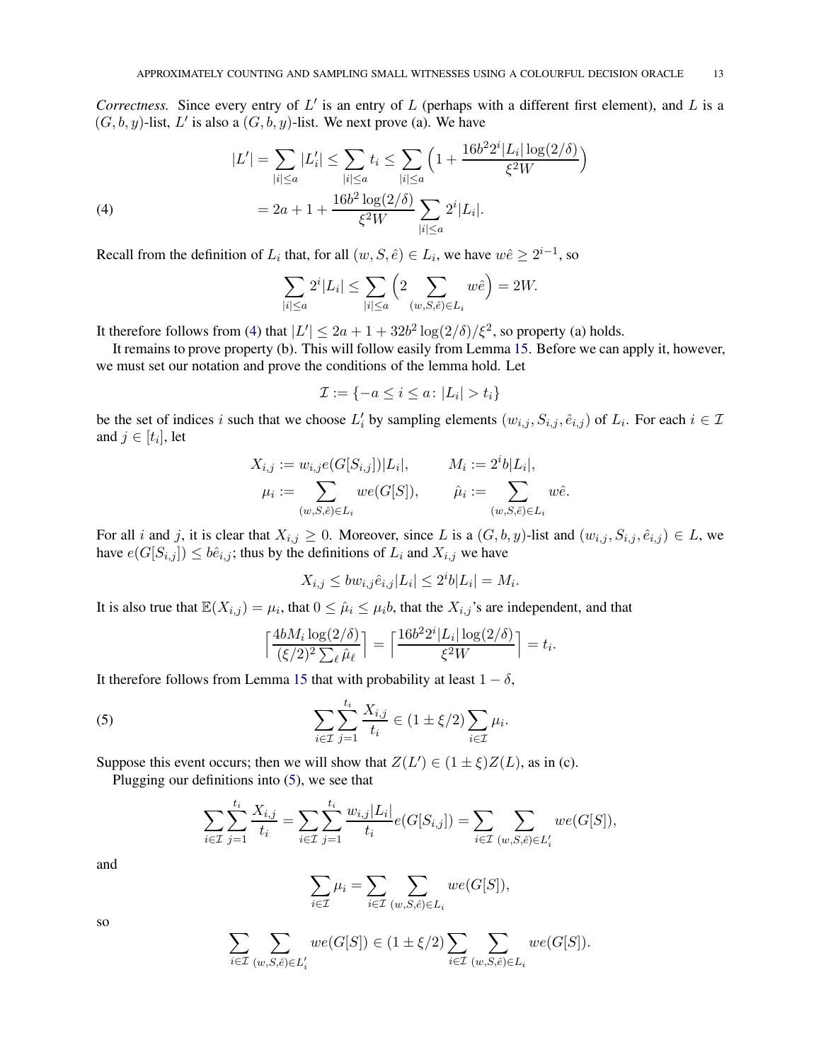*Correctness.* Since every entry of $L'$ is an entry of $L$ (perhaps with a different first element), and $L$ is a $(G, b, y)$-list, $L'$ is also a $(G, b, y)$-list. We next prove (a). We have

$$
\begin{aligned}
|L'| = \sum_{|i| \le a} |L'_i| \le \sum_{|i| \le a} t_i \le \sum_{|i| \le a} \Big(1 + \frac{16b^2 2^i |L_i| \log(2/\delta)}{\xi^2 W}\Big) \\
= 2a + 1 + \frac{16b^2 \log(2/\delta)}{\xi^2 W} \sum_{|i| \le a} 2^i |L_i|. \qquad (4)
\end{aligned}
$$

Recall from the definition of $L_i$ that, for all $(w, S, \hat{e}) \in L_i$, we have $w\hat{e} \ge 2^{i-1}$, so

$$
\sum_{|i| \le a} 2^i |L_i| \le \sum_{|i| \le a} \Big(2 \sum_{(w,S,\hat{e}) \in L_i} w\hat{e}\Big) = 2W.
$$

It therefore follows from (4) that $|L'| \le 2a + 1 + 32b^2 \log(2/\delta)/\xi^2$, so property (a) holds.

It remains to prove property (b). This will follow easily from Lemma 15. Before we can apply it, however, we must set our notation and prove the conditions of the lemma hold. Let

$$
\mathcal{I} := \{-a \le i \le a \colon |L_i| > t_i\}
$$

be the set of indices $i$ such that we choose $L'_i$ by sampling elements $(w_{i,j}, S_{i,j}, \hat{e}_{i,j})$ of $L_i$. For each $i \in \mathcal{I}$ and $j \in [t_i]$, let

$$
\begin{aligned}
X_{i,j} &:= w_{i,j} e(G[S_{i,j}])|L_i|, & M_i &:= 2^i b |L_i|, \\
\mu_i &:= \sum_{(w,S,\hat{e}) \in L_i} w e(G[S]), & \hat{\mu}_i &:= \sum_{(w,S,\hat{e}) \in L_i} w\hat{e}.
\end{aligned}
$$

For all $i$ and $j$, it is clear that $X_{i,j} \ge 0$. Moreover, since $L$ is a $(G, b, y)$-list and $(w_{i,j}, S_{i,j}, \hat{e}_{i,j}) \in L$, we have $e(G[S_{i,j}]) \le b\hat{e}_{i,j}$; thus by the definitions of $L_i$ and $X_{i,j}$ we have

$$
X_{i,j} \le b w_{i,j} \hat{e}_{i,j} |L_i| \le 2^i b |L_i| = M_i.
$$

It is also true that $\mathbb{E}(X_{i,j}) = \mu_i$, that $0 \le \hat{\mu}_i \le \mu_i b$, that the $X_{i,j}$'s are independent, and that

$$
\Big\lceil \frac{4bM_i \log(2/\delta)}{(\xi/2)^2 \sum_\ell \hat{\mu}_\ell} \Big\rceil = \Big\lceil \frac{16b^2 2^i |L_i| \log(2/\delta)}{\xi^2 W} \Big\rceil = t_i.
$$

It therefore follows from Lemma 15 that with probability at least $1 - \delta$,

$$
\sum_{i \in \mathcal{I}} \sum_{j=1}^{t_i} \frac{X_{i,j}}{t_i} \in (1 \pm \xi/2) \sum_{i \in \mathcal{I}} \mu_i. \qquad (5)
$$

Suppose this event occurs; then we will show that $Z(L') \in (1 \pm \xi) Z(L)$, as in (c).

Plugging our definitions into (5), we see that

$$
\sum_{i \in \mathcal{I}} \sum_{j=1}^{t_i} \frac{X_{i,j}}{t_i} = \sum_{i \in \mathcal{I}} \sum_{j=1}^{t_i} \frac{w_{i,j}|L_i|}{t_i} e(G[S_{i,j}]) = \sum_{i \in \mathcal{I}} \sum_{(w,S,\hat{e}) \in L'_i} w e(G[S]),
$$

and

$$
\sum_{i \in \mathcal{I}} \mu_i = \sum_{i \in \mathcal{I}} \sum_{(w,S,\hat{e}) \in L_i} w e(G[S]),
$$

so

$$
\sum_{i \in \mathcal{I}} \sum_{(w,S,\hat{e}) \in L'_i} w e(G[S]) \in (1 \pm \xi/2) \sum_{i \in \mathcal{I}} \sum_{(w,S,\hat{e}) \in L_i} w e(G[S]).
$$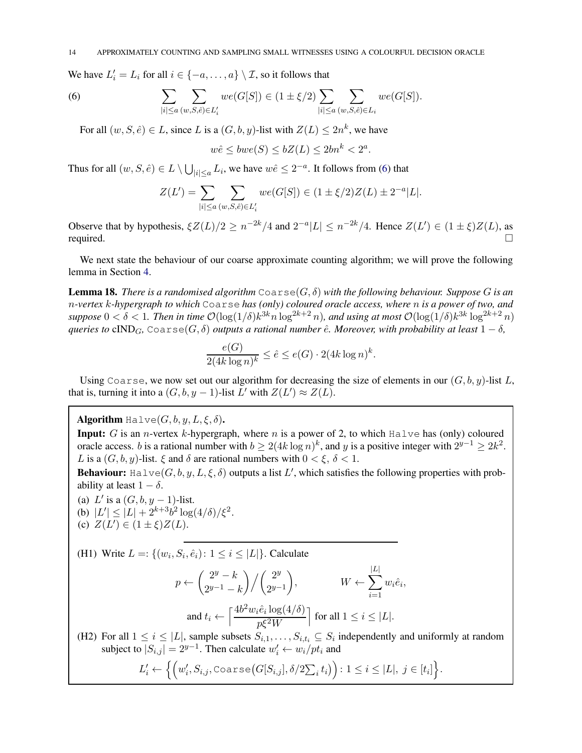We have $L'_i = L_i$ for all $i \in \{-a, \dots, a\} \setminus \mathcal{I}$, so it follows that

$$\sum_{|i| \le a} \sum_{(w,S,\hat{e}) \in L'_i} we(G[S]) \in (1 \pm \xi/2) \sum_{|i| \le a} \sum_{(w,S,\hat{e}) \in L_i} we(G[S]). \tag{6}$$

For all $(w, S, \hat{e}) \in L$, since $L$ is a $(G, b, y)$-list with $Z(L) \le 2n^k$, we have

$$w\hat{e} \le bwe(S) \le bZ(L) \le 2bn^k < 2^a.$$

Thus for all $(w, S, \hat{e}) \in L \setminus \bigcup_{|i| \le a} L_i$, we have $w\hat{e} \le 2^{-a}$. It follows from (6) that

$$Z(L') = \sum_{|i| \le a} \sum_{(w,S,\hat{e}) \in L'_i} we(G[S]) \in (1 \pm \xi/2)Z(L) \pm 2^{-a}|L|.$$

Observe that by hypothesis, $\xi Z(L)/2 \ge n^{-2k}/4$ and $2^{-a}|L| \le n^{-2k}/4$. Hence $Z(L') \in (1 \pm \xi)Z(L)$, as required. □

We next state the behaviour of our coarse approximate counting algorithm; we will prove the following lemma in Section 4.

**Lemma 18.** *There is a randomised algorithm* $\texttt{Coarse}(G, \delta)$ *with the following behaviour. Suppose $G$ is an $n$-vertex $k$-hypergraph to which* $\texttt{Coarse}$ *has (only) coloured oracle access, where $n$ is a power of two, and suppose $0 < \delta < 1$. Then in time $\mathcal{O}(\log(1/\delta)k^{3k} n \log^{2k+2} n)$, and using at most $\mathcal{O}(\log(1/\delta)k^{3k} \log^{2k+2} n)$ queries to* $\text{cIND}_G$, $\texttt{Coarse}(G, \delta)$ *outputs a rational number $\hat{e}$. Moreover, with probability at least $1 - \delta$,*

$$\frac{e(G)}{2(4k \log n)^k} \le \hat{e} \le e(G) \cdot 2(4k \log n)^k.$$

Using $\texttt{Coarse}$, we now set out our algorithm for decreasing the size of elements in our $(G, b, y)$-list $L$, that is, turning it into a $(G, b, y-1)$-list $L'$ with $Z(L') \approx Z(L)$.

---

**Algorithm** $\texttt{Halve}(G, b, y, L, \xi, \delta)$**.**

**Input:** $G$ is an $n$-vertex $k$-hypergraph, where $n$ is a power of 2, to which $\texttt{Halve}$ has (only) coloured oracle access. $b$ is a rational number with $b \ge 2(4k \log n)^k$, and $y$ is a positive integer with $2^{y-1} \ge 2k^2$. $L$ is a $(G, b, y)$-list. $\xi$ and $\delta$ are rational numbers with $0 < \xi,\ \delta < 1$.

**Behaviour:** $\texttt{Halve}(G, b, y, L, \xi, \delta)$ outputs a list $L'$, which satisfies the following properties with probability at least $1 - \delta$.

(a) $L'$ is a $(G, b, y-1)$-list.
(b) $|L'| \le |L| + 2^{k+3} b^2 \log(4/\delta)/\xi^2$.
(c) $Z(L') \in (1 \pm \xi)Z(L)$.

(H1) Write $L =: \{(w_i, S_i, \hat{e}_i) : 1 \le i \le |L|\}$. Calculate

$$p \leftarrow \binom{2^y - k}{2^{y-1} - k} \Big/ \binom{2^y}{2^{y-1}}, \qquad W \leftarrow \sum_{i=1}^{|L|} w_i \hat{e}_i,$$

$$\text{and } t_i \leftarrow \left\lceil \frac{4b^2 w_i \hat{e}_i \log(4/\delta)}{p\xi^2 W} \right\rceil \text{ for all } 1 \le i \le |L|.$$

(H2) For all $1 \le i \le |L|$, sample subsets $S_{i,1}, \dots, S_{i,t_i} \subseteq S_i$ independently and uniformly at random subject to $|S_{i,j}| = 2^{y-1}$. Then calculate $w'_i \leftarrow w_i / pt_i$ and

$$L'_i \leftarrow \Big\{ \Big( w'_i, S_{i,j}, \texttt{Coarse}\big(G[S_{i,j}], \delta/2\textstyle\sum_i t_i\big) \Big) : 1 \le i \le |L|,\ j \in [t_i] \Big\}.$$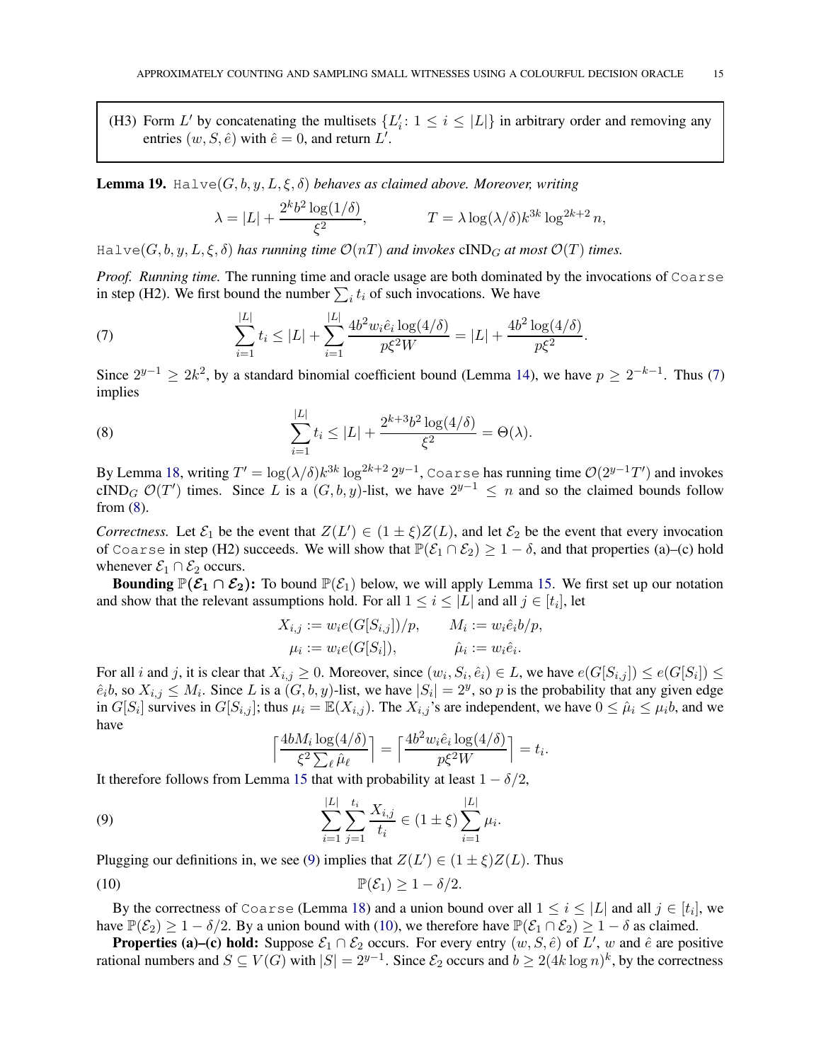(H3) Form $L'$ by concatenating the multisets $\{L'_i\colon 1 \le i \le |L|\}$ in arbitrary order and removing any entries $(w, S, \hat{e})$ with $\hat{e} = 0$, and return $L'$.

**Lemma 19.** `Halve`$(G, b, y, L, \xi, \delta)$ *behaves as claimed above. Moreover, writing*

$$\lambda = |L| + \frac{2^k b^2 \log(1/\delta)}{\xi^2}, \qquad\qquad T = \lambda \log(\lambda/\delta) k^{3k} \log^{2k+2} n,$$

`Halve`$(G, b, y, L, \xi, \delta)$ *has running time* $\mathcal{O}(nT)$ *and invokes* $\mathrm{cIND}_G$ *at most* $\mathcal{O}(T)$ *times.*

*Proof. Running time.* The running time and oracle usage are both dominated by the invocations of `Coarse` in step (H2). We first bound the number $\sum_i t_i$ of such invocations. We have

$$\sum_{i=1}^{|L|} t_i \le |L| + \sum_{i=1}^{|L|} \frac{4b^2 w_i \hat{e}_i \log(4/\delta)}{p\xi^2 W} = |L| + \frac{4b^2 \log(4/\delta)}{p\xi^2}. \tag{7}$$

Since $2^{y-1} \ge 2k^2$, by a standard binomial coefficient bound (Lemma 14), we have $p \ge 2^{-k-1}$. Thus (7) implies

$$\sum_{i=1}^{|L|} t_i \le |L| + \frac{2^{k+3} b^2 \log(4/\delta)}{\xi^2} = \Theta(\lambda). \tag{8}$$

By Lemma 18, writing $T' = \log(\lambda/\delta) k^{3k} \log^{2k+2} 2^{y-1}$, `Coarse` has running time $\mathcal{O}(2^{y-1}T')$ and invokes $\mathrm{cIND}_G$ $\mathcal{O}(T')$ times. Since $L$ is a $(G, b, y)$-list, we have $2^{y-1} \le n$ and so the claimed bounds follow from (8).

*Correctness.* Let $\mathcal{E}_1$ be the event that $Z(L') \in (1 \pm \xi) Z(L)$, and let $\mathcal{E}_2$ be the event that every invocation of `Coarse` in step (H2) succeeds. We will show that $\mathbb{P}(\mathcal{E}_1 \cap \mathcal{E}_2) \ge 1 - \delta$, and that properties (a)–(c) hold whenever $\mathcal{E}_1 \cap \mathcal{E}_2$ occurs.

**Bounding $\mathbb{P}(\mathcal{E}_1 \cap \mathcal{E}_2)$:** To bound $\mathbb{P}(\mathcal{E}_1)$ below, we will apply Lemma 15. We first set up our notation and show that the relevant assumptions hold. For all $1 \le i \le |L|$ and all $j \in [t_i]$, let

$$X_{i,j} := w_i e(G[S_{i,j}])/p, \qquad M_i := w_i \hat{e}_i b/p,$$
$$\mu_i := w_i e(G[S_i]), \qquad\qquad \hat{\mu}_i := w_i \hat{e}_i.$$

For all $i$ and $j$, it is clear that $X_{i,j} \ge 0$. Moreover, since $(w_i, S_i, \hat{e}_i) \in L$, we have $e(G[S_{i,j}]) \le e(G[S_i]) \le \hat{e}_i b$, so $X_{i,j} \le M_i$. Since $L$ is a $(G, b, y)$-list, we have $|S_i| = 2^y$, so $p$ is the probability that any given edge in $G[S_i]$ survives in $G[S_{i,j}]$; thus $\mu_i = \mathbb{E}(X_{i,j})$. The $X_{i,j}$'s are independent, we have $0 \le \hat{\mu}_i \le \mu_i b$, and we have

$$\Big\lceil \frac{4bM_i \log(4/\delta)}{\xi^2 \sum_\ell \hat{\mu}_\ell} \Big\rceil = \Big\lceil \frac{4b^2 w_i \hat{e}_i \log(4/\delta)}{p\xi^2 W} \Big\rceil = t_i.$$

It therefore follows from Lemma 15 that with probability at least $1 - \delta/2$,

$$\sum_{i=1}^{|L|} \sum_{j=1}^{t_i} \frac{X_{i,j}}{t_i} \in (1 \pm \xi) \sum_{i=1}^{|L|} \mu_i. \tag{9}$$

Plugging our definitions in, we see (9) implies that $Z(L') \in (1 \pm \xi) Z(L)$. Thus

$$\mathbb{P}(\mathcal{E}_1) \ge 1 - \delta/2. \tag{10}$$

By the correctness of `Coarse` (Lemma 18) and a union bound over all $1 \le i \le |L|$ and all $j \in [t_i]$, we have $\mathbb{P}(\mathcal{E}_2) \ge 1 - \delta/2$. By a union bound with (10), we therefore have $\mathbb{P}(\mathcal{E}_1 \cap \mathcal{E}_2) \ge 1 - \delta$ as claimed.

**Properties (a)–(c) hold:** Suppose $\mathcal{E}_1 \cap \mathcal{E}_2$ occurs. For every entry $(w, S, \hat{e})$ of $L'$, $w$ and $\hat{e}$ are positive rational numbers and $S \subseteq V(G)$ with $|S| = 2^{y-1}$. Since $\mathcal{E}_2$ occurs and $b \ge 2(4k \log n)^k$, by the correctness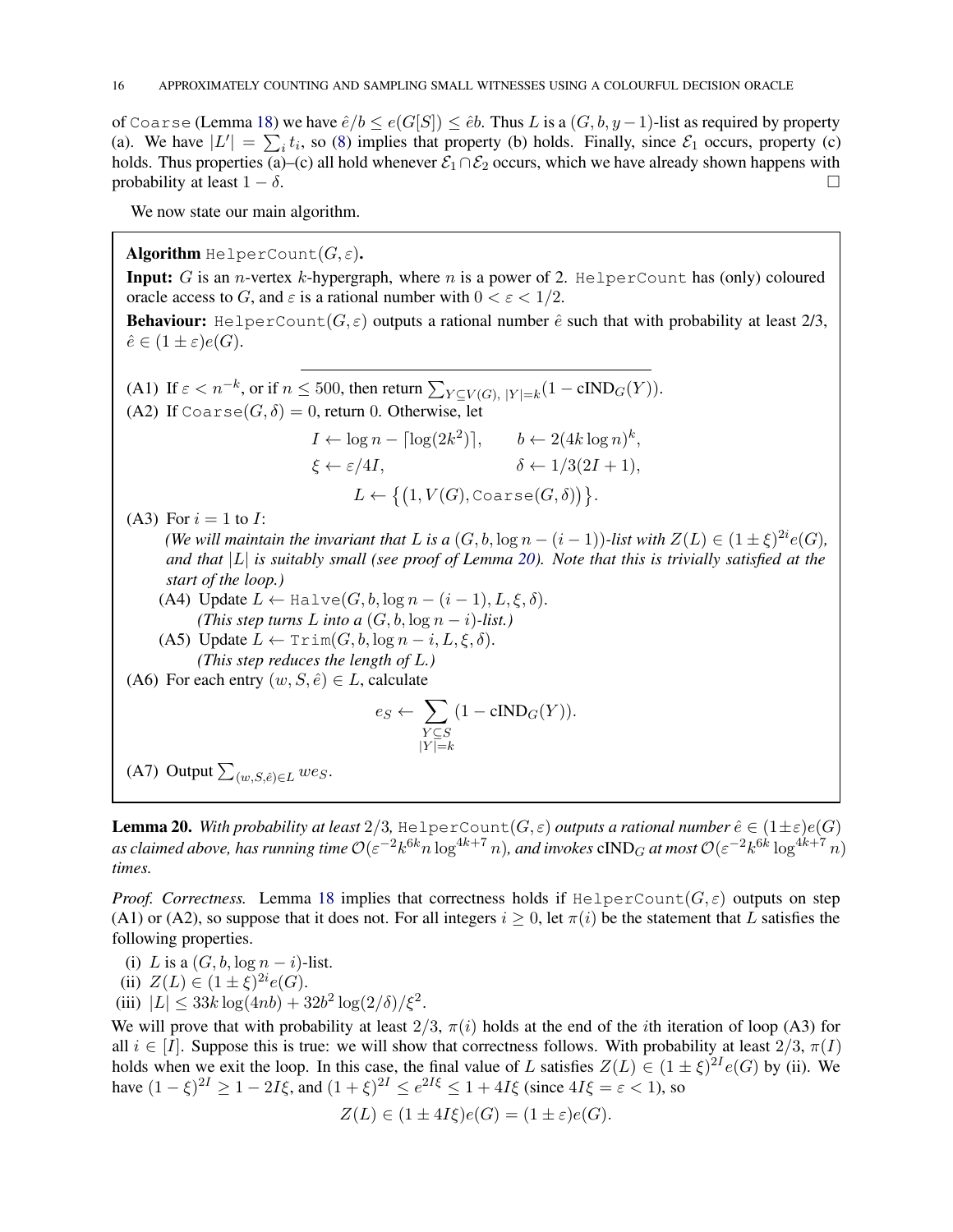of `Coarse` (Lemma 18) we have $\hat{e}/b \le e(G[S]) \le \hat{e}b$. Thus $L$ is a $(G, b, y-1)$-list as required by property (a). We have $|L'| = \sum_i t_i$, so (8) implies that property (b) holds. Finally, since $\mathcal{E}_1$ occurs, property (c) holds. Thus properties (a)–(c) all hold whenever $\mathcal{E}_1 \cap \mathcal{E}_2$ occurs, which we have already shown happens with probability at least $1 - \delta$. □

We now state our main algorithm.

---

**Algorithm** `HelperCount`$(G, \varepsilon)$**.**

**Input:** $G$ is an $n$-vertex $k$-hypergraph, where $n$ is a power of 2. `HelperCount` has (only) coloured oracle access to $G$, and $\varepsilon$ is a rational number with $0 < \varepsilon < 1/2$.

**Behaviour:** `HelperCount`$(G, \varepsilon)$ outputs a rational number $\hat{e}$ such that with probability at least 2/3, $\hat{e} \in (1 \pm \varepsilon)e(G)$.

(A1) If $\varepsilon < n^{-k}$, or if $n \le 500$, then return $\sum_{Y \subseteq V(G),\ |Y|=k} (1 - \overline{\text{cIND}_G(Y)})$.

(A2) If `Coarse`$(G, \delta) = 0$, return 0. Otherwise, let

$$I \leftarrow \log n - \lceil \log(2k^2) \rceil, \qquad b \leftarrow 2(4k \log n)^k,$$
$$\xi \leftarrow \varepsilon/4I, \qquad \delta \leftarrow 1/3(2I+1),$$
$$L \leftarrow \{(1, V(G), \texttt{Coarse}(G, \delta))\}.$$

(A3) For $i = 1$ to $I$:

*(We will maintain the invariant that $L$ is a $(G, b, \log n - (i-1))$-list with $Z(L) \in (1 \pm \xi)^{2i} e(G)$, and that $|L|$ is suitably small (see proof of Lemma 20). Note that this is trivially satisfied at the start of the loop.)*

  (A4) Update $L \leftarrow$ `Halve`$(G, b, \log n - (i-1), L, \xi, \delta)$.
  *(This step turns $L$ into a $(G, b, \log n - i)$-list.)*

  (A5) Update $L \leftarrow$ `Trim`$(G, b, \log n - i, L, \xi, \delta)$.
  *(This step reduces the length of $L$.)*

(A6) For each entry $(w, S, \hat{e}) \in L$, calculate

$$e_S \leftarrow \sum_{\substack{Y \subseteq S \\ |Y|=k}} (1 - \text{cIND}_G(Y)).$$

(A7) Output $\sum_{(w,S,\hat{e}) \in L} we_S$.

---

**Lemma 20.** *With probability at least 2/3,* `HelperCount`$(G, \varepsilon)$ *outputs a rational number $\hat{e} \in (1 \pm \varepsilon)e(G)$ as claimed above, has running time $\mathcal{O}(\varepsilon^{-2} k^{6k} n \log^{4k+7} n)$, and invokes $\text{cIND}_G$ at most $\mathcal{O}(\varepsilon^{-2} k^{6k} \log^{4k+7} n)$ times.*

*Proof. Correctness.* Lemma 18 implies that correctness holds if `HelperCount`$(G, \varepsilon)$ outputs on step (A1) or (A2), so suppose that it does not. For all integers $i \ge 0$, let $\pi(i)$ be the statement that $L$ satisfies the following properties.

(i) $L$ is a $(G, b, \log n - i)$-list.
(ii) $Z(L) \in (1 \pm \xi)^{2i} e(G)$.
(iii) $|L| \le 33k \log(4nb) + 32b^2 \log(2/\delta)/\xi^2$.

We will prove that with probability at least $2/3$, $\pi(i)$ holds at the end of the $i$th iteration of loop (A3) for all $i \in [I]$. Suppose this is true: we will show that correctness follows. With probability at least $2/3$, $\pi(I)$ holds when we exit the loop. In this case, the final value of $L$ satisfies $Z(L) \in (1 \pm \xi)^{2I} e(G)$ by (ii). We have $(1-\xi)^{2I} \ge 1 - 2I\xi$, and $(1+\xi)^{2I} \le e^{2I\xi} \le 1 + 4I\xi$ (since $4I\xi = \varepsilon < 1$), so

$$Z(L) \in (1 \pm 4I\xi)e(G) = (1 \pm \varepsilon)e(G).$$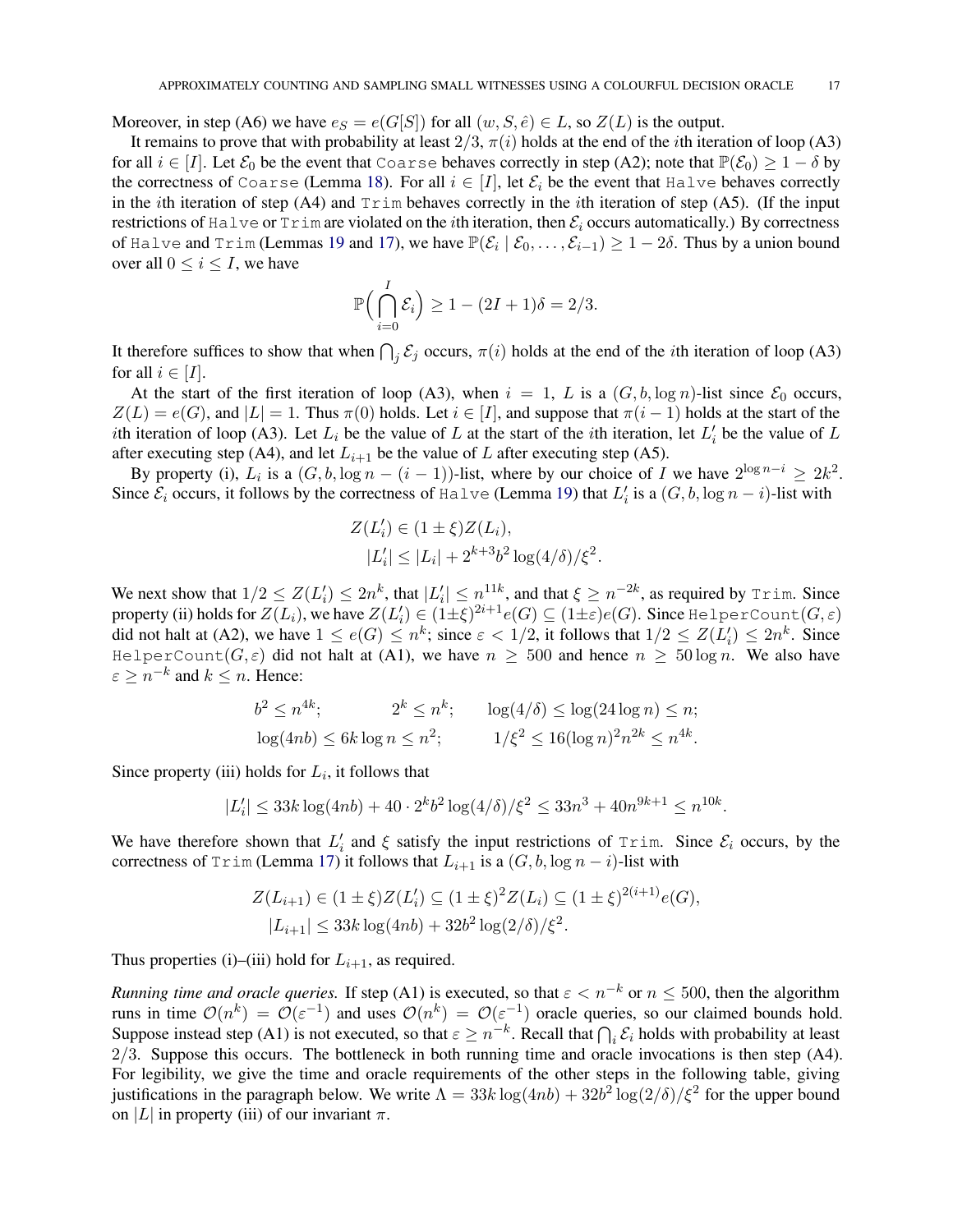Moreover, in step (A6) we have $e_S = e(G[S])$ for all $(w, S, \hat{e}) \in L$, so $Z(L)$ is the output.

It remains to prove that with probability at least $2/3$, $\pi(i)$ holds at the end of the $i$th iteration of loop (A3) for all $i \in [I]$. Let $\mathcal{E}_0$ be the event that `Coarse` behaves correctly in step (A2); note that $\mathbb{P}(\mathcal{E}_0) \geq 1 - \delta$ by the correctness of `Coarse` (Lemma 18). For all $i \in [I]$, let $\mathcal{E}_i$ be the event that `Halve` behaves correctly in the $i$th iteration of step (A4) and `Trim` behaves correctly in the $i$th iteration of step (A5). (If the input restrictions of `Halve` or `Trim` are violated on the $i$th iteration, then $\mathcal{E}_i$ occurs automatically.) By correctness of `Halve` and `Trim` (Lemmas 19 and 17), we have $\mathbb{P}(\mathcal{E}_i \mid \mathcal{E}_0, \dots, \mathcal{E}_{i-1}) \geq 1 - 2\delta$. Thus by a union bound over all $0 \leq i \leq I$, we have

$$\mathbb{P}\Big(\bigcap_{i=0}^{I} \mathcal{E}_i\Big) \geq 1 - (2I+1)\delta = 2/3.$$

It therefore suffices to show that when $\bigcap_j \mathcal{E}_j$ occurs, $\pi(i)$ holds at the end of the $i$th iteration of loop (A3) for all $i \in [I]$.

At the start of the first iteration of loop (A3), when $i = 1$, $L$ is a $(G, b, \log n)$-list since $\mathcal{E}_0$ occurs, $Z(L) = e(G)$, and $|L| = 1$. Thus $\pi(0)$ holds. Let $i \in [I]$, and suppose that $\pi(i-1)$ holds at the start of the $i$th iteration of loop (A3). Let $L_i$ be the value of $L$ at the start of the $i$th iteration, let $L_i'$ be the value of $L$ after executing step (A4), and let $L_{i+1}$ be the value of $L$ after executing step (A5).

By property (i), $L_i$ is a $(G, b, \log n - (i-1))$-list, where by our choice of $I$ we have $2^{\log n - i} \geq 2k^2$. Since $\mathcal{E}_i$ occurs, it follows by the correctness of `Halve` (Lemma 19) that $L_i'$ is a $(G, b, \log n - i)$-list with

$$\begin{aligned}
Z(L_i') &\in (1 \pm \xi) Z(L_i), \\
|L_i'| &\leq |L_i| + 2^{k+3} b^2 \log(4/\delta)/\xi^2.
\end{aligned}$$

We next show that $1/2 \leq Z(L_i') \leq 2n^k$, that $|L_i'| \leq n^{11k}$, and that $\xi \geq n^{-2k}$, as required by `Trim`. Since property (ii) holds for $Z(L_i)$, we have $Z(L_i') \in (1 \pm \xi)^{2i+1} e(G) \subseteq (1 \pm \varepsilon) e(G)$. Since `HelperCount`$(G, \varepsilon)$ did not halt at (A2), we have $1 \leq e(G) \leq n^k$; since $\varepsilon < 1/2$, it follows that $1/2 \leq Z(L_i') \leq 2n^k$. Since `HelperCount`$(G, \varepsilon)$ did not halt at (A1), we have $n \geq 500$ and hence $n \geq 50 \log n$. We also have $\varepsilon \geq n^{-k}$ and $k \leq n$. Hence:

$$\begin{aligned}
&b^2 \leq n^{4k}; \qquad && 2^k \leq n^k; \qquad && \log(4/\delta) \leq \log(24 \log n) \leq n; \\
&\log(4nb) \leq 6k \log n \leq n^2; \qquad && && 1/\xi^2 \leq 16(\log n)^2 n^{2k} \leq n^{4k}.
\end{aligned}$$

Since property (iii) holds for $L_i$, it follows that

$$|L_i'| \leq 33k \log(4nb) + 40 \cdot 2^k b^2 \log(4/\delta)/\xi^2 \leq 33n^3 + 40n^{9k+1} \leq n^{10k}.$$

We have therefore shown that $L_i'$ and $\xi$ satisfy the input restrictions of `Trim`. Since $\mathcal{E}_i$ occurs, by the correctness of `Trim` (Lemma 17) it follows that $L_{i+1}$ is a $(G, b, \log n - i)$-list with

$$\begin{aligned}
Z(L_{i+1}) &\in (1 \pm \xi) Z(L_i') \subseteq (1 \pm \xi)^2 Z(L_i) \subseteq (1 \pm \xi)^{2(i+1)} e(G), \\
|L_{i+1}| &\leq 33k \log(4nb) + 32b^2 \log(2/\delta)/\xi^2.
\end{aligned}$$

Thus properties (i)–(iii) hold for $L_{i+1}$, as required.

*Running time and oracle queries.* If step (A1) is executed, so that $\varepsilon < n^{-k}$ or $n \leq 500$, then the algorithm runs in time $\mathcal{O}(n^k) = \mathcal{O}(\varepsilon^{-1})$ and uses $\mathcal{O}(n^k) = \mathcal{O}(\varepsilon^{-1})$ oracle queries, so our claimed bounds hold. Suppose instead step (A1) is not executed, so that $\varepsilon \geq n^{-k}$. Recall that $\bigcap_i \mathcal{E}_i$ holds with probability at least $2/3$. Suppose this occurs. The bottleneck in both running time and oracle invocations is then step (A4). For legibility, we give the time and oracle requirements of the other steps in the following table, giving justifications in the paragraph below. We write $\Lambda = 33k \log(4nb) + 32b^2 \log(2/\delta)/\xi^2$ for the upper bound on $|L|$ in property (iii) of our invariant $\pi$.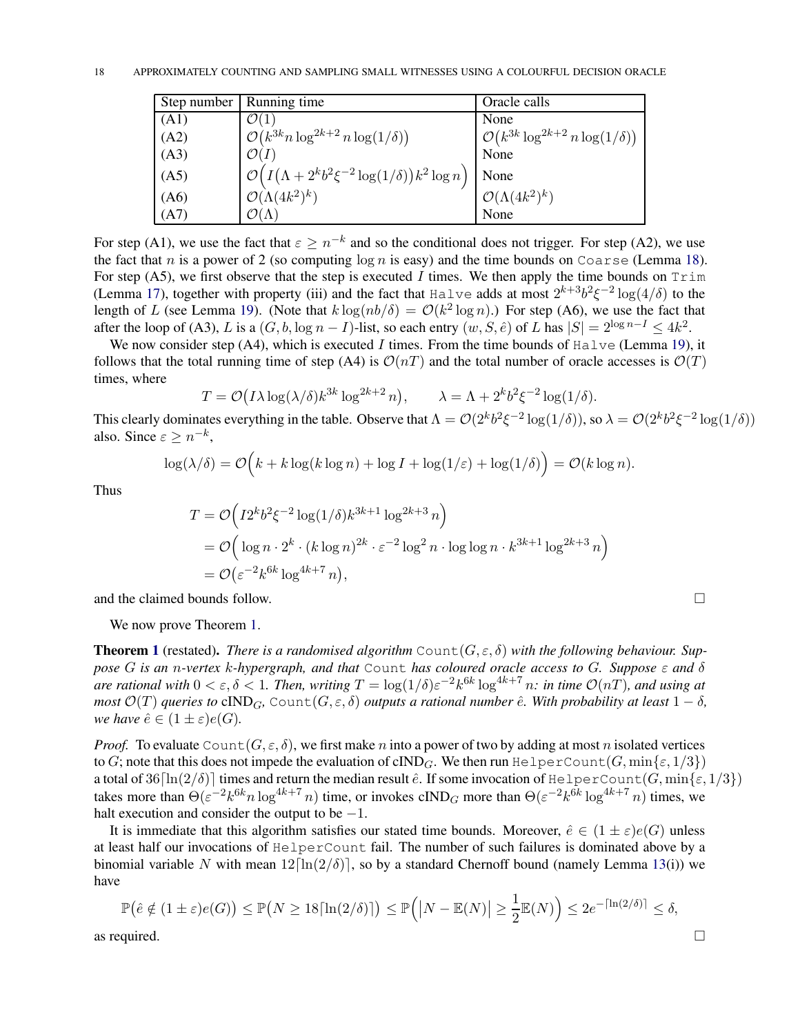| Step number | Running time | Oracle calls |
|---|---|---|
| (A1) | $\mathcal{O}(1)$ | None |
| (A2) | $\mathcal{O}\big(k^{3k}n\log^{2k+2}n\log(1/\delta)\big)$ | $\mathcal{O}\big(k^{3k}\log^{2k+2}n\log(1/\delta)\big)$ |
| (A3) | $\mathcal{O}(I)$ | None |
| (A5) | $\mathcal{O}\Big(I\big(\Lambda+2^kb^2\xi^{-2}\log(1/\delta)\big)k^2\log n\Big)$ | None |
| (A6) | $\mathcal{O}(\Lambda(4k^2)^k)$ | $\mathcal{O}(\Lambda(4k^2)^k)$ |
| (A7) | $\mathcal{O}(\Lambda)$ | None |

For step (A1), we use the fact that $\varepsilon \geq n^{-k}$ and so the conditional does not trigger. For step (A2), we use the fact that $n$ is a power of 2 (so computing $\log n$ is easy) and the time bounds on `Coarse` (Lemma 18). For step (A5), we first observe that the step is executed $I$ times. We then apply the time bounds on `Trim` (Lemma 17), together with property (iii) and the fact that `Halve` adds at most $2^{k+3}b^2\xi^{-2}\log(4/\delta)$ to the length of $L$ (see Lemma 19). (Note that $k\log(nb/\delta) = \mathcal{O}(k^2\log n)$.) For step (A6), we use the fact that after the loop of (A3), $L$ is a $(G, b, \log n - I)$-list, so each entry $(w, S, \hat{e})$ of $L$ has $|S| = 2^{\log n - I} \leq 4k^2$.

We now consider step (A4), which is executed $I$ times. From the time bounds of `Halve` (Lemma 19), it follows that the total running time of step (A4) is $\mathcal{O}(nT)$ and the total number of oracle accesses is $\mathcal{O}(T)$ times, where

$$T = \mathcal{O}\big(I\lambda\log(\lambda/\delta)k^{3k}\log^{2k+2}n\big), \qquad \lambda = \Lambda + 2^kb^2\xi^{-2}\log(1/\delta).$$

This clearly dominates everything in the table. Observe that $\Lambda = \mathcal{O}(2^kb^2\xi^{-2}\log(1/\delta))$, so $\lambda = \mathcal{O}(2^kb^2\xi^{-2}\log(1/\delta))$ also. Since $\varepsilon \geq n^{-k}$,

$$\log(\lambda/\delta) = \mathcal{O}\Big(k + k\log(k\log n) + \log I + \log(1/\varepsilon) + \log(1/\delta)\Big) = \mathcal{O}(k\log n).$$

Thus

$$\begin{aligned}
T &= \mathcal{O}\Big(I2^kb^2\xi^{-2}\log(1/\delta)k^{3k+1}\log^{2k+3}n\Big)\\
&= \mathcal{O}\Big(\log n\cdot 2^k\cdot(k\log n)^{2k}\cdot\varepsilon^{-2}\log^2 n\cdot\log\log n\cdot k^{3k+1}\log^{2k+3}n\Big)\\
&= \mathcal{O}\big(\varepsilon^{-2}k^{6k}\log^{4k+7}n\big),
\end{aligned}$$

and the claimed bounds follow. □

We now prove Theorem 1.

**Theorem 1** (restated). *There is a randomised algorithm* `Count`$(G, \varepsilon, \delta)$ *with the following behaviour. Suppose $G$ is an $n$-vertex $k$-hypergraph, and that* `Count` *has coloured oracle access to $G$. Suppose $\varepsilon$ and $\delta$ are rational with $0 < \varepsilon, \delta < 1$. Then, writing $T = \log(1/\delta)\varepsilon^{-2}k^{6k}\log^{4k+7}n$: in time $\mathcal{O}(nT)$, and using at most $\mathcal{O}(T)$ queries to* cIND$_G$, `Count`$(G, \varepsilon, \delta)$ *outputs a rational number $\hat{e}$. With probability at least $1-\delta$, we have $\hat{e} \in (1 \pm \varepsilon)e(G)$.*

*Proof.* To evaluate `Count`$(G, \varepsilon, \delta)$, we first make $n$ into a power of two by adding at most $n$ isolated vertices to $G$; note that this does not impede the evaluation of cIND$_G$. We then run `HelperCount`$(G, \min\{\varepsilon, 1/3\})$ a total of $36\lceil\ln(2/\delta)\rceil$ times and return the median result $\hat{e}$. If some invocation of `HelperCount`$(G, \min\{\varepsilon, 1/3\})$ takes more than $\Theta(\varepsilon^{-2}k^{6k}n\log^{4k+7}n)$ time, or invokes cIND$_G$ more than $\Theta(\varepsilon^{-2}k^{6k}\log^{4k+7}n)$ times, we halt execution and consider the output to be $-1$.

It is immediate that this algorithm satisfies our stated time bounds. Moreover, $\hat{e} \in (1 \pm \varepsilon)e(G)$ unless at least half our invocations of `HelperCount` fail. The number of such failures is dominated above by a binomial variable $N$ with mean $12\lceil\ln(2/\delta)\rceil$, so by a standard Chernoff bound (namely Lemma 13(i)) we have

$$\mathbb{P}\big(\hat{e} \notin (1\pm\varepsilon)e(G)\big) \leq \mathbb{P}\big(N \geq 18\lceil\ln(2/\delta)\rceil\big) \leq \mathbb{P}\Big(\big|N - \mathbb{E}(N)\big| \geq \frac{1}{2}\mathbb{E}(N)\Big) \leq 2e^{-\lceil\ln(2/\delta)\rceil} \leq \delta,$$

as required. □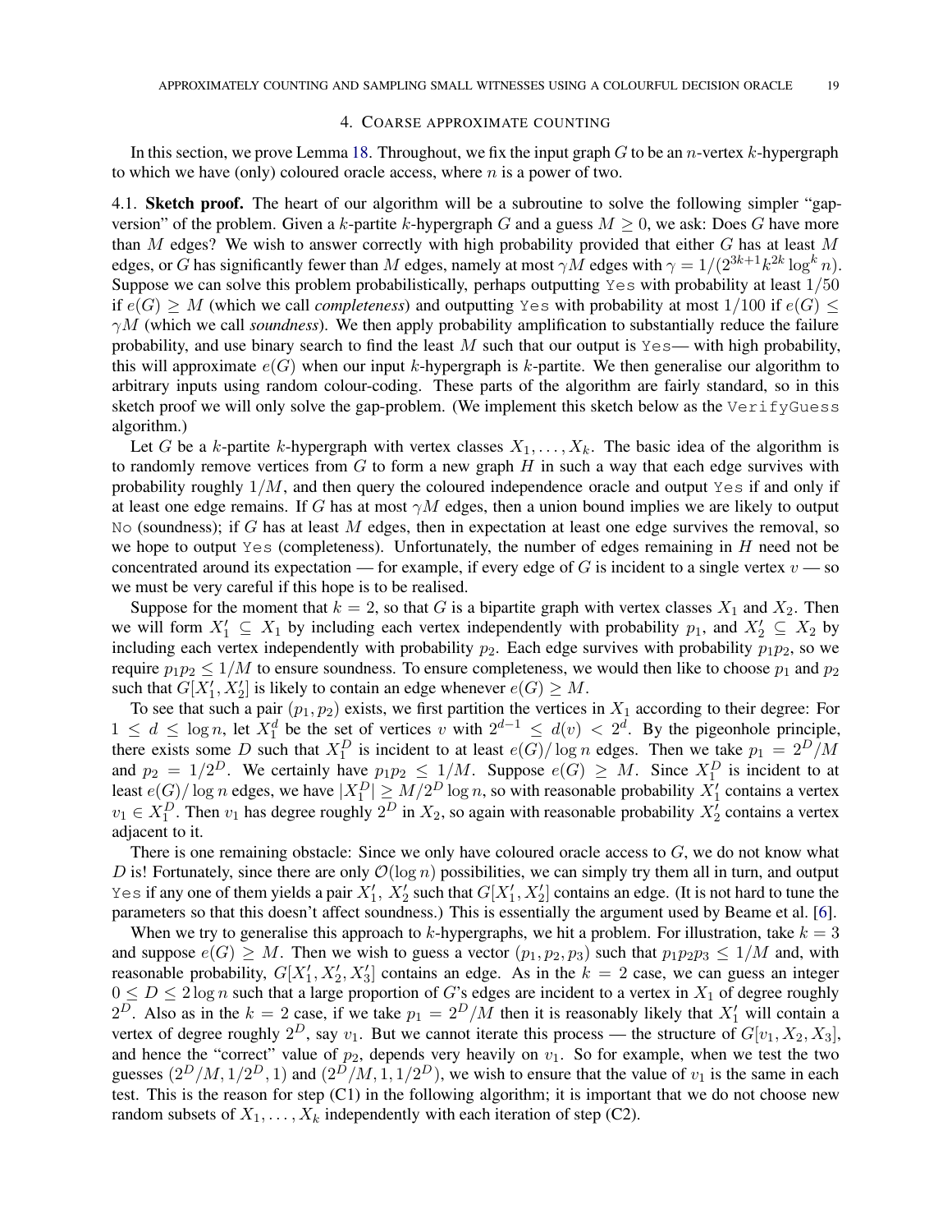## 4. Coarse approximate counting

In this section, we prove Lemma 18. Throughout, we fix the input graph $G$ to be an $n$-vertex $k$-hypergraph to which we have (only) coloured oracle access, where $n$ is a power of two.

### 4.1. Sketch proof.

The heart of our algorithm will be a subroutine to solve the following simpler "gap-version" of the problem. Given a $k$-partite $k$-hypergraph $G$ and a guess $M \geq 0$, we ask: Does $G$ have more than $M$ edges? We wish to answer correctly with high probability provided that either $G$ has at least $M$ edges, or $G$ has significantly fewer than $M$ edges, namely at most $\gamma M$ edges with $\gamma = 1/(2^{3k+1}k^{2k}\log^k n)$. Suppose we can solve this problem probabilistically, perhaps outputting Yes with probability at least $1/50$ if $e(G) \geq M$ (which we call *completeness*) and outputting Yes with probability at most $1/100$ if $e(G) \leq \gamma M$ (which we call *soundness*). We then apply probability amplification to substantially reduce the failure probability, and use binary search to find the least $M$ such that our output is Yes— with high probability, this will approximate $e(G)$ when our input $k$-hypergraph is $k$-partite. We then generalise our algorithm to arbitrary inputs using random colour-coding. These parts of the algorithm are fairly standard, so in this sketch proof we will only solve the gap-problem. (We implement this sketch below as the VerifyGuess algorithm.)

Let $G$ be a $k$-partite $k$-hypergraph with vertex classes $X_1, \dots, X_k$. The basic idea of the algorithm is to randomly remove vertices from $G$ to form a new graph $H$ in such a way that each edge survives with probability roughly $1/M$, and then query the coloured independence oracle and output Yes if and only if at least one edge remains. If $G$ has at most $\gamma M$ edges, then a union bound implies we are likely to output No (soundness); if $G$ has at least $M$ edges, then in expectation at least one edge survives the removal, so we hope to output Yes (completeness). Unfortunately, the number of edges remaining in $H$ need not be concentrated around its expectation — for example, if every edge of $G$ is incident to a single vertex $v$ — so we must be very careful if this hope is to be realised.

Suppose for the moment that $k = 2$, so that $G$ is a bipartite graph with vertex classes $X_1$ and $X_2$. Then we will form $X_1' \subseteq X_1$ by including each vertex independently with probability $p_1$, and $X_2' \subseteq X_2$ by including each vertex independently with probability $p_2$. Each edge survives with probability $p_1 p_2$, so we require $p_1 p_2 \leq 1/M$ to ensure soundness. To ensure completeness, we would then like to choose $p_1$ and $p_2$ such that $G[X_1', X_2']$ is likely to contain an edge whenever $e(G) \geq M$.

To see that such a pair $(p_1, p_2)$ exists, we first partition the vertices in $X_1$ according to their degree: For $1 \leq d \leq \log n$, let $X_1^d$ be the set of vertices $v$ with $2^{d-1} \leq d(v) < 2^d$. By the pigeonhole principle, there exists some $D$ such that $X_1^D$ is incident to at least $e(G)/\log n$ edges. Then we take $p_1 = 2^D/M$ and $p_2 = 1/2^D$. We certainly have $p_1 p_2 \leq 1/M$. Suppose $e(G) \geq M$. Since $X_1^D$ is incident to at least $e(G)/\log n$ edges, we have $|X_1^D| \geq M/2^D \log n$, so with reasonable probability $X_1'$ contains a vertex $v_1 \in X_1^D$. Then $v_1$ has degree roughly $2^D$ in $X_2$, so again with reasonable probability $X_2'$ contains a vertex adjacent to it.

There is one remaining obstacle: Since we only have coloured oracle access to $G$, we do not know what $D$ is! Fortunately, since there are only $\mathcal{O}(\log n)$ possibilities, we can simply try them all in turn, and output Yes if any one of them yields a pair $X_1'$, $X_2'$ such that $G[X_1', X_2']$ contains an edge. (It is not hard to tune the parameters so that this doesn't affect soundness.) This is essentially the argument used by Beame et al. [6].

When we try to generalise this approach to $k$-hypergraphs, we hit a problem. For illustration, take $k = 3$ and suppose $e(G) \geq M$. Then we wish to guess a vector $(p_1, p_2, p_3)$ such that $p_1 p_2 p_3 \leq 1/M$ and, with reasonable probability, $G[X_1', X_2', X_3']$ contains an edge. As in the $k = 2$ case, we can guess an integer $0 \leq D \leq 2\log n$ such that a large proportion of $G$'s edges are incident to a vertex in $X_1$ of degree roughly $2^D$. Also as in the $k = 2$ case, if we take $p_1 = 2^D/M$ then it is reasonably likely that $X_1'$ will contain a vertex of degree roughly $2^D$, say $v_1$. But we cannot iterate this process — the structure of $G[v_1, X_2, X_3]$, and hence the "correct" value of $p_2$, depends very heavily on $v_1$. So for example, when we test the two guesses $(2^D/M, 1/2^D, 1)$ and $(2^D/M, 1, 1/2^D)$, we wish to ensure that the value of $v_1$ is the same in each test. This is the reason for step (C1) in the following algorithm; it is important that we do not choose new random subsets of $X_1, \dots, X_k$ independently with each iteration of step (C2).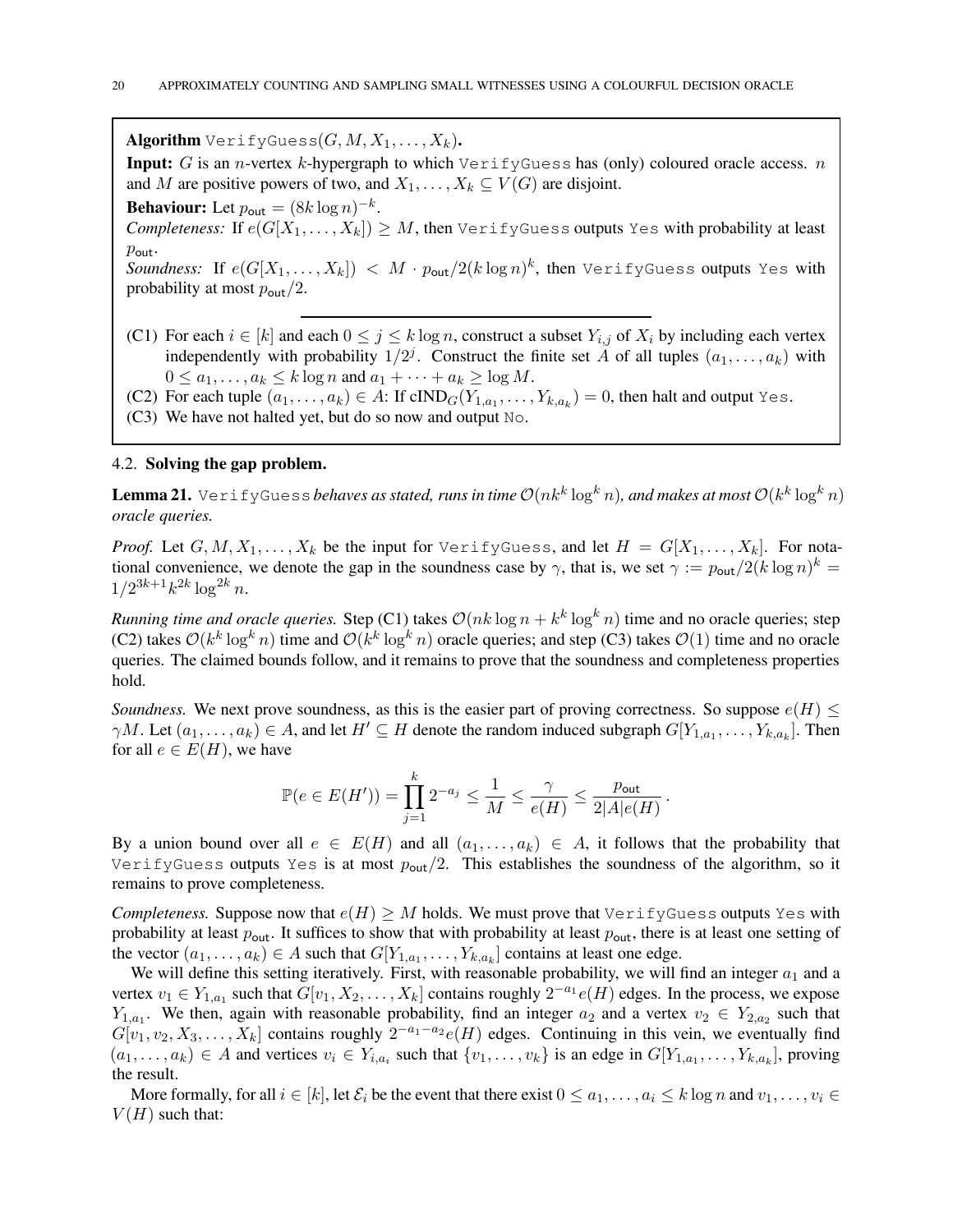**Algorithm** `VerifyGuess`$(G, M, X_1, \ldots, X_k)$**.**

**Input:** $G$ is an $n$-vertex $k$-hypergraph to which `VerifyGuess` has (only) coloured oracle access. $n$ and $M$ are positive powers of two, and $X_1, \ldots, X_k \subseteq V(G)$ are disjoint.

**Behaviour:** Let $p_{\mathsf{out}} = (8k \log n)^{-k}$.

*Completeness:* If $e(G[X_1, \ldots, X_k]) \geq M$, then `VerifyGuess` outputs `Yes` with probability at least $p_{\mathsf{out}}$.

*Soundness:* If $e(G[X_1, \ldots, X_k]) < M \cdot p_{\mathsf{out}}/2(k \log n)^k$, then `VerifyGuess` outputs `Yes` with probability at most $p_{\mathsf{out}}/2$.

---

- (C1) For each $i \in [k]$ and each $0 \leq j \leq k \log n$, construct a subset $Y_{i,j}$ of $X_i$ by including each vertex independently with probability $1/2^j$. Construct the finite set $A$ of all tuples $(a_1, \ldots, a_k)$ with $0 \leq a_1, \ldots, a_k \leq k \log n$ and $a_1 + \cdots + a_k \geq \log M$.
- (C2) For each tuple $(a_1, \ldots, a_k) \in A$: If $\mathrm{cIND}_G(Y_{1,a_1}, \ldots, Y_{k,a_k}) = 0$, then halt and output `Yes`.
- (C3) We have not halted yet, but do so now and output `No`.

### 4.2. Solving the gap problem.

**Lemma 21.** *`VerifyGuess` behaves as stated, runs in time $\mathcal{O}(nk^k \log^k n)$, and makes at most $\mathcal{O}(k^k \log^k n)$ oracle queries.*

*Proof.* Let $G, M, X_1, \ldots, X_k$ be the input for `VerifyGuess`, and let $H = G[X_1, \ldots, X_k]$. For notational convenience, we denote the gap in the soundness case by $\gamma$, that is, we set $\gamma := p_{\mathsf{out}}/2(k \log n)^k = 1/2^{3k+1} k^{2k} \log^{2k} n$.

*Running time and oracle queries.* Step (C1) takes $\mathcal{O}(nk \log n + k^k \log^k n)$ time and no oracle queries; step (C2) takes $\mathcal{O}(k^k \log^k n)$ time and $\mathcal{O}(k^k \log^k n)$ oracle queries; and step (C3) takes $\mathcal{O}(1)$ time and no oracle queries. The claimed bounds follow, and it remains to prove that the soundness and completeness properties hold.

*Soundness.* We next prove soundness, as this is the easier part of proving correctness. So suppose $e(H) \leq \gamma M$. Let $(a_1, \ldots, a_k) \in A$, and let $H' \subseteq H$ denote the random induced subgraph $G[Y_{1,a_1}, \ldots, Y_{k,a_k}]$. Then for all $e \in E(H)$, we have

$$\mathbb{P}(e \in E(H')) = \prod_{j=1}^{k} 2^{-a_j} \leq \frac{1}{M} \leq \frac{\gamma}{e(H)} \leq \frac{p_{\mathsf{out}}}{2|A|e(H)}.$$

By a union bound over all $e \in E(H)$ and all $(a_1, \ldots, a_k) \in A$, it follows that the probability that `VerifyGuess` outputs `Yes` is at most $p_{\mathsf{out}}/2$. This establishes the soundness of the algorithm, so it remains to prove completeness.

*Completeness.* Suppose now that $e(H) \geq M$ holds. We must prove that `VerifyGuess` outputs `Yes` with probability at least $p_{\mathsf{out}}$. It suffices to show that with probability at least $p_{\mathsf{out}}$, there is at least one setting of the vector $(a_1, \ldots, a_k) \in A$ such that $G[Y_{1,a_1}, \ldots, Y_{k,a_k}]$ contains at least one edge.

We will define this setting iteratively. First, with reasonable probability, we will find an integer $a_1$ and a vertex $v_1 \in Y_{1,a_1}$ such that $G[v_1, X_2, \ldots, X_k]$ contains roughly $2^{-a_1} e(H)$ edges. In the process, we expose $Y_{1,a_1}$. We then, again with reasonable probability, find an integer $a_2$ and a vertex $v_2 \in Y_{2,a_2}$ such that $G[v_1, v_2, X_3, \ldots, X_k]$ contains roughly $2^{-a_1-a_2} e(H)$ edges. Continuing in this vein, we eventually find $(a_1, \ldots, a_k) \in A$ and vertices $v_i \in Y_{i,a_i}$ such that $\{v_1, \ldots, v_k\}$ is an edge in $G[Y_{1,a_1}, \ldots, Y_{k,a_k}]$, proving the result.

More formally, for all $i \in [k]$, let $\mathcal{E}_i$ be the event that there exist $0 \leq a_1, \ldots, a_i \leq k \log n$ and $v_1, \ldots, v_i \in V(H)$ such that: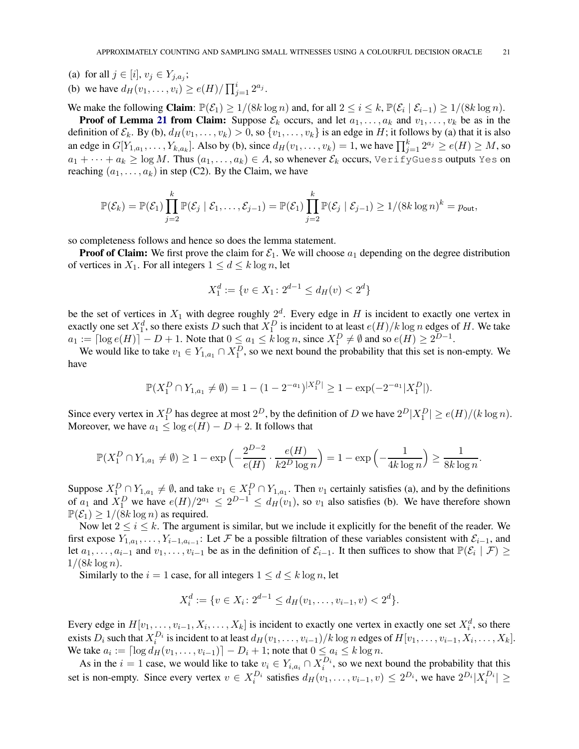(a) for all $j \in [i]$, $v_j \in Y_{j,a_j}$;
(b) we have $d_H(v_1, \dots, v_i) \geq e(H)/\prod_{j=1}^{i} 2^{a_j}$.

We make the following **Claim**: $\mathbb{P}(\mathcal{E}_1) \geq 1/(8k \log n)$ and, for all $2 \leq i \leq k$, $\mathbb{P}(\mathcal{E}_i \mid \mathcal{E}_{i-1}) \geq 1/(8k \log n)$.

**Proof of Lemma 21 from Claim:** Suppose $\mathcal{E}_k$ occurs, and let $a_1, \dots, a_k$ and $v_1, \dots, v_k$ be as in the definition of $\mathcal{E}_k$. By (b), $d_H(v_1, \dots, v_k) > 0$, so $\{v_1, \dots, v_k\}$ is an edge in $H$; it follows by (a) that it is also an edge in $G[Y_{1,a_1}, \dots, Y_{k,a_k}]$. Also by (b), since $d_H(v_1, \dots, v_k) = 1$, we have $\prod_{j=1}^{k} 2^{a_j} \geq e(H) \geq M$, so $a_1 + \dots + a_k \geq \log M$. Thus $(a_1, \dots, a_k) \in A$, so whenever $\mathcal{E}_k$ occurs, `VerifyGuess` outputs `Yes` on reaching $(a_1, \dots, a_k)$ in step (C2). By the Claim, we have

$$\mathbb{P}(\mathcal{E}_k) = \mathbb{P}(\mathcal{E}_1) \prod_{j=2}^{k} \mathbb{P}(\mathcal{E}_j \mid \mathcal{E}_1, \dots, \mathcal{E}_{j-1}) = \mathbb{P}(\mathcal{E}_1) \prod_{j=2}^{k} \mathbb{P}(\mathcal{E}_j \mid \mathcal{E}_{j-1}) \geq 1/(8k \log n)^k = p_{\mathsf{out}},$$

so completeness follows and hence so does the lemma statement.

**Proof of Claim:** We first prove the claim for $\mathcal{E}_1$. We will choose $a_1$ depending on the degree distribution of vertices in $X_1$. For all integers $1 \leq d \leq k \log n$, let

$$X_1^d := \{v \in X_1 : 2^{d-1} \leq d_H(v) < 2^d\}$$

be the set of vertices in $X_1$ with degree roughly $2^d$. Every edge in $H$ is incident to exactly one vertex in exactly one set $X_1^d$, so there exists $D$ such that $X_1^D$ is incident to at least $e(H)/k \log n$ edges of $H$. We take $a_1 := \lceil \log e(H) \rceil - D + 1$. Note that $0 \leq a_1 \leq k \log n$, since $X_1^D \neq \emptyset$ and so $e(H) \geq 2^{D-1}$.

We would like to take $v_1 \in Y_{1,a_1} \cap X_1^D$, so we next bound the probability that this set is non-empty. We have

$$\mathbb{P}(X_1^D \cap Y_{1,a_1} \neq \emptyset) = 1 - (1 - 2^{-a_1})^{|X_1^D|} \geq 1 - \exp(-2^{-a_1}|X_1^D|).$$

Since every vertex in $X_1^D$ has degree at most $2^D$, by the definition of $D$ we have $2^D |X_1^D| \geq e(H)/(k \log n)$. Moreover, we have $a_1 \leq \log e(H) - D + 2$. It follows that

$$\mathbb{P}(X_1^D \cap Y_{1,a_1} \neq \emptyset) \geq 1 - \exp\Big(-\frac{2^{D-2}}{e(H)} \cdot \frac{e(H)}{k 2^D \log n}\Big) = 1 - \exp\Big(-\frac{1}{4k \log n}\Big) \geq \frac{1}{8k \log n}.$$

Suppose $X_1^D \cap Y_{1,a_1} \neq \emptyset$, and take $v_1 \in X_1^D \cap Y_{1,a_1}$. Then $v_1$ certainly satisfies (a), and by the definitions of $a_1$ and $X_1^D$ we have $e(H)/2^{a_1} \leq 2^{D-1} \leq d_H(v_1)$, so $v_1$ also satisfies (b). We have therefore shown $\mathbb{P}(\mathcal{E}_1) \geq 1/(8k \log n)$ as required.

Now let $2 \leq i \leq k$. The argument is similar, but we include it explicitly for the benefit of the reader. We first expose $Y_{1,a_1}, \dots, Y_{i-1,a_{i-1}}$: Let $\mathcal{F}$ be a possible filtration of these variables consistent with $\mathcal{E}_{i-1}$, and let $a_1, \dots, a_{i-1}$ and $v_1, \dots, v_{i-1}$ be as in the definition of $\mathcal{E}_{i-1}$. It then suffices to show that $\mathbb{P}(\mathcal{E}_i \mid \mathcal{F}) \geq 1/(8k \log n)$.

Similarly to the $i = 1$ case, for all integers $1 \leq d \leq k \log n$, let

$$X_i^d := \{v \in X_i : 2^{d-1} \leq d_H(v_1, \dots, v_{i-1}, v) < 2^d\}.$$

Every edge in $H[v_1, \dots, v_{i-1}, X_i, \dots, X_k]$ is incident to exactly one vertex in exactly one set $X_i^d$, so there exists $D_i$ such that $X_i^{D_i}$ is incident to at least $d_H(v_1, \dots, v_{i-1})/k \log n$ edges of $H[v_1, \dots, v_{i-1}, X_i, \dots, X_k]$. We take $a_i := \lceil \log d_H(v_1, \dots, v_{i-1}) \rceil - D_i + 1$; note that $0 \leq a_i \leq k \log n$.

As in the $i = 1$ case, we would like to take $v_i \in Y_{i,a_i} \cap X_i^{D_i}$, so we next bound the probability that this set is non-empty. Since every vertex $v \in X_i^{D_i}$ satisfies $d_H(v_1, \dots, v_{i-1}, v) \leq 2^{D_i}$, we have $2^{D_i}|X_i^{D_i}| \geq$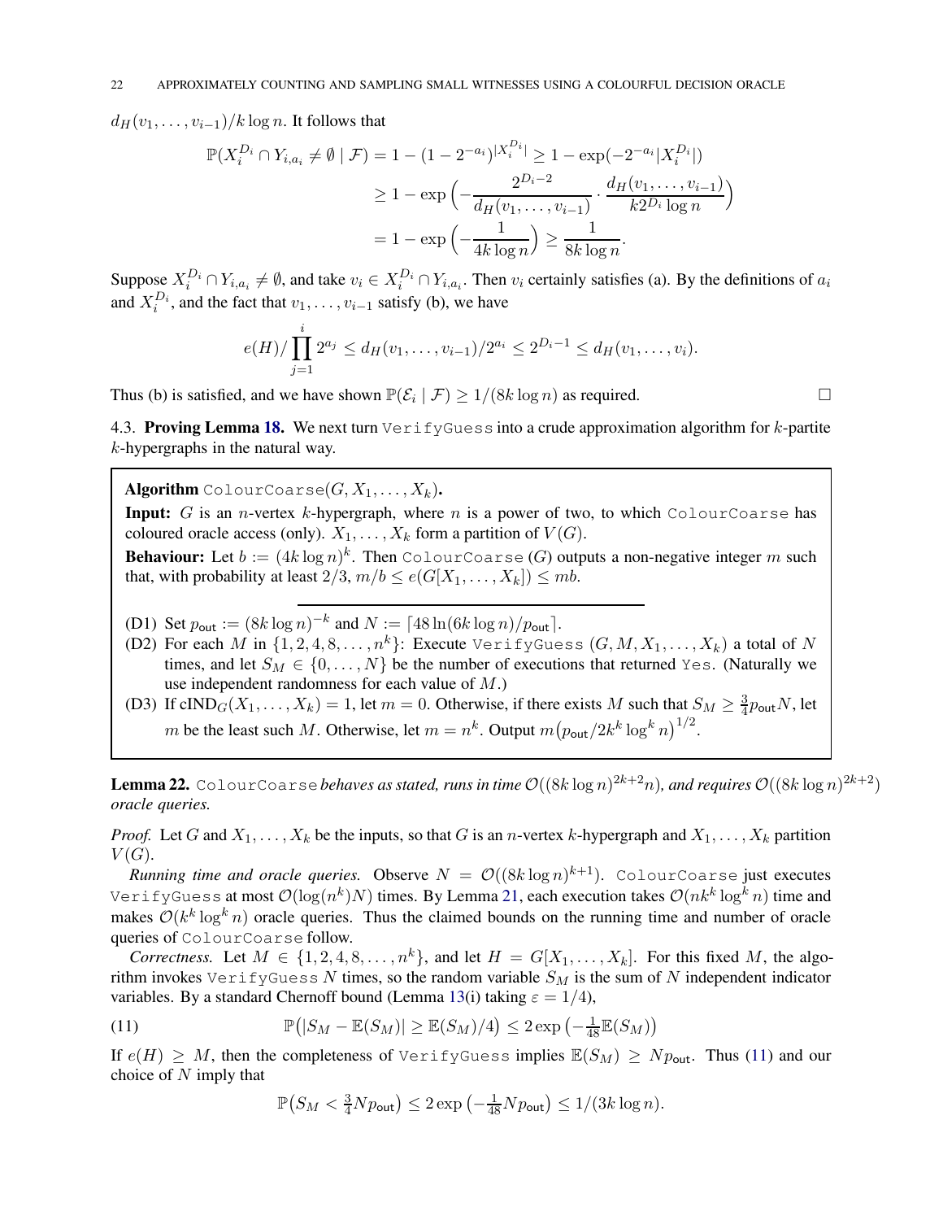$d_H(v_1,\dots,v_{i-1})/k\log n$. It follows that

$$\begin{aligned}
\mathbb{P}(X_i^{D_i}\cap Y_{i,a_i}\neq\emptyset\mid\mathcal{F}) = 1-(1-2^{-a_i})^{|X_i^{D_i}|} &\geq 1-\exp(-2^{-a_i}|X_i^{D_i}|)\\
&\geq 1-\exp\Big(-\frac{2^{D_i-2}}{d_H(v_1,\dots,v_{i-1})}\cdot\frac{d_H(v_1,\dots,v_{i-1})}{k2^{D_i}\log n}\Big)\\
&= 1-\exp\Big(-\frac{1}{4k\log n}\Big)\geq\frac{1}{8k\log n}.
\end{aligned}$$

Suppose $X_i^{D_i}\cap Y_{i,a_i}\neq\emptyset$, and take $v_i\in X_i^{D_i}\cap Y_{i,a_i}$. Then $v_i$ certainly satisfies (a). By the definitions of $a_i$ and $X_i^{D_i}$, and the fact that $v_1,\dots,v_{i-1}$ satisfy (b), we have

$$e(H)/\prod_{j=1}^{i}2^{a_j}\leq d_H(v_1,\dots,v_{i-1})/2^{a_i}\leq 2^{D_i-1}\leq d_H(v_1,\dots,v_i).$$

Thus (b) is satisfied, and we have shown $\mathbb{P}(\mathcal{E}_i\mid\mathcal{F})\geq 1/(8k\log n)$ as required. □

4.3. **Proving Lemma 18.** We next turn `VerifyGuess` into a crude approximation algorithm for $k$-partite $k$-hypergraphs in the natural way.

---

**Algorithm** `ColourCoarse`$(G,X_1,\dots,X_k)$**.**

**Input:** $G$ is an $n$-vertex $k$-hypergraph, where $n$ is a power of two, to which `ColourCoarse` has coloured oracle access (only). $X_1,\dots,X_k$ form a partition of $V(G)$.

**Behaviour:** Let $b:=(4k\log n)^k$. Then `ColourCoarse` $(G)$ outputs a non-negative integer $m$ such that, with probability at least $2/3$, $m/b\leq e(G[X_1,\dots,X_k])\leq mb$.

(D1) Set $p_{\mathsf{out}}:=(8k\log n)^{-k}$ and $N:=\lceil 48\ln(6k\log n)/p_{\mathsf{out}}\rceil$.

(D2) For each $M$ in $\{1,2,4,8,\dots,n^k\}$: Execute `VerifyGuess` $(G,M,X_1,\dots,X_k)$ a total of $N$ times, and let $S_M\in\{0,\dots,N\}$ be the number of executions that returned `Yes`. (Naturally we use independent randomness for each value of $M$.)

(D3) If $\mathrm{cIND}_G(X_1,\dots,X_k)=1$, let $m=0$. Otherwise, if there exists $M$ such that $S_M\geq\frac{3}{4}p_{\mathsf{out}}N$, let $m$ be the least such $M$. Otherwise, let $m=n^k$. Output $m\big(p_{\mathsf{out}}/2k^k\log^k n\big)^{1/2}$.

---

**Lemma 22.** *`ColourCoarse` behaves as stated, runs in time $\mathcal{O}((8k\log n)^{2k+2}n)$, and requires $\mathcal{O}((8k\log n)^{2k+2})$ oracle queries.*

*Proof.* Let $G$ and $X_1,\dots,X_k$ be the inputs, so that $G$ is an $n$-vertex $k$-hypergraph and $X_1,\dots,X_k$ partition $V(G)$.

*Running time and oracle queries.* Observe $N=\mathcal{O}((8k\log n)^{k+1})$. `ColourCoarse` just executes `VerifyGuess` at most $\mathcal{O}(\log(n^k)N)$ times. By Lemma 21, each execution takes $\mathcal{O}(nk^k\log^k n)$ time and makes $\mathcal{O}(k^k\log^k n)$ oracle queries. Thus the claimed bounds on the running time and number of oracle queries of `ColourCoarse` follow.

*Correctness.* Let $M\in\{1,2,4,8,\dots,n^k\}$, and let $H=G[X_1,\dots,X_k]$. For this fixed $M$, the algorithm invokes `VerifyGuess` $N$ times, so the random variable $S_M$ is the sum of $N$ independent indicator variables. By a standard Chernoff bound (Lemma 13(i) taking $\varepsilon=1/4$),

$$\mathbb{P}\big(|S_M-\mathbb{E}(S_M)|\geq\mathbb{E}(S_M)/4\big)\leq 2\exp\big(-\tfrac{1}{48}\mathbb{E}(S_M)\big) \tag{11}$$

If $e(H)\geq M$, then the completeness of `VerifyGuess` implies $\mathbb{E}(S_M)\geq Np_{\mathsf{out}}$. Thus (11) and our choice of $N$ imply that

$$\mathbb{P}\big(S_M<\tfrac{3}{4}Np_{\mathsf{out}}\big)\leq 2\exp\big(-\tfrac{1}{48}Np_{\mathsf{out}}\big)\leq 1/(3k\log n).$$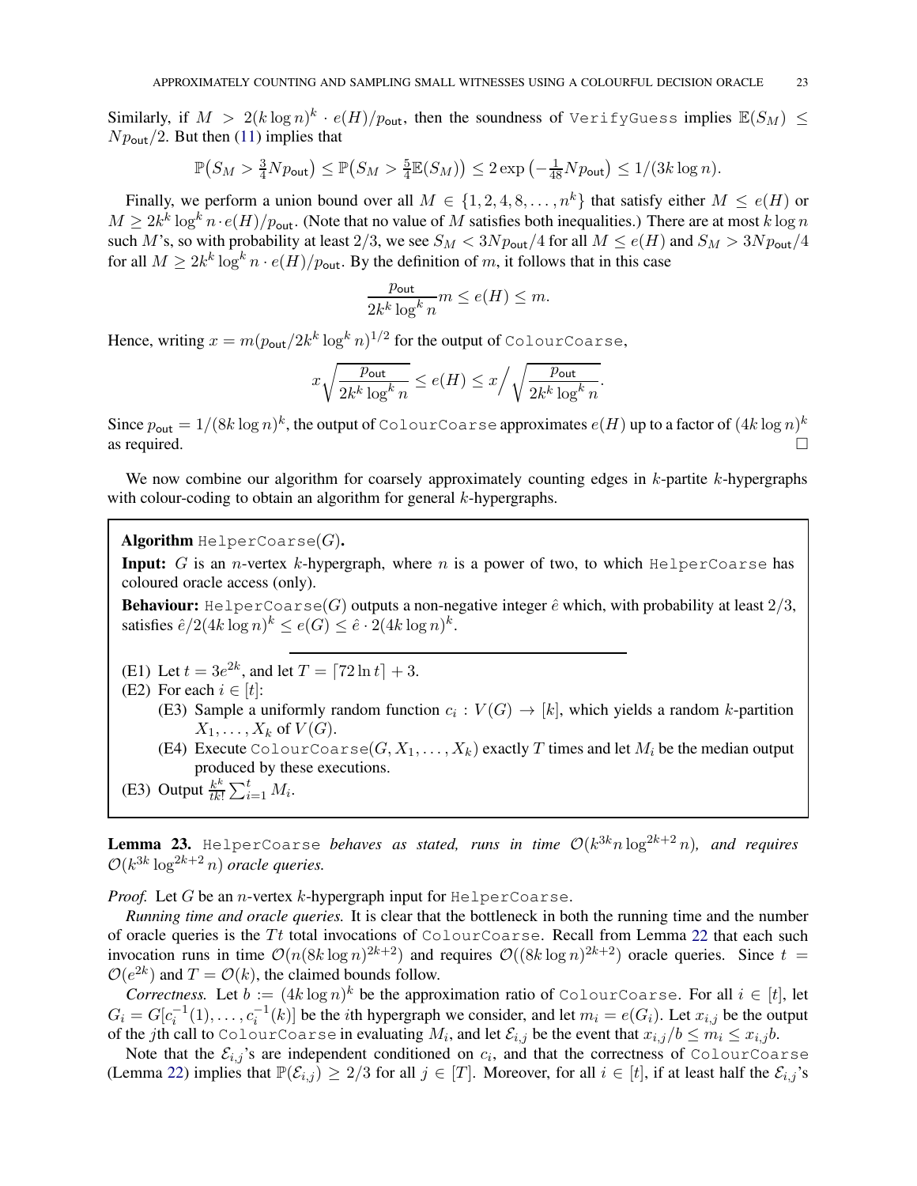Similarly, if $M > 2(k \log n)^k \cdot e(H)/p_{\mathsf{out}}$, then the soundness of `VerifyGuess` implies $\mathbb{E}(S_M) \leq Np_{\mathsf{out}}/2$. But then (11) implies that

$$\mathbb{P}\big(S_M > \tfrac{3}{4}Np_{\mathsf{out}}\big) \leq \mathbb{P}\big(S_M > \tfrac{5}{4}\mathbb{E}(S_M)\big) \leq 2\exp\big(-\tfrac{1}{48}Np_{\mathsf{out}}\big) \leq 1/(3k\log n).$$

Finally, we perform a union bound over all $M \in \{1, 2, 4, 8, \dots, n^k\}$ that satisfy either $M \leq e(H)$ or $M \geq 2k^k \log^k n \cdot e(H)/p_{\mathsf{out}}$. (Note that no value of $M$ satisfies both inequalities.) There are at most $k \log n$ such $M$'s, so with probability at least $2/3$, we see $S_M < 3Np_{\mathsf{out}}/4$ for all $M \leq e(H)$ and $S_M > 3Np_{\mathsf{out}}/4$ for all $M \geq 2k^k \log^k n \cdot e(H)/p_{\mathsf{out}}$. By the definition of $m$, it follows that in this case

$$\frac{p_{\mathsf{out}}}{2k^k \log^k n} m \leq e(H) \leq m.$$

Hence, writing $x = m(p_{\mathsf{out}}/2k^k \log^k n)^{1/2}$ for the output of `ColourCoarse`,

$$x\sqrt{\frac{p_{\mathsf{out}}}{2k^k \log^k n}} \leq e(H) \leq x\Big/\sqrt{\frac{p_{\mathsf{out}}}{2k^k \log^k n}}.$$

Since $p_{\mathsf{out}} = 1/(8k \log n)^k$, the output of `ColourCoarse` approximates $e(H)$ up to a factor of $(4k \log n)^k$ as required. □

We now combine our algorithm for coarsely approximately counting edges in $k$-partite $k$-hypergraphs with colour-coding to obtain an algorithm for general $k$-hypergraphs.

---

**Algorithm** `HelperCoarse`$(G)$**.**

**Input:** $G$ is an $n$-vertex $k$-hypergraph, where $n$ is a power of two, to which `HelperCoarse` has coloured oracle access (only).

**Behaviour:** `HelperCoarse`$(G)$ outputs a non-negative integer $\hat{e}$ which, with probability at least $2/3$, satisfies $\hat{e}/2(4k \log n)^k \leq e(G) \leq \hat{e} \cdot 2(4k \log n)^k$.

(E1) Let $t = 3e^{2k}$, and let $T = \lceil 72 \ln t \rceil + 3$.

(E2) For each $i \in [t]$:

- (E3) Sample a uniformly random function $c_i : V(G) \to [k]$, which yields a random $k$-partition $X_1, \dots, X_k$ of $V(G)$.
- (E4) Execute `ColourCoarse`$(G, X_1, \dots, X_k)$ exactly $T$ times and let $M_i$ be the median output produced by these executions.

(E3) Output $\frac{k^k}{tk!} \sum_{i=1}^{t} M_i$.

---

**Lemma 23.** `HelperCoarse` *behaves as stated, runs in time* $\mathcal{O}(k^{3k} n \log^{2k+2} n)$*, and requires* $\mathcal{O}(k^{3k} \log^{2k+2} n)$ *oracle queries.*

*Proof.* Let $G$ be an $n$-vertex $k$-hypergraph input for `HelperCoarse`.

*Running time and oracle queries.* It is clear that the bottleneck in both the running time and the number of oracle queries is the $Tt$ total invocations of `ColourCoarse`. Recall from Lemma 22 that each such invocation runs in time $\mathcal{O}(n(8k \log n)^{2k+2})$ and requires $\mathcal{O}((8k \log n)^{2k+2})$ oracle queries. Since $t = \mathcal{O}(e^{2k})$ and $T = \mathcal{O}(k)$, the claimed bounds follow.

*Correctness.* Let $b := (4k \log n)^k$ be the approximation ratio of `ColourCoarse`. For all $i \in [t]$, let $G_i = G[c_i^{-1}(1), \dots, c_i^{-1}(k)]$ be the $i$th hypergraph we consider, and let $m_i = e(G_i)$. Let $x_{i,j}$ be the output of the $j$th call to `ColourCoarse` in evaluating $M_i$, and let $\mathcal{E}_{i,j}$ be the event that $x_{i,j}/b \leq m_i \leq x_{i,j} b$.

Note that the $\mathcal{E}_{i,j}$'s are independent conditioned on $c_i$, and that the correctness of `ColourCoarse` (Lemma 22) implies that $\mathbb{P}(\mathcal{E}_{i,j}) \geq 2/3$ for all $j \in [T]$. Moreover, for all $i \in [t]$, if at least half the $\mathcal{E}_{i,j}$'s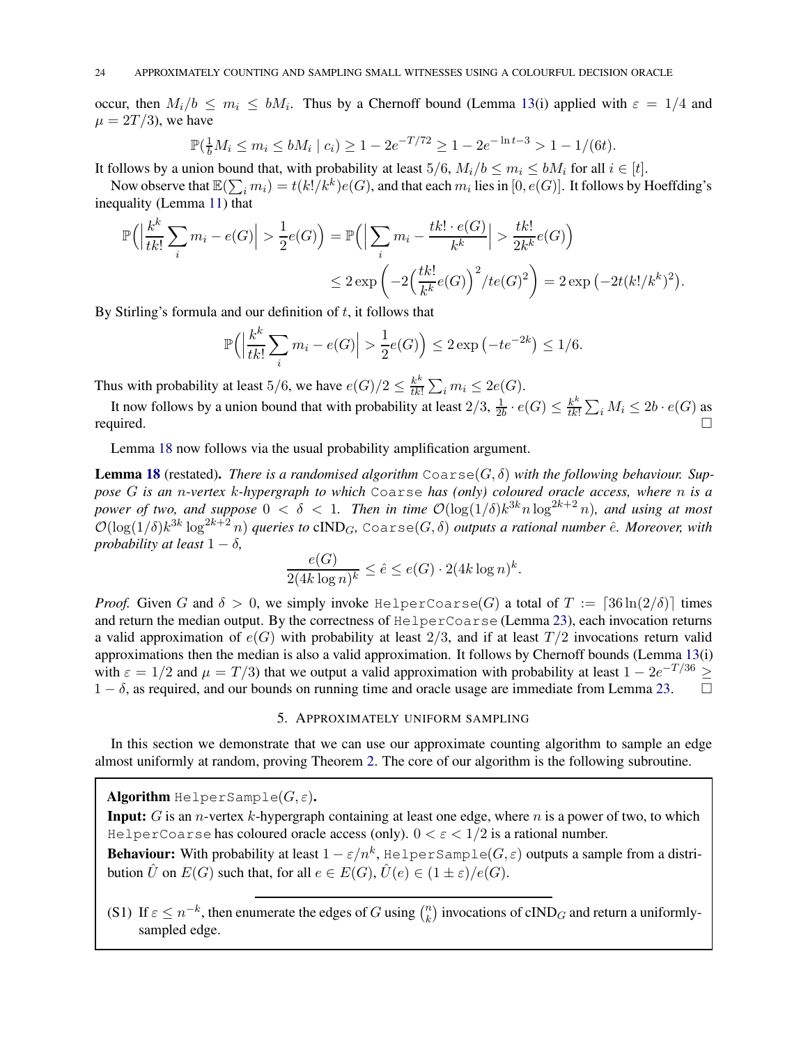occur, then $M_i/b \leq m_i \leq bM_i$. Thus by a Chernoff bound (Lemma 13(i) applied with $\varepsilon = 1/4$ and $\mu = 2T/3$), we have

$$\mathbb{P}(\tfrac{1}{b}M_i \leq m_i \leq bM_i \mid c_i) \geq 1 - 2e^{-T/72} \geq 1 - 2e^{-\ln t - 3} > 1 - 1/(6t).$$

It follows by a union bound that, with probability at least $5/6$, $M_i/b \leq m_i \leq bM_i$ for all $i \in [t]$.

Now observe that $\mathbb{E}(\sum_i m_i) = t(k!/k^k)e(G)$, and that each $m_i$ lies in $[0, e(G)]$. It follows by Hoeffding's inequality (Lemma 11) that

$$\mathbb{P}\Big(\Big|\frac{k^k}{tk!}\sum_i m_i - e(G)\Big| > \frac{1}{2}e(G)\Big) = \mathbb{P}\Big(\Big|\sum_i m_i - \frac{tk!\cdot e(G)}{k^k}\Big| > \frac{tk!}{2k^k}e(G)\Big)$$
$$\leq 2\exp\left(-2\Big(\frac{tk!}{k^k}e(G)\Big)^2/te(G)^2\right) = 2\exp\big(-2t(k!/k^k)^2\big).$$

By Stirling's formula and our definition of $t$, it follows that

$$\mathbb{P}\Big(\Big|\frac{k^k}{tk!}\sum_i m_i - e(G)\Big| > \frac{1}{2}e(G)\Big) \leq 2\exp\big(-te^{-2k}\big) \leq 1/6.$$

Thus with probability at least $5/6$, we have $e(G)/2 \leq \frac{k^k}{tk!}\sum_i m_i \leq 2e(G)$.

It now follows by a union bound that with probability at least $2/3$, $\frac{1}{2b}\cdot e(G) \leq \frac{k^k}{tk!}\sum_i M_i \leq 2b\cdot e(G)$ as required. □

Lemma 18 now follows via the usual probability amplification argument.

**Lemma 18** (restated)**.** *There is a randomised algorithm* $\texttt{Coarse}(G,\delta)$ *with the following behaviour. Suppose $G$ is an $n$-vertex $k$-hypergraph to which* `Coarse` *has (only) coloured oracle access, where $n$ is a power of two, and suppose $0 < \delta < 1$. Then in time $\mathcal{O}(\log(1/\delta)k^{3k}n\log^{2k+2}n)$, and using at most $\mathcal{O}(\log(1/\delta)k^{3k}\log^{2k+2}n)$ queries to* $\text{cIND}_G$, $\texttt{Coarse}(G,\delta)$ *outputs a rational number $\hat{e}$. Moreover, with probability at least $1-\delta$,*

$$\frac{e(G)}{2(4k\log n)^k} \leq \hat{e} \leq e(G)\cdot 2(4k\log n)^k.$$

*Proof.* Given $G$ and $\delta > 0$, we simply invoke `HelperCoarse`$(G)$ a total of $T := \lceil 36\ln(2/\delta)\rceil$ times and return the median output. By the correctness of `HelperCoarse` (Lemma 23), each invocation returns a valid approximation of $e(G)$ with probability at least $2/3$, and if at least $T/2$ invocations return valid approximations then the median is also a valid approximation. It follows by Chernoff bounds (Lemma 13(i) with $\varepsilon = 1/2$ and $\mu = T/3$) that we output a valid approximation with probability at least $1 - 2e^{-T/36} \geq 1-\delta$, as required, and our bounds on running time and oracle usage are immediate from Lemma 23. □

## 5. Approximately uniform sampling

In this section we demonstrate that we can use our approximate counting algorithm to sample an edge almost uniformly at random, proving Theorem 2. The core of our algorithm is the following subroutine.

**Algorithm** `HelperSample`$(G,\varepsilon)$**.**

**Input:** $G$ is an $n$-vertex $k$-hypergraph containing at least one edge, where $n$ is a power of two, to which `HelperCoarse` has coloured oracle access (only). $0 < \varepsilon < 1/2$ is a rational number.

**Behaviour:** With probability at least $1 - \varepsilon/n^k$, `HelperSample`$(G,\varepsilon)$ outputs a sample from a distribution $\hat{U}$ on $E(G)$ such that, for all $e \in E(G)$, $\hat{U}(e) \in (1\pm\varepsilon)/e(G)$.

---

(S1) If $\varepsilon \leq n^{-k}$, then enumerate the edges of $G$ using $\binom{n}{k}$ invocations of $\text{cIND}_G$ and return a uniformly-sampled edge.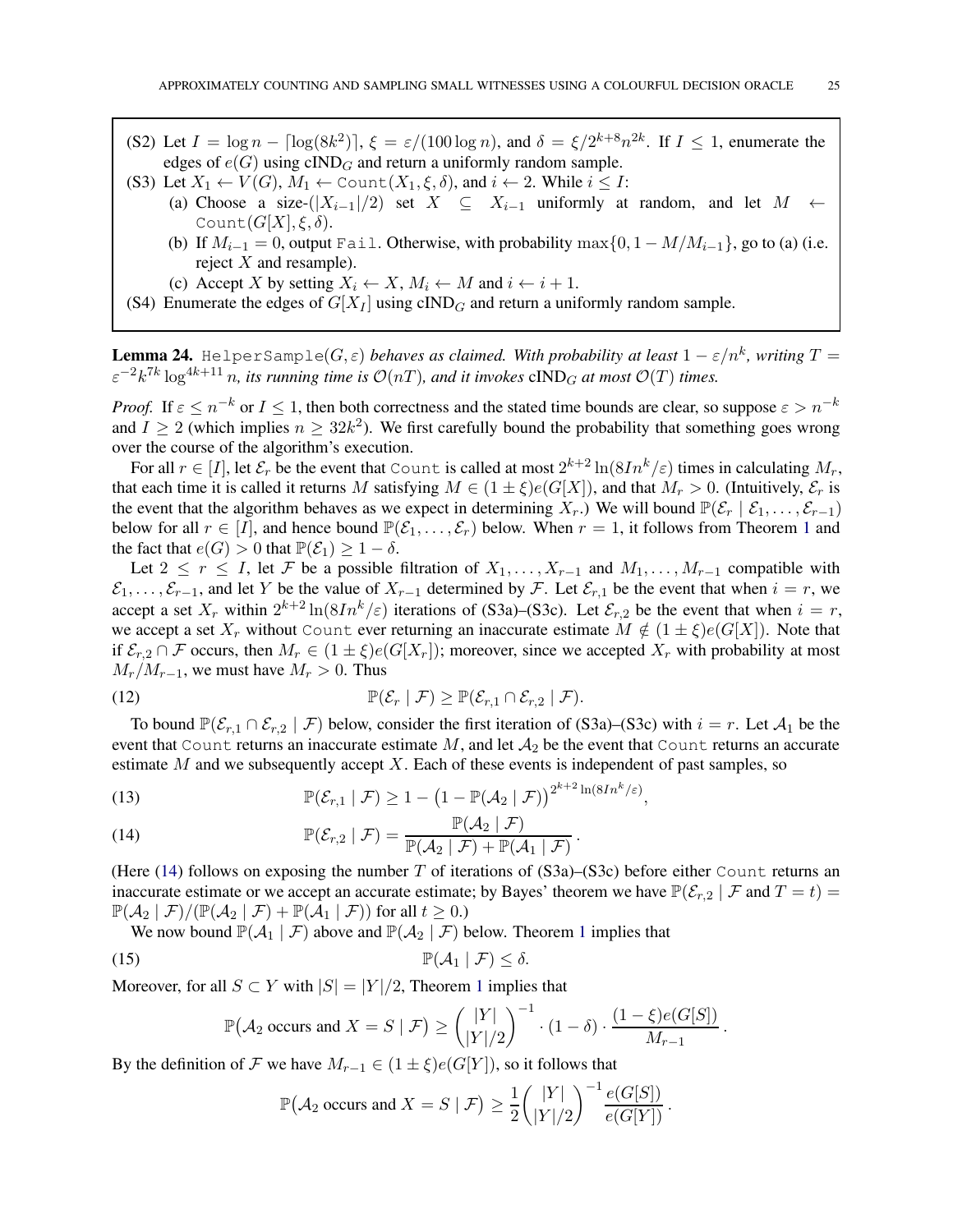(S2) Let $I = \log n - \lceil \log(8k^2) \rceil$, $\xi = \varepsilon/(100 \log n)$, and $\delta = \xi/2^{k+8}n^{2k}$. If $I \leq 1$, enumerate the edges of $e(G)$ using $\text{cIND}_G$ and return a uniformly random sample.

(S3) Let $X_1 \leftarrow V(G)$, $M_1 \leftarrow \texttt{Count}(X_1, \xi, \delta)$, and $i \leftarrow 2$. While $i \leq I$:

  (a) Choose a size-$(|X_{i-1}|/2)$ set $X \subseteq X_{i-1}$ uniformly at random, and let $M \leftarrow \texttt{Count}(G[X], \xi, \delta)$.

  (b) If $M_{i-1} = 0$, output $\texttt{Fail}$. Otherwise, with probability $\max\{0, 1 - M/M_{i-1}\}$, go to (a) (i.e. reject $X$ and resample).

  (c) Accept $X$ by setting $X_i \leftarrow X$, $M_i \leftarrow M$ and $i \leftarrow i + 1$.

(S4) Enumerate the edges of $G[X_I]$ using $\text{cIND}_G$ and return a uniformly random sample.

**Lemma 24.** $\texttt{HelperSample}(G, \varepsilon)$ *behaves as claimed. With probability at least $1 - \varepsilon/n^k$, writing $T = \varepsilon^{-2}k^{7k}\log^{4k+11} n$, its running time is $\mathcal{O}(nT)$, and it invokes $\text{cIND}_G$ at most $\mathcal{O}(T)$ times.*

*Proof.* If $\varepsilon \leq n^{-k}$ or $I \leq 1$, then both correctness and the stated time bounds are clear, so suppose $\varepsilon > n^{-k}$ and $I \geq 2$ (which implies $n \geq 32k^2$). We first carefully bound the probability that something goes wrong over the course of the algorithm's execution.

For all $r \in [I]$, let $\mathcal{E}_r$ be the event that $\texttt{Count}$ is called at most $2^{k+2}\ln(8In^k/\varepsilon)$ times in calculating $M_r$, that each time it is called it returns $M$ satisfying $M \in (1 \pm \xi)e(G[X])$, and that $M_r > 0$. (Intuitively, $\mathcal{E}_r$ is the event that the algorithm behaves as we expect in determining $X_r$.) We will bound $\mathbb{P}(\mathcal{E}_r \mid \mathcal{E}_1, \ldots, \mathcal{E}_{r-1})$ below for all $r \in [I]$, and hence bound $\mathbb{P}(\mathcal{E}_1, \ldots, \mathcal{E}_r)$ below. When $r = 1$, it follows from Theorem 1 and the fact that $e(G) > 0$ that $\mathbb{P}(\mathcal{E}_1) \geq 1 - \delta$.

Let $2 \leq r \leq I$, let $\mathcal{F}$ be a possible filtration of $X_1, \ldots, X_{r-1}$ and $M_1, \ldots, M_{r-1}$ compatible with $\mathcal{E}_1, \ldots, \mathcal{E}_{r-1}$, and let $Y$ be the value of $X_{r-1}$ determined by $\mathcal{F}$. Let $\mathcal{E}_{r,1}$ be the event that when $i = r$, we accept a set $X_r$ within $2^{k+2}\ln(8In^k/\varepsilon)$ iterations of (S3a)–(S3c). Let $\mathcal{E}_{r,2}$ be the event that when $i = r$, we accept a set $X_r$ without $\texttt{Count}$ ever returning an inaccurate estimate $M \notin (1 \pm \xi)e(G[X])$. Note that if $\mathcal{E}_{r,2} \cap \mathcal{F}$ occurs, then $M_r \in (1 \pm \xi)e(G[X_r])$; moreover, since we accepted $X_r$ with probability at most $M_r/M_{r-1}$, we must have $M_r > 0$. Thus

$$\mathbb{P}(\mathcal{E}_r \mid \mathcal{F}) \geq \mathbb{P}(\mathcal{E}_{r,1} \cap \mathcal{E}_{r,2} \mid \mathcal{F}). \tag{12}$$

To bound $\mathbb{P}(\mathcal{E}_{r,1} \cap \mathcal{E}_{r,2} \mid \mathcal{F})$ below, consider the first iteration of (S3a)–(S3c) with $i = r$. Let $\mathcal{A}_1$ be the event that $\texttt{Count}$ returns an inaccurate estimate $M$, and let $\mathcal{A}_2$ be the event that $\texttt{Count}$ returns an accurate estimate $M$ and we subsequently accept $X$. Each of these events is independent of past samples, so

$$\mathbb{P}(\mathcal{E}_{r,1} \mid \mathcal{F}) \geq 1 - \big(1 - \mathbb{P}(\mathcal{A}_2 \mid \mathcal{F})\big)^{2^{k+2}\ln(8In^k/\varepsilon)}, \tag{13}$$

$$\mathbb{P}(\mathcal{E}_{r,2} \mid \mathcal{F}) = \frac{\mathbb{P}(\mathcal{A}_2 \mid \mathcal{F})}{\mathbb{P}(\mathcal{A}_2 \mid \mathcal{F}) + \mathbb{P}(\mathcal{A}_1 \mid \mathcal{F})}. \tag{14}$$

(Here (14) follows on exposing the number $T$ of iterations of (S3a)–(S3c) before either $\texttt{Count}$ returns an inaccurate estimate or we accept an accurate estimate; by Bayes' theorem we have $\mathbb{P}(\mathcal{E}_{r,2} \mid \mathcal{F} \text{ and } T = t) = \mathbb{P}(\mathcal{A}_2 \mid \mathcal{F})/(\mathbb{P}(\mathcal{A}_2 \mid \mathcal{F}) + \mathbb{P}(\mathcal{A}_1 \mid \mathcal{F}))$ for all $t \geq 0$.)

We now bound $\mathbb{P}(\mathcal{A}_1 \mid \mathcal{F})$ above and $\mathbb{P}(\mathcal{A}_2 \mid \mathcal{F})$ below. Theorem 1 implies that

$$\mathbb{P}(\mathcal{A}_1 \mid \mathcal{F}) \leq \delta. \tag{15}$$

Moreover, for all $S \subset Y$ with $|S| = |Y|/2$, Theorem 1 implies that

$$\mathbb{P}\big(\mathcal{A}_2 \text{ occurs and } X = S \mid \mathcal{F}\big) \geq \binom{|Y|}{|Y|/2}^{-1} \cdot (1 - \delta) \cdot \frac{(1 - \xi)e(G[S])}{M_{r-1}}.$$

By the definition of $\mathcal{F}$ we have $M_{r-1} \in (1 \pm \xi)e(G[Y])$, so it follows that

$$\mathbb{P}\big(\mathcal{A}_2 \text{ occurs and } X = S \mid \mathcal{F}\big) \geq \frac{1}{2}\binom{|Y|}{|Y|/2}^{-1} \frac{e(G[S])}{e(G[Y])}.$$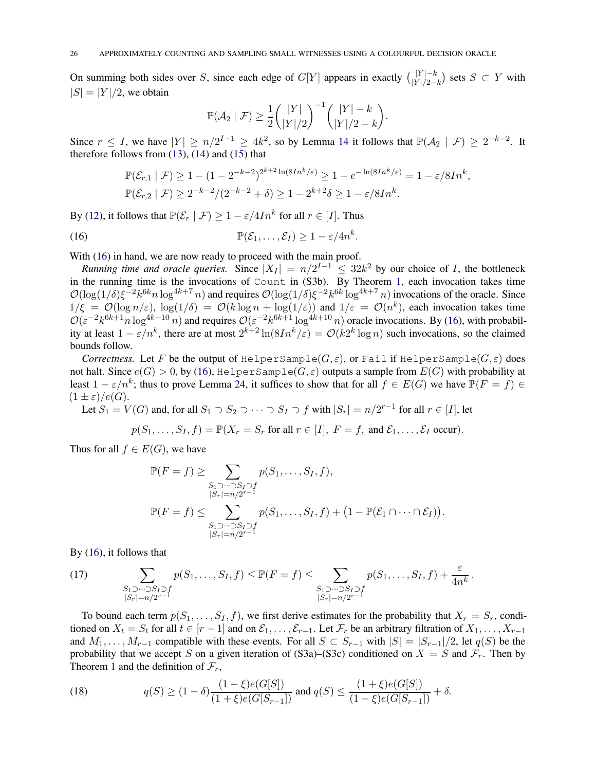On summing both sides over $S$, since each edge of $G[Y]$ appears in exactly $\binom{|Y|-k}{|Y|/2-k}$ sets $S \subset Y$ with $|S| = |Y|/2$, we obtain

$$\mathbb{P}(\mathcal{A}_2 \mid \mathcal{F}) \geq \frac{1}{2}\binom{|Y|}{|Y|/2}^{-1}\binom{|Y|-k}{|Y|/2-k}.$$

Since $r \leq I$, we have $|Y| \geq n/2^{I-1} \geq 4k^2$, so by Lemma 14 it follows that $\mathbb{P}(\mathcal{A}_2 \mid \mathcal{F}) \geq 2^{-k-2}$. It therefore follows from (13), (14) and (15) that

$$\mathbb{P}(\mathcal{E}_{r,1} \mid \mathcal{F}) \geq 1 - (1-2^{-k-2})^{2^{k+2}\ln(8In^k/\varepsilon)} \geq 1 - e^{-\ln(8In^k/\varepsilon)} = 1 - \varepsilon/8In^k,$$
$$\mathbb{P}(\mathcal{E}_{r,2} \mid \mathcal{F}) \geq 2^{-k-2}/(2^{-k-2}+\delta) \geq 1 - 2^{k+2}\delta \geq 1 - \varepsilon/8In^k.$$

By (12), it follows that $\mathbb{P}(\mathcal{E}_r \mid \mathcal{F}) \geq 1 - \varepsilon/4In^k$ for all $r \in [I]$. Thus

$$\mathbb{P}(\mathcal{E}_1, \dots, \mathcal{E}_I) \geq 1 - \varepsilon/4n^k. \tag{16}$$

With (16) in hand, we are now ready to proceed with the main proof.

*Running time and oracle queries.* Since $|X_I| = n/2^{I-1} \leq 32k^2$ by our choice of $I$, the bottleneck in the running time is the invocations of Count in (S3b). By Theorem 1, each invocation takes time $\mathcal{O}(\log(1/\delta)\xi^{-2}k^{6k}n\log^{4k+7}n)$ and requires $\mathcal{O}(\log(1/\delta)\xi^{-2}k^{6k}\log^{4k+7}n)$ invocations of the oracle. Since $1/\xi = \mathcal{O}(\log n/\varepsilon)$, $\log(1/\delta) = \mathcal{O}(k\log n + \log(1/\varepsilon))$ and $1/\varepsilon = \mathcal{O}(n^k)$, each invocation takes time $\mathcal{O}(\varepsilon^{-2}k^{6k+1}n\log^{4k+10}n)$ and requires $\mathcal{O}(\varepsilon^{-2}k^{6k+1}\log^{4k+10}n)$ oracle invocations. By (16), with probability at least $1 - \varepsilon/n^k$, there are at most $2^{k+2}\ln(8In^k/\varepsilon) = \mathcal{O}(k2^k\log n)$ such invocations, so the claimed bounds follow.

*Correctness.* Let $F$ be the output of HelperSample$(G,\varepsilon)$, or Fail if HelperSample$(G,\varepsilon)$ does not halt. Since $e(G) > 0$, by (16), HelperSample$(G,\varepsilon)$ outputs a sample from $E(G)$ with probability at least $1 - \varepsilon/n^k$; thus to prove Lemma 24, it suffices to show that for all $f \in E(G)$ we have $\mathbb{P}(F = f) \in (1 \pm \varepsilon)/e(G)$.

Let $S_1 = V(G)$ and, for all $S_1 \supset S_2 \supset \dots \supset S_I \supset f$ with $|S_r| = n/2^{r-1}$ for all $r \in [I]$, let

$$p(S_1, \dots, S_I, f) = \mathbb{P}(X_r = S_r \text{ for all } r \in [I],\ F = f, \text{ and } \mathcal{E}_1, \dots, \mathcal{E}_I \text{ occur}).$$

Thus for all $f \in E(G)$, we have

$$\mathbb{P}(F = f) \geq \sum_{\substack{S_1 \supset \dots \supset S_I \supset f \\ |S_r| = n/2^{r-1}}} p(S_1, \dots, S_I, f),$$
$$\mathbb{P}(F = f) \leq \sum_{\substack{S_1 \supset \dots \supset S_I \supset f \\ |S_r| = n/2^{r-1}}} p(S_1, \dots, S_I, f) + \big(1 - \mathbb{P}(\mathcal{E}_1 \cap \dots \cap \mathcal{E}_I)\big).$$

By (16), it follows that

$$\sum_{\substack{S_1 \supset \dots \supset S_I \supset f \\ |S_r| = n/2^{r-1}}} p(S_1, \dots, S_I, f) \leq \mathbb{P}(F = f) \leq \sum_{\substack{S_1 \supset \dots \supset S_I \supset f \\ |S_r| = n/2^{r-1}}} p(S_1, \dots, S_I, f) + \frac{\varepsilon}{4n^k}. \tag{17}$$

To bound each term $p(S_1, \dots, S_I, f)$, we first derive estimates for the probability that $X_r = S_r$, conditioned on $X_t = S_t$ for all $t \in [r-1]$ and on $\mathcal{E}_1, \dots, \mathcal{E}_{r-1}$. Let $\mathcal{F}_r$ be an arbitrary filtration of $X_1, \dots, X_{r-1}$ and $M_1, \dots, M_{r-1}$ compatible with these events. For all $S \subset S_{r-1}$ with $|S| = |S_{r-1}|/2$, let $q(S)$ be the probability that we accept $S$ on a given iteration of (S3a)–(S3c) conditioned on $X = S$ and $\mathcal{F}_r$. Then by Theorem 1 and the definition of $\mathcal{F}_r$,

$$q(S) \geq (1-\delta)\frac{(1-\xi)e(G[S])}{(1+\xi)e(G[S_{r-1}])} \text{ and } q(S) \leq \frac{(1+\xi)e(G[S])}{(1-\xi)e(G[S_{r-1}])} + \delta. \tag{18}$$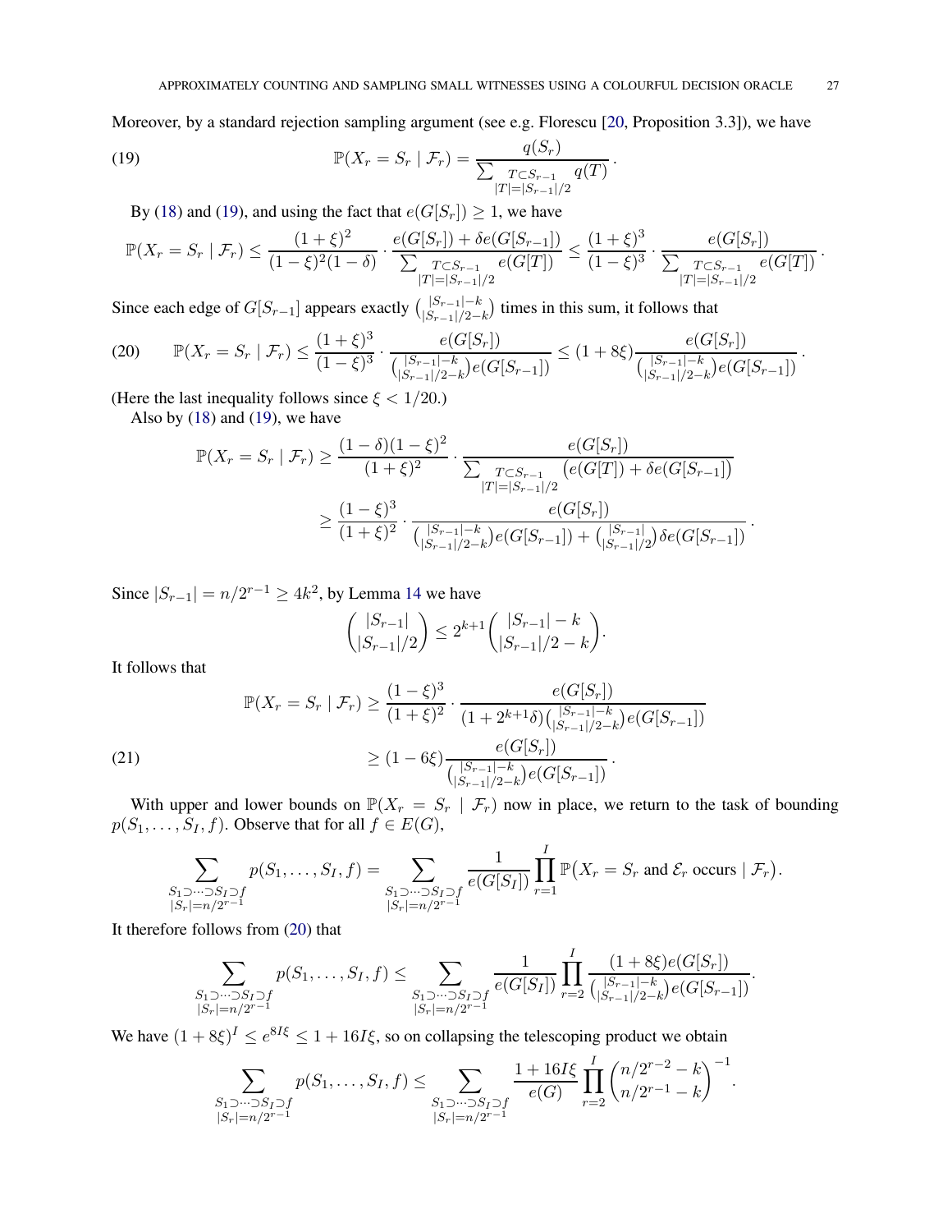Moreover, by a standard rejection sampling argument (see e.g. Florescu [20, Proposition 3.3]), we have

$$\mathbb{P}(X_r = S_r \mid \mathcal{F}_r) = \frac{q(S_r)}{\sum_{\substack{T \subset S_{r-1} \\ |T| = |S_{r-1}|/2}} q(T)}. \tag{19}$$

By (18) and (19), and using the fact that $e(G[S_r]) \geq 1$, we have

$$\mathbb{P}(X_r = S_r \mid \mathcal{F}_r) \leq \frac{(1+\xi)^2}{(1-\xi)^2(1-\delta)} \cdot \frac{e(G[S_r]) + \delta e(G[S_{r-1}])}{\sum_{\substack{T \subset S_{r-1} \\ |T| = |S_{r-1}|/2}} e(G[T])} \leq \frac{(1+\xi)^3}{(1-\xi)^3} \cdot \frac{e(G[S_r])}{\sum_{\substack{T \subset S_{r-1} \\ |T| = |S_{r-1}|/2}} e(G[T])}.$$

Since each edge of $G[S_{r-1}]$ appears exactly $\binom{|S_{r-1}|-k}{|S_{r-1}|/2-k}$ times in this sum, it follows that

$$\mathbb{P}(X_r = S_r \mid \mathcal{F}_r) \leq \frac{(1+\xi)^3}{(1-\xi)^3} \cdot \frac{e(G[S_r])}{\binom{|S_{r-1}|-k}{|S_{r-1}|/2-k} e(G[S_{r-1}])} \leq (1+8\xi) \frac{e(G[S_r])}{\binom{|S_{r-1}|-k}{|S_{r-1}|/2-k} e(G[S_{r-1}])}. \tag{20}$$

(Here the last inequality follows since $\xi < 1/20$.)

Also by (18) and (19), we have

$$\begin{aligned}
\mathbb{P}(X_r = S_r \mid \mathcal{F}_r) &\geq \frac{(1-\delta)(1-\xi)^2}{(1+\xi)^2} \cdot \frac{e(G[S_r])}{\sum_{\substack{T \subset S_{r-1} \\ |T| = |S_{r-1}|/2}} \big(e(G[T]) + \delta e(G[S_{r-1}])\big)} \\
&\geq \frac{(1-\xi)^3}{(1+\xi)^2} \cdot \frac{e(G[S_r])}{\binom{|S_{r-1}|-k}{|S_{r-1}|/2-k} e(G[S_{r-1}]) + \binom{|S_{r-1}|}{|S_{r-1}|/2} \delta e(G[S_{r-1}])}.
\end{aligned}$$

Since $|S_{r-1}| = n/2^{r-1} \geq 4k^2$, by Lemma 14 we have

$$\binom{|S_{r-1}|}{|S_{r-1}|/2} \leq 2^{k+1} \binom{|S_{r-1}|-k}{|S_{r-1}|/2-k}.$$

It follows that

$$\begin{aligned}
\mathbb{P}(X_r = S_r \mid \mathcal{F}_r) &\geq \frac{(1-\xi)^3}{(1+\xi)^2} \cdot \frac{e(G[S_r])}{(1+2^{k+1}\delta)\binom{|S_{r-1}|-k}{|S_{r-1}|/2-k} e(G[S_{r-1}])} \\
&\geq (1-6\xi) \frac{e(G[S_r])}{\binom{|S_{r-1}|-k}{|S_{r-1}|/2-k} e(G[S_{r-1}])}.
\end{aligned} \tag{21}$$

With upper and lower bounds on $\mathbb{P}(X_r = S_r \mid \mathcal{F}_r)$ now in place, we return to the task of bounding $p(S_1, \ldots, S_I, f)$. Observe that for all $f \in E(G)$,

$$\sum_{\substack{S_1 \supset \cdots \supset S_I \supset f \\ |S_r| = n/2^{r-1}}} p(S_1, \ldots, S_I, f) = \sum_{\substack{S_1 \supset \cdots \supset S_I \supset f \\ |S_r| = n/2^{r-1}}} \frac{1}{e(G[S_I])} \prod_{r=1}^{I} \mathbb{P}\big(X_r = S_r \text{ and } \mathcal{E}_r \text{ occurs} \mid \mathcal{F}_r\big).$$

It therefore follows from (20) that

$$\sum_{\substack{S_1 \supset \cdots \supset S_I \supset f \\ |S_r| = n/2^{r-1}}} p(S_1, \ldots, S_I, f) \leq \sum_{\substack{S_1 \supset \cdots \supset S_I \supset f \\ |S_r| = n/2^{r-1}}} \frac{1}{e(G[S_I])} \prod_{r=2}^{I} \frac{(1+8\xi) e(G[S_r])}{\binom{|S_{r-1}|-k}{|S_{r-1}|/2-k} e(G[S_{r-1}])}.$$

We have $(1+8\xi)^I \leq e^{8I\xi} \leq 1 + 16I\xi$, so on collapsing the telescoping product we obtain

$$\sum_{\substack{S_1 \supset \cdots \supset S_I \supset f \\ |S_r| = n/2^{r-1}}} p(S_1, \ldots, S_I, f) \leq \sum_{\substack{S_1 \supset \cdots \supset S_I \supset f \\ |S_r| = n/2^{r-1}}} \frac{1 + 16I\xi}{e(G)} \prod_{r=2}^{I} \binom{n/2^{r-2} - k}{n/2^{r-1} - k}^{-1}.$$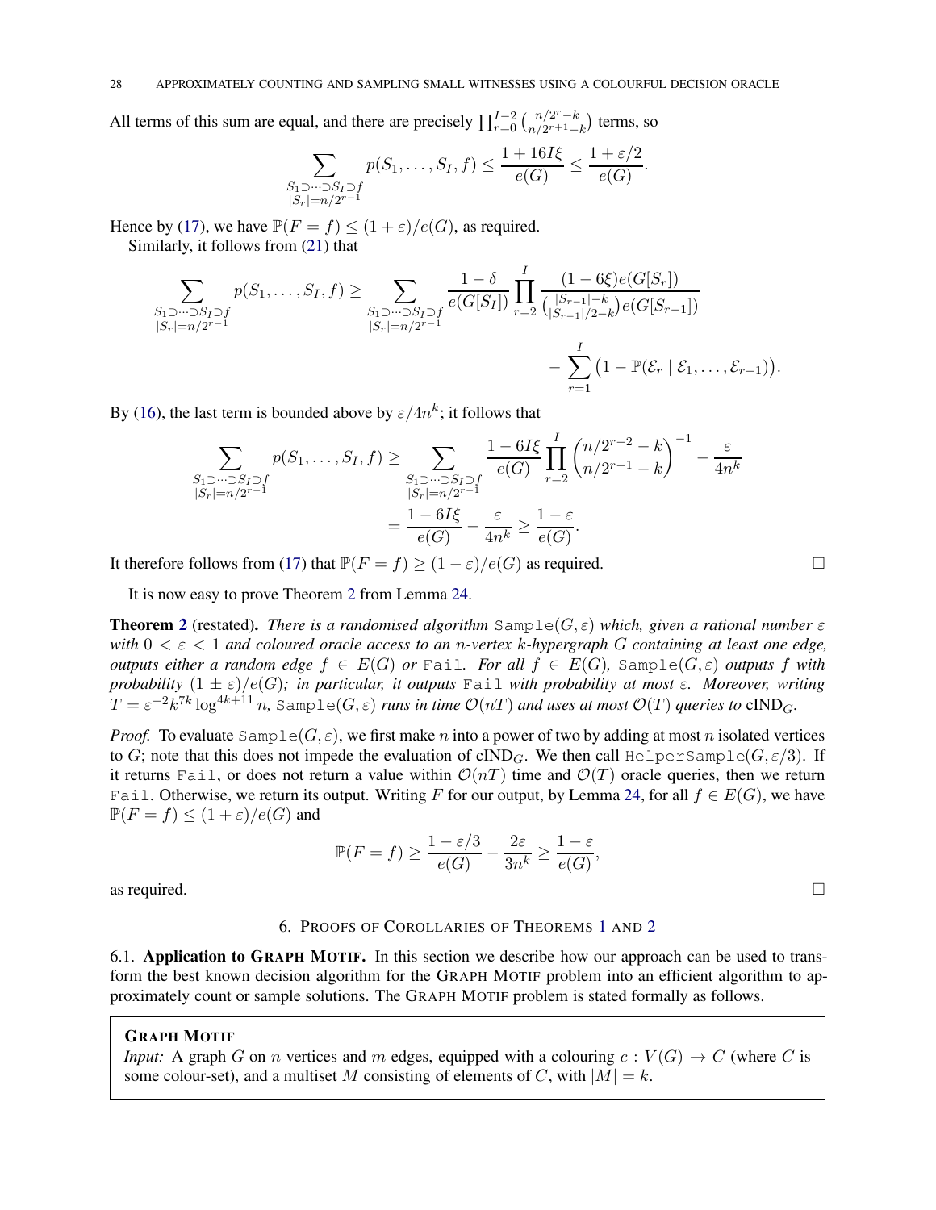All terms of this sum are equal, and there are precisely $\prod_{r=0}^{I-2}\binom{n/2^r-k}{n/2^{r+1}-k}$ terms, so

$$\sum_{\substack{S_1\supset\cdots\supset S_I\supset f\\ |S_r|=n/2^{r-1}}} p(S_1,\ldots,S_I,f) \le \frac{1+16I\xi}{e(G)} \le \frac{1+\varepsilon/2}{e(G)}.$$

Hence by (17), we have $\mathbb{P}(F=f)\le(1+\varepsilon)/e(G)$, as required.

Similarly, it follows from (21) that

$$\sum_{\substack{S_1\supset\cdots\supset S_I\supset f\\ |S_r|=n/2^{r-1}}} p(S_1,\ldots,S_I,f) \ge \sum_{\substack{S_1\supset\cdots\supset S_I\supset f\\ |S_r|=n/2^{r-1}}} \frac{1-\delta}{e(G[S_I])}\prod_{r=2}^{I}\frac{(1-6\xi)e(G[S_r])}{\binom{|S_{r-1}|-k}{|S_{r-1}|/2-k}e(G[S_{r-1}])} - \sum_{r=1}^{I}\big(1-\mathbb{P}(\mathcal{E}_r\mid\mathcal{E}_1,\ldots,\mathcal{E}_{r-1})\big).$$

By (16), the last term is bounded above by $\varepsilon/4n^k$; it follows that

$$\begin{aligned}\sum_{\substack{S_1\supset\cdots\supset S_I\supset f\\ |S_r|=n/2^{r-1}}} p(S_1,\ldots,S_I,f) &\ge \sum_{\substack{S_1\supset\cdots\supset S_I\supset f\\ |S_r|=n/2^{r-1}}} \frac{1-6I\xi}{e(G)}\prod_{r=2}^{I}\binom{n/2^{r-2}-k}{n/2^{r-1}-k}^{-1} - \frac{\varepsilon}{4n^k}\\ &= \frac{1-6I\xi}{e(G)} - \frac{\varepsilon}{4n^k} \ge \frac{1-\varepsilon}{e(G)}.\end{aligned}$$

It therefore follows from (17) that $\mathbb{P}(F=f)\ge(1-\varepsilon)/e(G)$ as required. ☐

It is now easy to prove Theorem 2 from Lemma 24.

**Theorem 2** (restated). *There is a randomised algorithm* `Sample`$(G,\varepsilon)$ *which, given a rational number $\varepsilon$ with $0<\varepsilon<1$ and coloured oracle access to an $n$-vertex $k$-hypergraph $G$ containing at least one edge, outputs either a random edge $f\in E(G)$ or* `Fail`*. For all $f\in E(G)$,* `Sample`$(G,\varepsilon)$ *outputs $f$ with probability $(1\pm\varepsilon)/e(G)$; in particular, it outputs* `Fail` *with probability at most $\varepsilon$. Moreover, writing $T=\varepsilon^{-2}k^{7k}\log^{4k+11}n$,* `Sample`$(G,\varepsilon)$ *runs in time $\mathcal{O}(nT)$ and uses at most $\mathcal{O}(T)$ queries to* $\mathrm{cIND}_G$.

*Proof.* To evaluate `Sample`$(G,\varepsilon)$, we first make $n$ into a power of two by adding at most $n$ isolated vertices to $G$; note that this does not impede the evaluation of $\mathrm{cIND}_G$. We then call `HelperSample`$(G,\varepsilon/3)$. If it returns `Fail`, or does not return a value within $\mathcal{O}(nT)$ time and $\mathcal{O}(T)$ oracle queries, then we return `Fail`. Otherwise, we return its output. Writing $F$ for our output, by Lemma 24, for all $f\in E(G)$, we have $\mathbb{P}(F=f)\le(1+\varepsilon)/e(G)$ and

$$\mathbb{P}(F=f)\ge\frac{1-\varepsilon/3}{e(G)}-\frac{2\varepsilon}{3n^k}\ge\frac{1-\varepsilon}{e(G)},$$

as required. ☐

## 6. Proofs of Corollaries of Theorems 1 and 2

6.1. **Application to Graph Motif.** In this section we describe how our approach can be used to transform the best known decision algorithm for the Graph Motif problem into an efficient algorithm to approximately count or sample solutions. The Graph Motif problem is stated formally as follows.

**Graph Motif**

*Input:* A graph $G$ on $n$ vertices and $m$ edges, equipped with a colouring $c:V(G)\to C$ (where $C$ is some colour-set), and a multiset $M$ consisting of elements of $C$, with $|M|=k$.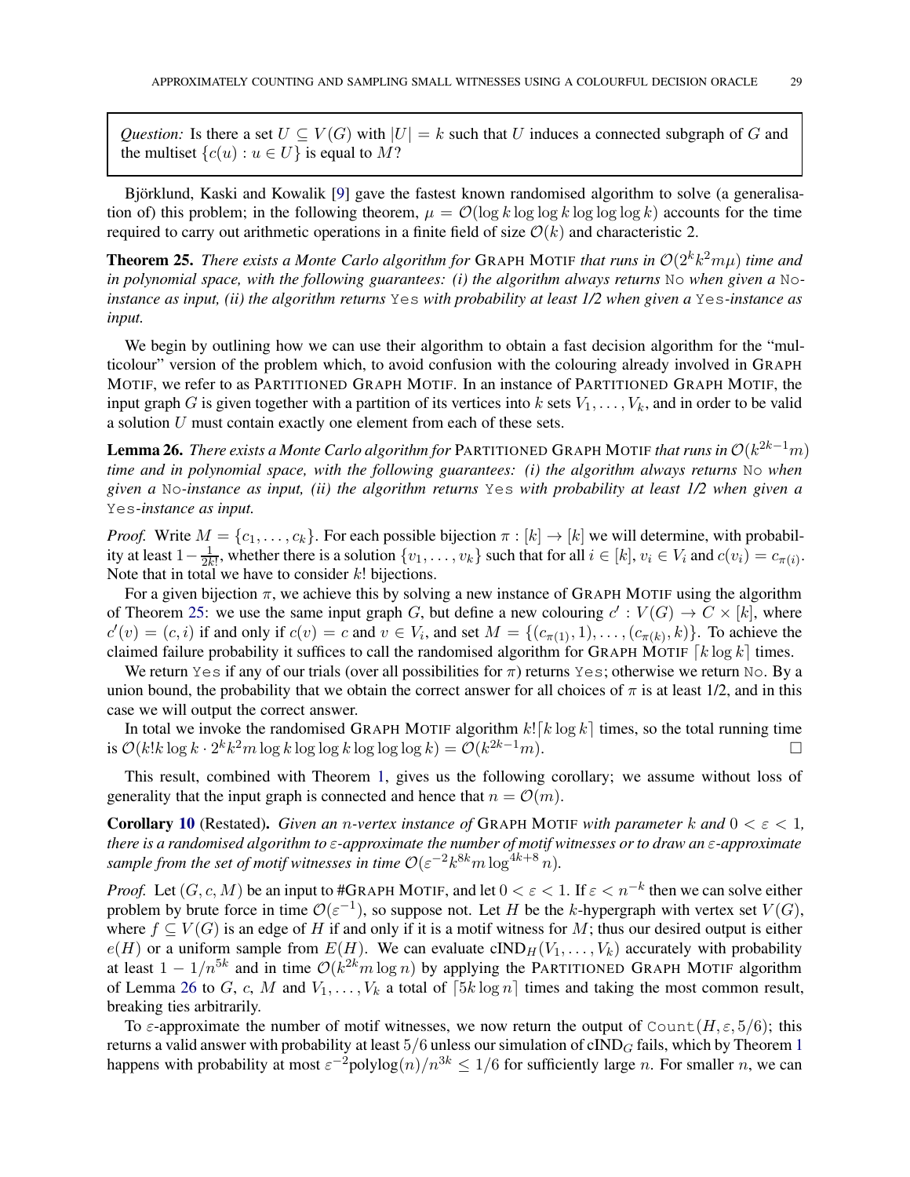*Question:* Is there a set $U \subseteq V(G)$ with $|U| = k$ such that $U$ induces a connected subgraph of $G$ and the multiset $\{c(u) : u \in U\}$ is equal to $M$?

Björklund, Kaski and Kowalik [9] gave the fastest known randomised algorithm to solve (a generalisation of) this problem; in the following theorem, $\mu = \mathcal{O}(\log k \log\log k \log\log\log k)$ accounts for the time required to carry out arithmetic operations in a finite field of size $\mathcal{O}(k)$ and characteristic 2.

**Theorem 25.** *There exists a Monte Carlo algorithm for* Graph Motif *that runs in $\mathcal{O}(2^k k^2 m\mu)$ time and in polynomial space, with the following guarantees: (i) the algorithm always returns* `No` *when given a* `No`*-instance as input, (ii) the algorithm returns* `Yes` *with probability at least 1/2 when given a* `Yes`*-instance as input.*

We begin by outlining how we can use their algorithm to obtain a fast decision algorithm for the "multicolour" version of the problem which, to avoid confusion with the colouring already involved in Graph Motif, we refer to as Partitioned Graph Motif. In an instance of Partitioned Graph Motif, the input graph $G$ is given together with a partition of its vertices into $k$ sets $V_1, \ldots, V_k$, and in order to be valid a solution $U$ must contain exactly one element from each of these sets.

**Lemma 26.** *There exists a Monte Carlo algorithm for* Partitioned Graph Motif *that runs in $\mathcal{O}(k^{2k-1}m)$ time and in polynomial space, with the following guarantees: (i) the algorithm always returns* `No` *when given a* `No`*-instance as input, (ii) the algorithm returns* `Yes` *with probability at least 1/2 when given a* `Yes`*-instance as input.*

*Proof.* Write $M = \{c_1, \ldots, c_k\}$. For each possible bijection $\pi : [k] \to [k]$ we will determine, with probability at least $1 - \frac{1}{2k!}$, whether there is a solution $\{v_1, \ldots, v_k\}$ such that for all $i \in [k]$, $v_i \in V_i$ and $c(v_i) = c_{\pi(i)}$. Note that in total we have to consider $k!$ bijections.

For a given bijection $\pi$, we achieve this by solving a new instance of Graph Motif using the algorithm of Theorem 25: we use the same input graph $G$, but define a new colouring $c' : V(G) \to C \times [k]$, where $c'(v) = (c, i)$ if and only if $c(v) = c$ and $v \in V_i$, and set $M = \{(c_{\pi(1)}, 1), \ldots, (c_{\pi(k)}, k)\}$. To achieve the claimed failure probability it suffices to call the randomised algorithm for Graph Motif $\lceil k \log k \rceil$ times.

We return `Yes` if any of our trials (over all possibilities for $\pi$) returns `Yes`; otherwise we return `No`. By a union bound, the probability that we obtain the correct answer for all choices of $\pi$ is at least 1/2, and in this case we will output the correct answer.

In total we invoke the randomised Graph Motif algorithm $k!\lceil k \log k \rceil$ times, so the total running time is $\mathcal{O}(k! k \log k \cdot 2^k k^2 m \log k \log\log k \log\log\log k) = \mathcal{O}(k^{2k-1}m)$. □

This result, combined with Theorem 1, gives us the following corollary; we assume without loss of generality that the input graph is connected and hence that $n = \mathcal{O}(m)$.

**Corollary 10** (Restated)**.** *Given an $n$-vertex instance of* Graph Motif *with parameter $k$ and $0 < \varepsilon < 1$, there is a randomised algorithm to $\varepsilon$-approximate the number of motif witnesses or to draw an $\varepsilon$-approximate sample from the set of motif witnesses in time $\mathcal{O}(\varepsilon^{-2} k^{8k} m \log^{4k+8} n)$.*

*Proof.* Let $(G, c, M)$ be an input to #Graph Motif, and let $0 < \varepsilon < 1$. If $\varepsilon < n^{-k}$ then we can solve either problem by brute force in time $\mathcal{O}(\varepsilon^{-1})$, so suppose not. Let $H$ be the $k$-hypergraph with vertex set $V(G)$, where $f \subseteq V(G)$ is an edge of $H$ if and only if it is a motif witness for $M$; thus our desired output is either $e(H)$ or a uniform sample from $E(H)$. We can evaluate $\text{cIND}_H(V_1, \ldots, V_k)$ accurately with probability at least $1 - 1/n^{5k}$ and in time $\mathcal{O}(k^{2k} m \log n)$ by applying the Partitioned Graph Motif algorithm of Lemma 26 to $G$, $c$, $M$ and $V_1, \ldots, V_k$ a total of $\lceil 5k \log n \rceil$ times and taking the most common result, breaking ties arbitrarily.

To $\varepsilon$-approximate the number of motif witnesses, we now return the output of `Count`$(H, \varepsilon, 5/6)$; this returns a valid answer with probability at least $5/6$ unless our simulation of $\text{cIND}_G$ fails, which by Theorem 1 happens with probability at most $\varepsilon^{-2}\text{polylog}(n)/n^{3k} \leq 1/6$ for sufficiently large $n$. For smaller $n$, we can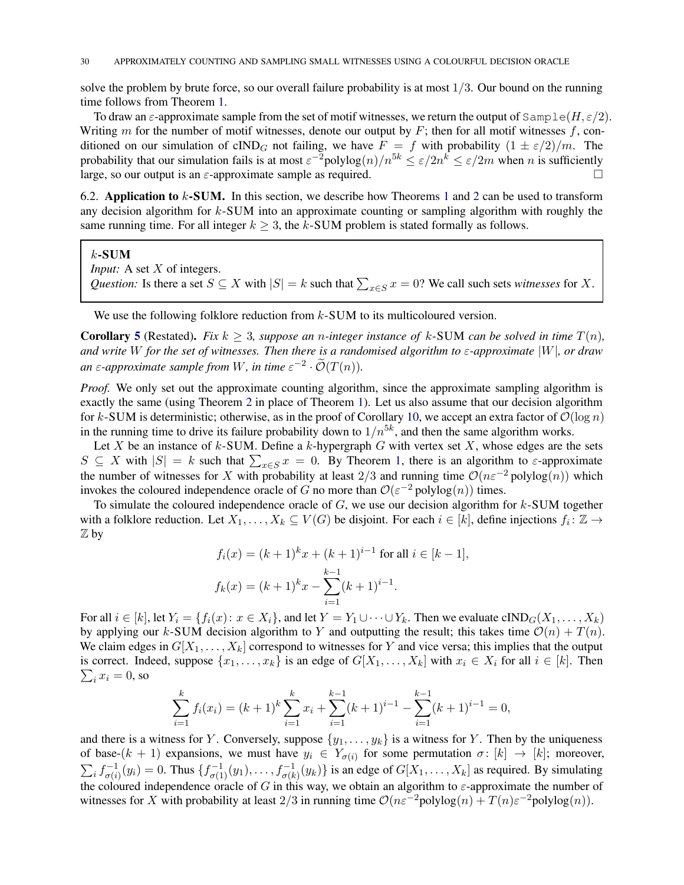solve the problem by brute force, so our overall failure probability is at most $1/3$. Our bound on the running time follows from Theorem 1.

To draw an $\varepsilon$-approximate sample from the set of motif witnesses, we return the output of `Sample`$(H, \varepsilon/2)$. Writing $m$ for the number of motif witnesses, denote our output by $F$; then for all motif witnesses $f$, conditioned on our simulation of cIND$_G$ not failing, we have $F = f$ with probability $(1 \pm \varepsilon/2)/m$. The probability that our simulation fails is at most $\varepsilon^{-2}\mathrm{polylog}(n)/n^{5k} \leq \varepsilon/2n^k \leq \varepsilon/2m$ when $n$ is sufficiently large, so our output is an $\varepsilon$-approximate sample as required. □

### 6.2. Application to $k$-SUM.

In this section, we describe how Theorems 1 and 2 can be used to transform any decision algorithm for $k$-SUM into an approximate counting or sampling algorithm with roughly the same running time. For all integer $k \geq 3$, the $k$-SUM problem is stated formally as follows.

> **$k$-SUM**
> *Input:* A set $X$ of integers.
> *Question:* Is there a set $S \subseteq X$ with $|S| = k$ such that $\sum_{x \in S} x = 0$? We call such sets *witnesses* for $X$.

We use the following folklore reduction from $k$-SUM to its multicoloured version.

**Corollary 5** (Restated). *Fix $k \geq 3$, suppose an $n$-integer instance of $k$-SUM can be solved in time $T(n)$, and write $W$ for the set of witnesses. Then there is a randomised algorithm to $\varepsilon$-approximate $|W|$, or draw an $\varepsilon$-approximate sample from $W$, in time $\varepsilon^{-2} \cdot \widetilde{\mathcal{O}}(T(n))$.*

*Proof.* We only set out the approximate counting algorithm, since the approximate sampling algorithm is exactly the same (using Theorem 2 in place of Theorem 1). Let us also assume that our decision algorithm for $k$-SUM is deterministic; otherwise, as in the proof of Corollary 10, we accept an extra factor of $\mathcal{O}(\log n)$ in the running time to drive its failure probability down to $1/n^{5k}$, and then the same algorithm works.

Let $X$ be an instance of $k$-SUM. Define a $k$-hypergraph $G$ with vertex set $X$, whose edges are the sets $S \subseteq X$ with $|S| = k$ such that $\sum_{x \in S} x = 0$. By Theorem 1, there is an algorithm to $\varepsilon$-approximate the number of witnesses for $X$ with probability at least $2/3$ and running time $\mathcal{O}(n\varepsilon^{-2}\,\mathrm{polylog}(n))$ which invokes the coloured independence oracle of $G$ no more than $\mathcal{O}(\varepsilon^{-2}\,\mathrm{polylog}(n))$ times.

To simulate the coloured independence oracle of $G$, we use our decision algorithm for $k$-SUM together with a folklore reduction. Let $X_1, \ldots, X_k \subseteq V(G)$ be disjoint. For each $i \in [k]$, define injections $f_i \colon \mathbb{Z} \to \mathbb{Z}$ by

$$f_i(x) = (k+1)^k x + (k+1)^{i-1} \text{ for all } i \in [k-1],$$

$$f_k(x) = (k+1)^k x - \sum_{i=1}^{k-1} (k+1)^{i-1}.$$

For all $i \in [k]$, let $Y_i = \{f_i(x) \colon x \in X_i\}$, and let $Y = Y_1 \cup \cdots \cup Y_k$. Then we evaluate cIND$_G(X_1, \ldots, X_k)$ by applying our $k$-SUM decision algorithm to $Y$ and outputting the result; this takes time $\mathcal{O}(n) + T(n)$. We claim edges in $G[X_1, \ldots, X_k]$ correspond to witnesses for $Y$ and vice versa; this implies that the output is correct. Indeed, suppose $\{x_1, \ldots, x_k\}$ is an edge of $G[X_1, \ldots, X_k]$ with $x_i \in X_i$ for all $i \in [k]$. Then $\sum_i x_i = 0$, so

$$\sum_{i=1}^{k} f_i(x_i) = (k+1)^k \sum_{i=1}^{k} x_i + \sum_{i=1}^{k-1} (k+1)^{i-1} - \sum_{i=1}^{k-1} (k+1)^{i-1} = 0,$$

and there is a witness for $Y$. Conversely, suppose $\{y_1, \ldots, y_k\}$ is a witness for $Y$. Then by the uniqueness of base-$(k+1)$ expansions, we must have $y_i \in Y_{\sigma(i)}$ for some permutation $\sigma \colon [k] \to [k]$; moreover, $\sum_i f^{-1}_{\sigma(i)}(y_i) = 0$. Thus $\{f^{-1}_{\sigma(1)}(y_1), \ldots, f^{-1}_{\sigma(k)}(y_k)\}$ is an edge of $G[X_1, \ldots, X_k]$ as required. By simulating the coloured independence oracle of $G$ in this way, we obtain an algorithm to $\varepsilon$-approximate the number of witnesses for $X$ with probability at least $2/3$ in running time $\mathcal{O}(n\varepsilon^{-2}\mathrm{polylog}(n) + T(n)\varepsilon^{-2}\mathrm{polylog}(n))$.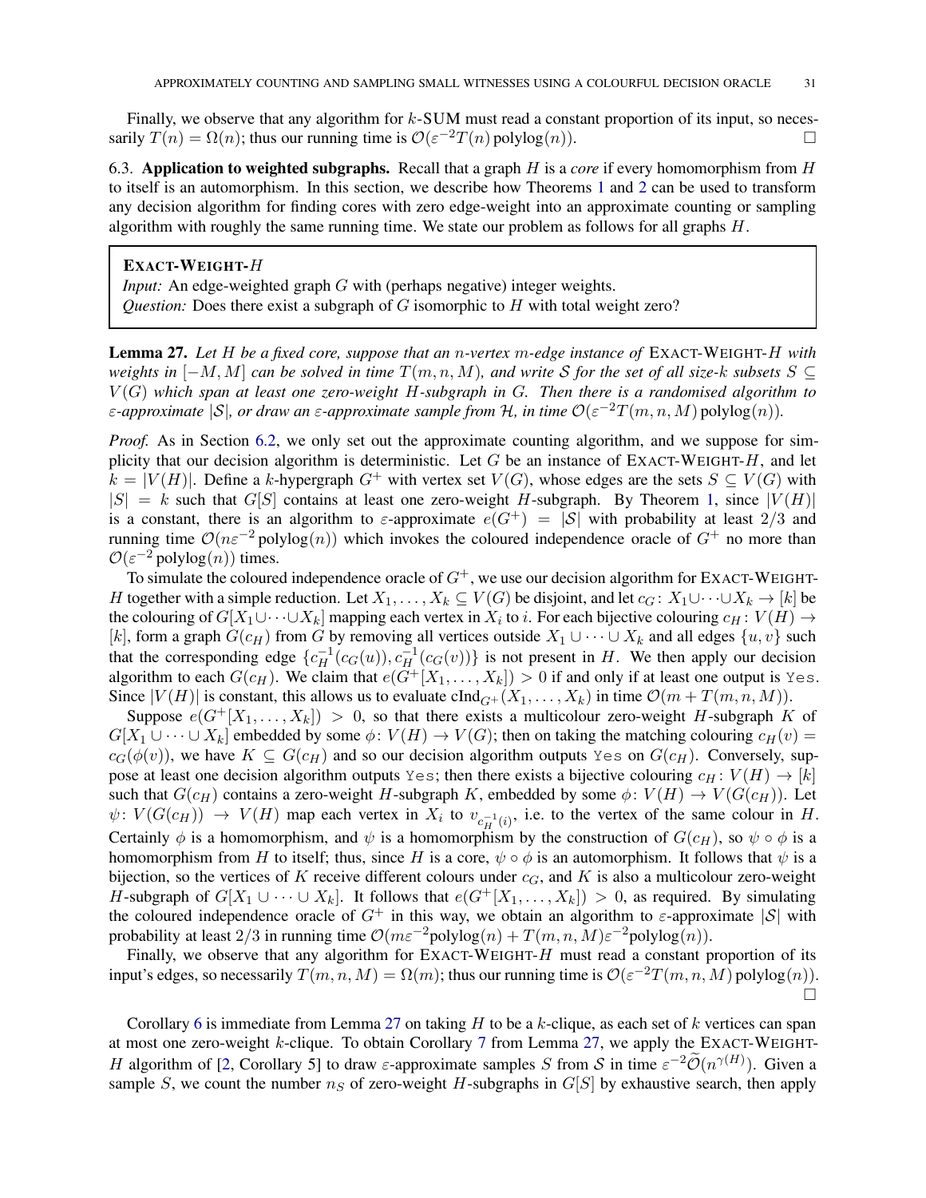Finally, we observe that any algorithm for $k$-SUM must read a constant proportion of its input, so necessarily $T(n) = \Omega(n)$; thus our running time is $\mathcal{O}(\varepsilon^{-2}T(n)\,\mathrm{polylog}(n))$. □

6.3. **Application to weighted subgraphs.** Recall that a graph $H$ is a *core* if every homomorphism from $H$ to itself is an automorphism. In this section, we describe how Theorems 1 and 2 can be used to transform any decision algorithm for finding cores with zero edge-weight into an approximate counting or sampling algorithm with roughly the same running time. We state our problem as follows for all graphs $H$.

> **EXACT-WEIGHT-$H$**
> *Input:* An edge-weighted graph $G$ with (perhaps negative) integer weights.
> *Question:* Does there exist a subgraph of $G$ isomorphic to $H$ with total weight zero?

**Lemma 27.** *Let $H$ be a fixed core, suppose that an $n$-vertex $m$-edge instance of* EXACT-WEIGHT-$H$ *with weights in $[-M, M]$ can be solved in time $T(m, n, M)$, and write $\mathcal{S}$ for the set of all size-$k$ subsets $S \subseteq V(G)$ which span at least one zero-weight $H$-subgraph in $G$. Then there is a randomised algorithm to $\varepsilon$-approximate $|\mathcal{S}|$, or draw an $\varepsilon$-approximate sample from $\mathcal{H}$, in time $\mathcal{O}(\varepsilon^{-2}T(m, n, M)\,\mathrm{polylog}(n))$.*

*Proof.* As in Section 6.2, we only set out the approximate counting algorithm, and we suppose for simplicity that our decision algorithm is deterministic. Let $G$ be an instance of EXACT-WEIGHT-$H$, and let $k = |V(H)|$. Define a $k$-hypergraph $G^+$ with vertex set $V(G)$, whose edges are the sets $S \subseteq V(G)$ with $|S| = k$ such that $G[S]$ contains at least one zero-weight $H$-subgraph. By Theorem 1, since $|V(H)|$ is a constant, there is an algorithm to $\varepsilon$-approximate $e(G^+) = |\mathcal{S}|$ with probability at least $2/3$ and running time $\mathcal{O}(n\varepsilon^{-2}\,\mathrm{polylog}(n))$ which invokes the coloured independence oracle of $G^+$ no more than $\mathcal{O}(\varepsilon^{-2}\,\mathrm{polylog}(n))$ times.

To simulate the coloured independence oracle of $G^+$, we use our decision algorithm for EXACT-WEIGHT-$H$ together with a simple reduction. Let $X_1, \dots, X_k \subseteq V(G)$ be disjoint, and let $c_G\colon X_1 \cup \dots \cup X_k \to [k]$ be the colouring of $G[X_1 \cup \dots \cup X_k]$ mapping each vertex in $X_i$ to $i$. For each bijective colouring $c_H\colon V(H) \to [k]$, form a graph $G(c_H)$ from $G$ by removing all vertices outside $X_1 \cup \dots \cup X_k$ and all edges $\{u, v\}$ such that the corresponding edge $\{c_H^{-1}(c_G(u)), c_H^{-1}(c_G(v))\}$ is not present in $H$. We then apply our decision algorithm to each $G(c_H)$. We claim that $e(G^+[X_1, \dots, X_k]) > 0$ if and only if at least one output is `Yes`. Since $|V(H)|$ is constant, this allows us to evaluate $\mathrm{cInd}_{G^+}(X_1, \dots, X_k)$ in time $\mathcal{O}(m + T(m, n, M))$.

Suppose $e(G^+[X_1, \dots, X_k]) > 0$, so that there exists a multicolour zero-weight $H$-subgraph $K$ of $G[X_1 \cup \dots \cup X_k]$ embedded by some $\phi\colon V(H) \to V(G)$; then on taking the matching colouring $c_H(v) = c_G(\phi(v))$, we have $K \subseteq G(c_H)$ and so our decision algorithm outputs `Yes` on $G(c_H)$. Conversely, suppose at least one decision algorithm outputs `Yes`; then there exists a bijective colouring $c_H\colon V(H) \to [k]$ such that $G(c_H)$ contains a zero-weight $H$-subgraph $K$, embedded by some $\phi\colon V(H) \to V(G(c_H))$. Let $\psi\colon V(G(c_H)) \to V(H)$ map each vertex in $X_i$ to $v_{c_H^{-1}(i)}$, i.e. to the vertex of the same colour in $H$. Certainly $\phi$ is a homomorphism, and $\psi$ is a homomorphism by the construction of $G(c_H)$, so $\psi \circ \phi$ is a homomorphism from $H$ to itself; thus, since $H$ is a core, $\psi \circ \phi$ is an automorphism. It follows that $\psi$ is a bijection, so the vertices of $K$ receive different colours under $c_G$, and $K$ is also a multicolour zero-weight $H$-subgraph of $G[X_1 \cup \dots \cup X_k]$. It follows that $e(G^+[X_1, \dots, X_k]) > 0$, as required. By simulating the coloured independence oracle of $G^+$ in this way, we obtain an algorithm to $\varepsilon$-approximate $|\mathcal{S}|$ with probability at least $2/3$ in running time $\mathcal{O}(m\varepsilon^{-2}\mathrm{polylog}(n) + T(m, n, M)\varepsilon^{-2}\mathrm{polylog}(n))$.

Finally, we observe that any algorithm for EXACT-WEIGHT-$H$ must read a constant proportion of its input's edges, so necessarily $T(m, n, M) = \Omega(m)$; thus our running time is $\mathcal{O}(\varepsilon^{-2}T(m, n, M)\,\mathrm{polylog}(n))$. □

Corollary 6 is immediate from Lemma 27 on taking $H$ to be a $k$-clique, as each set of $k$ vertices can span at most one zero-weight $k$-clique. To obtain Corollary 7 from Lemma 27, we apply the EXACT-WEIGHT-$H$ algorithm of [2, Corollary 5] to draw $\varepsilon$-approximate samples $S$ from $\mathcal{S}$ in time $\varepsilon^{-2}\widetilde{\mathcal{O}}(n^{\gamma(H)})$. Given a sample $S$, we count the number $n_S$ of zero-weight $H$-subgraphs in $G[S]$ by exhaustive search, then apply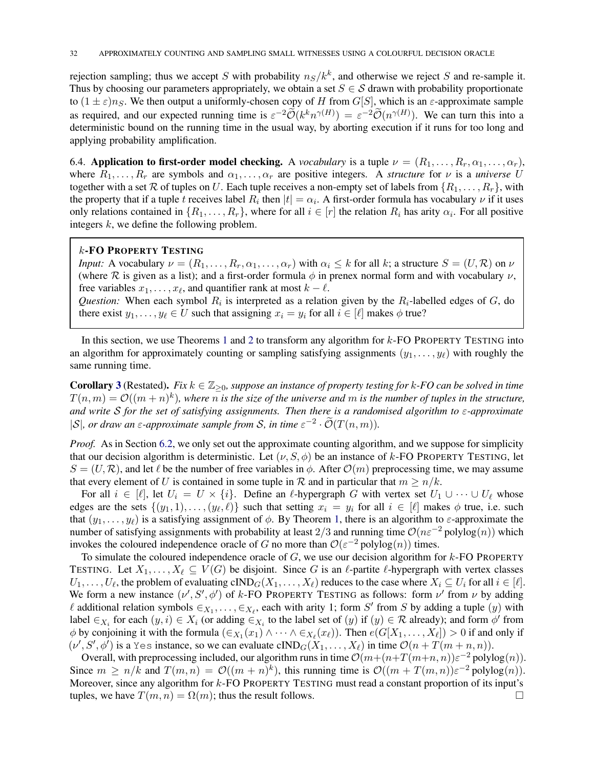rejection sampling; thus we accept $S$ with probability $n_S/k^k$, and otherwise we reject $S$ and re-sample it. Thus by choosing our parameters appropriately, we obtain a set $S \in \mathcal{S}$ drawn with probability proportionate to $(1 \pm \varepsilon)n_S$. We then output a uniformly-chosen copy of $H$ from $G[S]$, which is an $\varepsilon$-approximate sample as required, and our expected running time is $\varepsilon^{-2}\widetilde{\mathcal{O}}(k^k n^{\gamma(H)}) = \varepsilon^{-2}\widetilde{\mathcal{O}}(n^{\gamma(H)})$. We can turn this into a deterministic bound on the running time in the usual way, by aborting execution if it runs for too long and applying probability amplification.

6.4. **Application to first-order model checking.** A *vocabulary* is a tuple $\nu = (R_1, \dots, R_r, \alpha_1, \dots, \alpha_r)$, where $R_1, \dots, R_r$ are symbols and $\alpha_1, \dots, \alpha_r$ are positive integers. A *structure* for $\nu$ is a *universe* $U$ together with a set $\mathcal{R}$ of tuples on $U$. Each tuple receives a non-empty set of labels from $\{R_1, \dots, R_r\}$, with the property that if a tuple $t$ receives label $R_i$ then $|t| = \alpha_i$. A first-order formula has vocabulary $\nu$ if it uses only relations contained in $\{R_1, \dots, R_r\}$, where for all $i \in [r]$ the relation $R_i$ has arity $\alpha_i$. For all positive integers $k$, we define the following problem.

> **$k$-FO PROPERTY TESTING**
> *Input:* A vocabulary $\nu = (R_1, \dots, R_r, \alpha_1, \dots, \alpha_r)$ with $\alpha_i \le k$ for all $k$; a structure $S = (U, \mathcal{R})$ on $\nu$ (where $\mathcal{R}$ is given as a list); and a first-order formula $\phi$ in prenex normal form and with vocabulary $\nu$, free variables $x_1, \dots, x_\ell$, and quantifier rank at most $k - \ell$.
> *Question:* When each symbol $R_i$ is interpreted as a relation given by the $R_i$-labelled edges of $G$, do there exist $y_1, \dots, y_\ell \in U$ such that assigning $x_i = y_i$ for all $i \in [\ell]$ makes $\phi$ true?

In this section, we use Theorems 1 and 2 to transform any algorithm for $k$-FO PROPERTY TESTING into an algorithm for approximately counting or sampling satisfying assignments $(y_1, \dots, y_\ell)$ with roughly the same running time.

**Corollary 3** (Restated). *Fix $k \in \mathbb{Z}_{\ge 0}$, suppose an instance of property testing for $k$-FO can be solved in time $T(n,m) = \mathcal{O}((m+n)^k)$, where $n$ is the size of the universe and $m$ is the number of tuples in the structure, and write $\mathcal{S}$ for the set of satisfying assignments. Then there is a randomised algorithm to $\varepsilon$-approximate $|\mathcal{S}|$, or draw an $\varepsilon$-approximate sample from $\mathcal{S}$, in time $\varepsilon^{-2} \cdot \widetilde{\mathcal{O}}(T(n,m))$.*

*Proof.* As in Section 6.2, we only set out the approximate counting algorithm, and we suppose for simplicity that our decision algorithm is deterministic. Let $(\nu, S, \phi)$ be an instance of $k$-FO PROPERTY TESTING, let $S = (U, \mathcal{R})$, and let $\ell$ be the number of free variables in $\phi$. After $\mathcal{O}(m)$ preprocessing time, we may assume that every element of $U$ is contained in some tuple in $\mathcal{R}$ and in particular that $m \ge n/k$.

For all $i \in [\ell]$, let $U_i = U \times \{i\}$. Define an $\ell$-hypergraph $G$ with vertex set $U_1 \cup \cdots \cup U_\ell$ whose edges are the sets $\{(y_1, 1), \dots, (y_\ell, \ell)\}$ such that setting $x_i = y_i$ for all $i \in [\ell]$ makes $\phi$ true, i.e. such that $(y_1, \dots, y_\ell)$ is a satisfying assignment of $\phi$. By Theorem 1, there is an algorithm to $\varepsilon$-approximate the number of satisfying assignments with probability at least $2/3$ and running time $\mathcal{O}(n\varepsilon^{-2}\,\mathrm{polylog}(n))$ which invokes the coloured independence oracle of $G$ no more than $\mathcal{O}(\varepsilon^{-2}\,\mathrm{polylog}(n))$ times.

To simulate the coloured independence oracle of $G$, we use our decision algorithm for $k$-FO PROPERTY TESTING. Let $X_1, \dots, X_\ell \subseteq V(G)$ be disjoint. Since $G$ is an $\ell$-partite $\ell$-hypergraph with vertex classes $U_1, \dots, U_\ell$, the problem of evaluating $\mathrm{cIND}_G(X_1, \dots, X_\ell)$ reduces to the case where $X_i \subseteq U_i$ for all $i \in [\ell]$. We form a new instance $(\nu', S', \phi')$ of $k$-FO PROPERTY TESTING as follows: form $\nu'$ from $\nu$ by adding $\ell$ additional relation symbols $\in_{X_1}, \dots, \in_{X_\ell}$, each with arity 1; form $S'$ from $S$ by adding a tuple $(y)$ with label $\in_{X_i}$ for each $(y, i) \in X_i$ (or adding $\in_{X_i}$ to the label set of $(y)$ if $(y) \in \mathcal{R}$ already); and form $\phi'$ from $\phi$ by conjoining it with the formula $(\in_{X_1}(x_1) \wedge \cdots \wedge \in_{X_\ell}(x_\ell))$. Then $e(G[X_1, \dots, X_\ell]) > 0$ if and only if $(\nu', S', \phi')$ is a `Yes` instance, so we can evaluate $\mathrm{cIND}_G(X_1, \dots, X_\ell)$ in time $\mathcal{O}(n + T(m+n, n))$.

Overall, with preprocessing included, our algorithm runs in time $\mathcal{O}(m + (n + T(m+n, n))\varepsilon^{-2}\,\mathrm{polylog}(n))$. Since $m \ge n/k$ and $T(m,n) = \mathcal{O}((m+n)^k)$, this running time is $\mathcal{O}((m + T(m,n))\varepsilon^{-2}\,\mathrm{polylog}(n))$. Moreover, since any algorithm for $k$-FO PROPERTY TESTING must read a constant proportion of its input's tuples, we have $T(m,n) = \Omega(m)$; thus the result follows. $\square$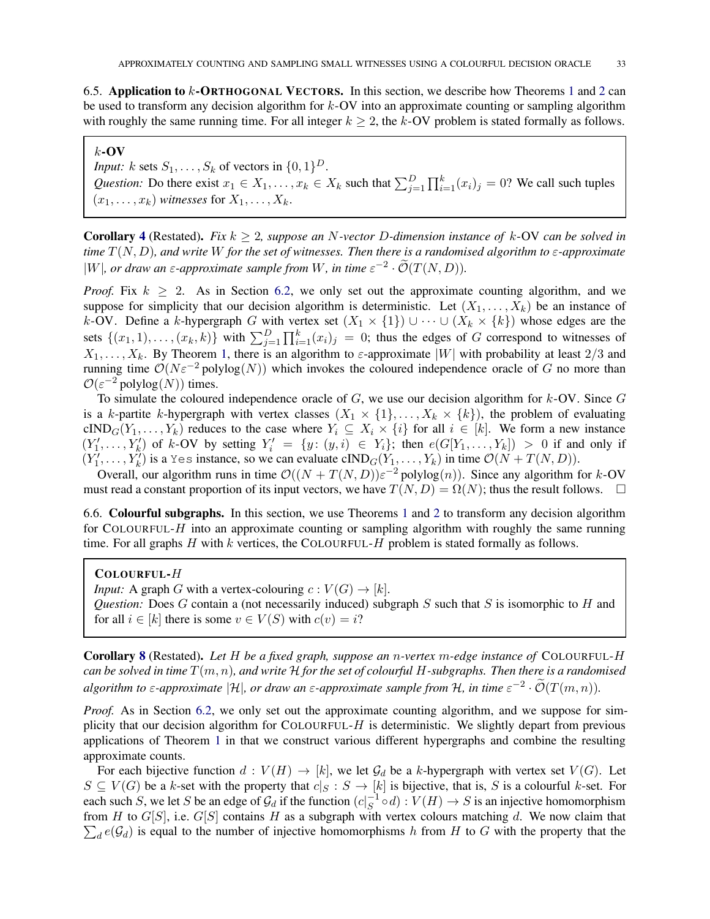### 6.5. Application to $k$-ORTHOGONAL VECTORS.

In this section, we describe how Theorems 1 and 2 can be used to transform any decision algorithm for $k$-OV into an approximate counting or sampling algorithm with roughly the same running time. For all integer $k \geq 2$, the $k$-OV problem is stated formally as follows.

> **$k$-OV**
> *Input:* $k$ sets $S_1, \ldots, S_k$ of vectors in $\{0,1\}^D$.
> *Question:* Do there exist $x_1 \in X_1, \ldots, x_k \in X_k$ such that $\sum_{j=1}^{D} \prod_{i=1}^{k} (x_i)_j = 0$? We call such tuples $(x_1, \ldots, x_k)$ *witnesses* for $X_1, \ldots, X_k$.

**Corollary 4** (Restated). *Fix $k \geq 2$, suppose an $N$-vector $D$-dimension instance of $k$-OV can be solved in time $T(N, D)$, and write $W$ for the set of witnesses. Then there is a randomised algorithm to $\varepsilon$-approximate $|W|$, or draw an $\varepsilon$-approximate sample from $W$, in time $\varepsilon^{-2} \cdot \widetilde{\mathcal{O}}(T(N, D))$.*

*Proof.* Fix $k \geq 2$. As in Section 6.2, we only set out the approximate counting algorithm, and we suppose for simplicity that our decision algorithm is deterministic. Let $(X_1, \ldots, X_k)$ be an instance of $k$-OV. Define a $k$-hypergraph $G$ with vertex set $(X_1 \times \{1\}) \cup \cdots \cup (X_k \times \{k\})$ whose edges are the sets $\{(x_1, 1), \ldots, (x_k, k)\}$ with $\sum_{j=1}^{D} \prod_{i=1}^{k} (x_i)_j = 0$; thus the edges of $G$ correspond to witnesses of $X_1, \ldots, X_k$. By Theorem 1, there is an algorithm to $\varepsilon$-approximate $|W|$ with probability at least $2/3$ and running time $\mathcal{O}(N\varepsilon^{-2} \operatorname{polylog}(N))$ which invokes the coloured independence oracle of $G$ no more than $\mathcal{O}(\varepsilon^{-2} \operatorname{polylog}(N))$ times.

To simulate the coloured independence oracle of $G$, we use our decision algorithm for $k$-OV. Since $G$ is a $k$-partite $k$-hypergraph with vertex classes $(X_1 \times \{1\}, \ldots, X_k \times \{k\})$, the problem of evaluating $\mathrm{cIND}_G(Y_1, \ldots, Y_k)$ reduces to the case where $Y_i \subseteq X_i \times \{i\}$ for all $i \in [k]$. We form a new instance $(Y_1', \ldots, Y_k')$ of $k$-OV by setting $Y_i' = \{y \colon (y, i) \in Y_i\}$; then $e(G[Y_1, \ldots, Y_k]) > 0$ if and only if $(Y_1', \ldots, Y_k')$ is a `Yes` instance, so we can evaluate $\mathrm{cIND}_G(Y_1, \ldots, Y_k)$ in time $\mathcal{O}(N + T(N, D))$.

Overall, our algorithm runs in time $\mathcal{O}((N + T(N, D))\varepsilon^{-2} \operatorname{polylog}(n))$. Since any algorithm for $k$-OV must read a constant proportion of its input vectors, we have $T(N, D) = \Omega(N)$; thus the result follows. $\square$

### 6.6. Colourful subgraphs.

In this section, we use Theorems 1 and 2 to transform any decision algorithm for COLOURFUL-$H$ into an approximate counting or sampling algorithm with roughly the same running time. For all graphs $H$ with $k$ vertices, the COLOURFUL-$H$ problem is stated formally as follows.

> **COLOURFUL-$H$**
> *Input:* A graph $G$ with a vertex-colouring $c : V(G) \to [k]$.
> *Question:* Does $G$ contain a (not necessarily induced) subgraph $S$ such that $S$ is isomorphic to $H$ and for all $i \in [k]$ there is some $v \in V(S)$ with $c(v) = i$?

**Corollary 8** (Restated). *Let $H$ be a fixed graph, suppose an $n$-vertex $m$-edge instance of COLOURFUL-$H$ can be solved in time $T(m, n)$, and write $\mathcal{H}$ for the set of colourful $H$-subgraphs. Then there is a randomised algorithm to $\varepsilon$-approximate $|\mathcal{H}|$, or draw an $\varepsilon$-approximate sample from $\mathcal{H}$, in time $\varepsilon^{-2} \cdot \widetilde{\mathcal{O}}(T(m, n))$.*

*Proof.* As in Section 6.2, we only set out the approximate counting algorithm, and we suppose for simplicity that our decision algorithm for COLOURFUL-$H$ is deterministic. We slightly depart from previous applications of Theorem 1 in that we construct various different hypergraphs and combine the resulting approximate counts.

For each bijective function $d : V(H) \to [k]$, we let $\mathcal{G}_d$ be a $k$-hypergraph with vertex set $V(G)$. Let $S \subseteq V(G)$ be a $k$-set with the property that $c|_S : S \to [k]$ is bijective, that is, $S$ is a colourful $k$-set. For each such $S$, we let $S$ be an edge of $\mathcal{G}_d$ if the function $(c|_S^{-1} \circ d) : V(H) \to S$ is an injective homomorphism from $H$ to $G[S]$, i.e. $G[S]$ contains $H$ as a subgraph with vertex colours matching $d$. We now claim that $\sum_d e(\mathcal{G}_d)$ is equal to the number of injective homomorphisms $h$ from $H$ to $G$ with the property that the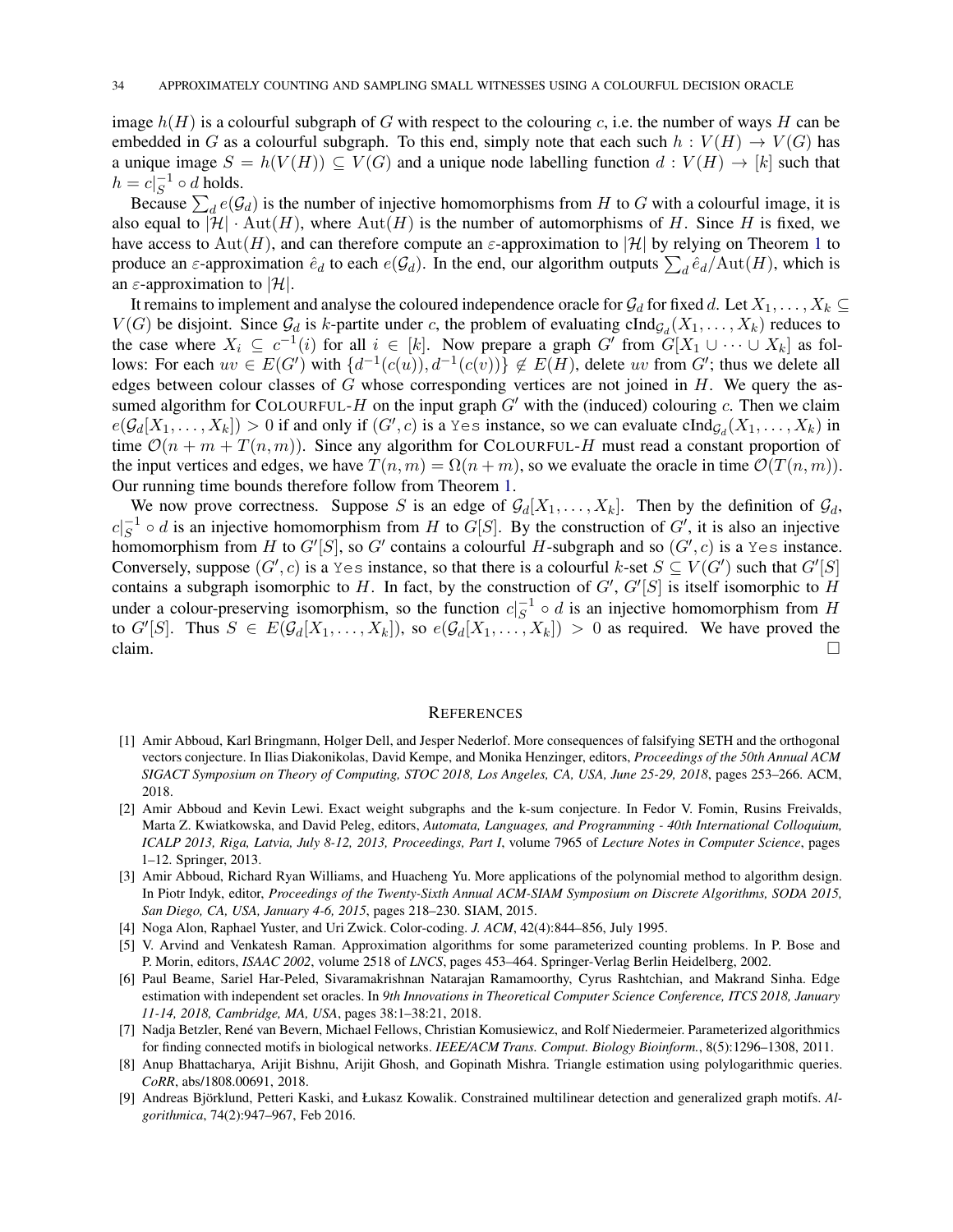image $h(H)$ is a colourful subgraph of $G$ with respect to the colouring $c$, i.e. the number of ways $H$ can be embedded in $G$ as a colourful subgraph. To this end, simply note that each such $h : V(H) \to V(G)$ has a unique image $S = h(V(H)) \subseteq V(G)$ and a unique node labelling function $d : V(H) \to [k]$ such that $h = c|_S^{-1} \circ d$ holds.

Because $\sum_d e(\mathcal{G}_d)$ is the number of injective homomorphisms from $H$ to $G$ with a colourful image, it is also equal to $|\mathcal{H}| \cdot \mathrm{Aut}(H)$, where $\mathrm{Aut}(H)$ is the number of automorphisms of $H$. Since $H$ is fixed, we have access to $\mathrm{Aut}(H)$, and can therefore compute an $\varepsilon$-approximation to $|\mathcal{H}|$ by relying on Theorem 1 to produce an $\varepsilon$-approximation $\hat{e}_d$ to each $e(\mathcal{G}_d)$. In the end, our algorithm outputs $\sum_d \hat{e}_d / \mathrm{Aut}(H)$, which is an $\varepsilon$-approximation to $|\mathcal{H}|$.

It remains to implement and analyse the coloured independence oracle for $\mathcal{G}_d$ for fixed $d$. Let $X_1, \dots, X_k \subseteq V(G)$ be disjoint. Since $\mathcal{G}_d$ is $k$-partite under $c$, the problem of evaluating $\mathrm{cInd}_{\mathcal{G}_d}(X_1, \dots, X_k)$ reduces to the case where $X_i \subseteq c^{-1}(i)$ for all $i \in [k]$. Now prepare a graph $G'$ from $G[X_1 \cup \dots \cup X_k]$ as follows: For each $uv \in E(G')$ with $\{d^{-1}(c(u)), d^{-1}(c(v))\} \notin E(H)$, delete $uv$ from $G'$; thus we delete all edges between colour classes of $G$ whose corresponding vertices are not joined in $H$. We query the assumed algorithm for COLOURFUL-$H$ on the input graph $G'$ with the (induced) colouring $c$. Then we claim $e(\mathcal{G}_d[X_1, \dots, X_k]) > 0$ if and only if $(G', c)$ is a `Yes` instance, so we can evaluate $\mathrm{cInd}_{\mathcal{G}_d}(X_1, \dots, X_k)$ in time $\mathcal{O}(n + m + T(n, m))$. Since any algorithm for COLOURFUL-$H$ must read a constant proportion of the input vertices and edges, we have $T(n, m) = \Omega(n + m)$, so we evaluate the oracle in time $\mathcal{O}(T(n, m))$. Our running time bounds therefore follow from Theorem 1.

We now prove correctness. Suppose $S$ is an edge of $\mathcal{G}_d[X_1, \dots, X_k]$. Then by the definition of $\mathcal{G}_d$, $c|_S^{-1} \circ d$ is an injective homomorphism from $H$ to $G[S]$. By the construction of $G'$, it is also an injective homomorphism from $H$ to $G'[S]$, so $G'$ contains a colourful $H$-subgraph and so $(G', c)$ is a `Yes` instance. Conversely, suppose $(G', c)$ is a `Yes` instance, so that there is a colourful $k$-set $S \subseteq V(G')$ such that $G'[S]$ contains a subgraph isomorphic to $H$. In fact, by the construction of $G'$, $G'[S]$ is itself isomorphic to $H$ under a colour-preserving isomorphism, so the function $c|_S^{-1} \circ d$ is an injective homomorphism from $H$ to $G'[S]$. Thus $S \in E(\mathcal{G}_d[X_1, \dots, X_k])$, so $e(\mathcal{G}_d[X_1, \dots, X_k]) > 0$ as required. We have proved the claim. ☐

## REFERENCES

[1] Amir Abboud, Karl Bringmann, Holger Dell, and Jesper Nederlof. More consequences of falsifying SETH and the orthogonal vectors conjecture. In Ilias Diakonikolas, David Kempe, and Monika Henzinger, editors, *Proceedings of the 50th Annual ACM SIGACT Symposium on Theory of Computing, STOC 2018, Los Angeles, CA, USA, June 25-29, 2018*, pages 253–266. ACM, 2018.

[2] Amir Abboud and Kevin Lewi. Exact weight subgraphs and the k-sum conjecture. In Fedor V. Fomin, Rusins Freivalds, Marta Z. Kwiatkowska, and David Peleg, editors, *Automata, Languages, and Programming - 40th International Colloquium, ICALP 2013, Riga, Latvia, July 8-12, 2013, Proceedings, Part I*, volume 7965 of *Lecture Notes in Computer Science*, pages 1–12. Springer, 2013.

[3] Amir Abboud, Richard Ryan Williams, and Huacheng Yu. More applications of the polynomial method to algorithm design. In Piotr Indyk, editor, *Proceedings of the Twenty-Sixth Annual ACM-SIAM Symposium on Discrete Algorithms, SODA 2015, San Diego, CA, USA, January 4-6, 2015*, pages 218–230. SIAM, 2015.

[4] Noga Alon, Raphael Yuster, and Uri Zwick. Color-coding. *J. ACM*, 42(4):844–856, July 1995.

[5] V. Arvind and Venkatesh Raman. Approximation algorithms for some parameterized counting problems. In P. Bose and P. Morin, editors, *ISAAC 2002*, volume 2518 of *LNCS*, pages 453–464. Springer-Verlag Berlin Heidelberg, 2002.

[6] Paul Beame, Sariel Har-Peled, Sivaramakrishnan Natarajan Ramamoorthy, Cyrus Rashtchian, and Makrand Sinha. Edge estimation with independent set oracles. In *9th Innovations in Theoretical Computer Science Conference, ITCS 2018, January 11-14, 2018, Cambridge, MA, USA*, pages 38:1–38:21, 2018.

[7] Nadja Betzler, René van Bevern, Michael Fellows, Christian Komusiewicz, and Rolf Niedermeier. Parameterized algorithmics for finding connected motifs in biological networks. *IEEE/ACM Trans. Comput. Biology Bioinform.*, 8(5):1296–1308, 2011.

[8] Anup Bhattacharya, Arijit Bishnu, Arijit Ghosh, and Gopinath Mishra. Triangle estimation using polylogarithmic queries. *CoRR*, abs/1808.00691, 2018.

[9] Andreas Björklund, Petteri Kaski, and Łukasz Kowalik. Constrained multilinear detection and generalized graph motifs. *Algorithmica*, 74(2):947–967, Feb 2016.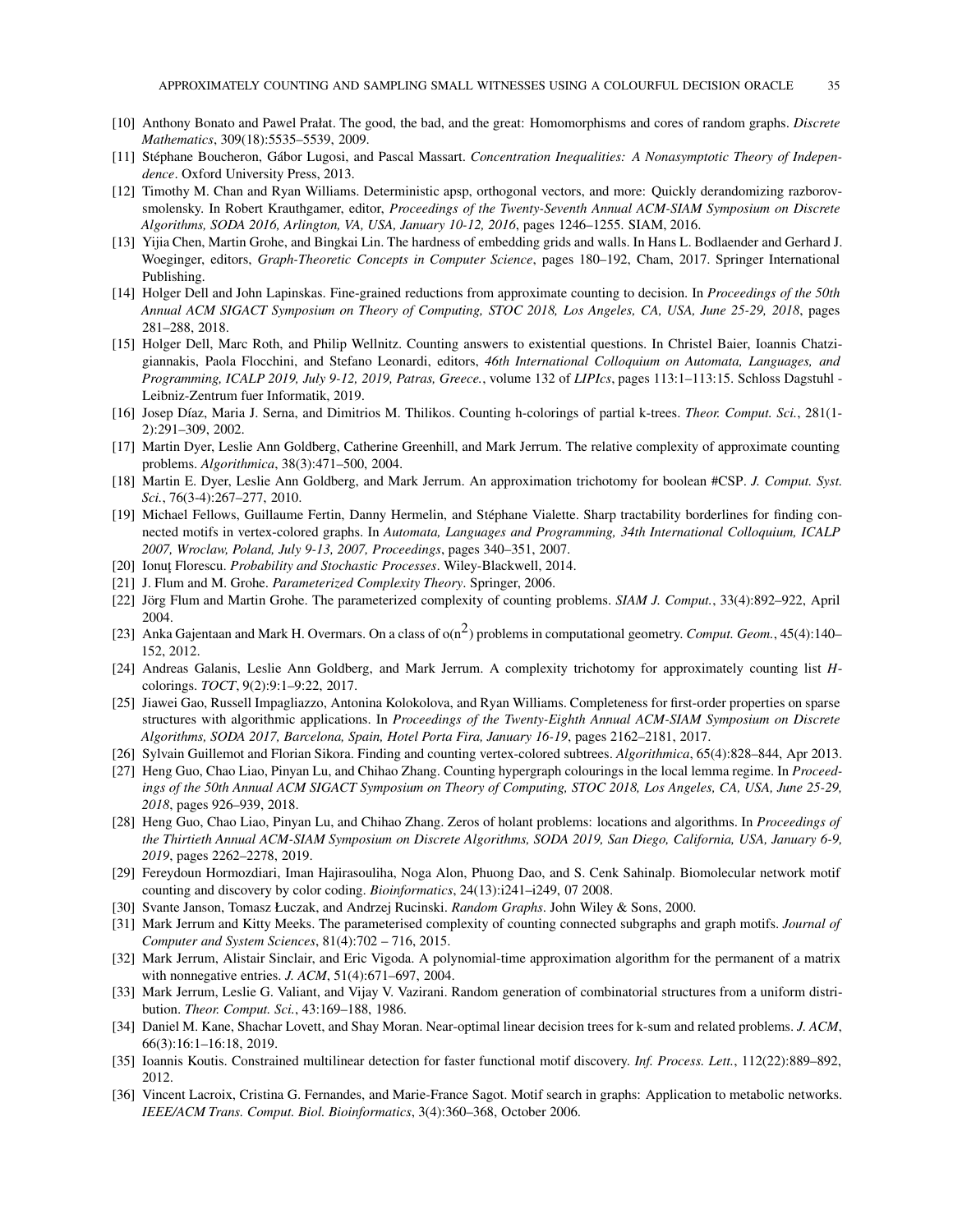[10] Anthony Bonato and Pawel Prałat. The good, the bad, and the great: Homomorphisms and cores of random graphs. *Discrete Mathematics*, 309(18):5535–5539, 2009.

[11] Stéphane Boucheron, Gábor Lugosi, and Pascal Massart. *Concentration Inequalities: A Nonasymptotic Theory of Independence*. Oxford University Press, 2013.

[12] Timothy M. Chan and Ryan Williams. Deterministic apsp, orthogonal vectors, and more: Quickly derandomizing razborov-smolensky. In Robert Krauthgamer, editor, *Proceedings of the Twenty-Seventh Annual ACM-SIAM Symposium on Discrete Algorithms, SODA 2016, Arlington, VA, USA, January 10-12, 2016*, pages 1246–1255. SIAM, 2016.

[13] Yijia Chen, Martin Grohe, and Bingkai Lin. The hardness of embedding grids and walls. In Hans L. Bodlaender and Gerhard J. Woeginger, editors, *Graph-Theoretic Concepts in Computer Science*, pages 180–192, Cham, 2017. Springer International Publishing.

[14] Holger Dell and John Lapinskas. Fine-grained reductions from approximate counting to decision. In *Proceedings of the 50th Annual ACM SIGACT Symposium on Theory of Computing, STOC 2018, Los Angeles, CA, USA, June 25-29, 2018*, pages 281–288, 2018.

[15] Holger Dell, Marc Roth, and Philip Wellnitz. Counting answers to existential questions. In Christel Baier, Ioannis Chatzigiannakis, Paola Flocchini, and Stefano Leonardi, editors, *46th International Colloquium on Automata, Languages, and Programming, ICALP 2019, July 9-12, 2019, Patras, Greece.*, volume 132 of *LIPIcs*, pages 113:1–113:15. Schloss Dagstuhl - Leibniz-Zentrum fuer Informatik, 2019.

[16] Josep Díaz, Maria J. Serna, and Dimitrios M. Thilikos. Counting h-colorings of partial k-trees. *Theor. Comput. Sci.*, 281(1-2):291–309, 2002.

[17] Martin Dyer, Leslie Ann Goldberg, Catherine Greenhill, and Mark Jerrum. The relative complexity of approximate counting problems. *Algorithmica*, 38(3):471–500, 2004.

[18] Martin E. Dyer, Leslie Ann Goldberg, and Mark Jerrum. An approximation trichotomy for boolean #CSP. *J. Comput. Syst. Sci.*, 76(3-4):267–277, 2010.

[19] Michael Fellows, Guillaume Fertin, Danny Hermelin, and Stéphane Vialette. Sharp tractability borderlines for finding connected motifs in vertex-colored graphs. In *Automata, Languages and Programming, 34th International Colloquium, ICALP 2007, Wroclaw, Poland, July 9-13, 2007, Proceedings*, pages 340–351, 2007.

[20] Ionuţ Florescu. *Probability and Stochastic Processes*. Wiley-Blackwell, 2014.

[21] J. Flum and M. Grohe. *Parameterized Complexity Theory*. Springer, 2006.

[22] Jörg Flum and Martin Grohe. The parameterized complexity of counting problems. *SIAM J. Comput.*, 33(4):892–922, April 2004.

[23] Anka Gajentaan and Mark H. Overmars. On a class of $o(n^2)$ problems in computational geometry. *Comput. Geom.*, 45(4):140–152, 2012.

[24] Andreas Galanis, Leslie Ann Goldberg, and Mark Jerrum. A complexity trichotomy for approximately counting list *H*-colorings. *TOCT*, 9(2):9:1–9:22, 2017.

[25] Jiawei Gao, Russell Impagliazzo, Antonina Kolokolova, and Ryan Williams. Completeness for first-order properties on sparse structures with algorithmic applications. In *Proceedings of the Twenty-Eighth Annual ACM-SIAM Symposium on Discrete Algorithms, SODA 2017, Barcelona, Spain, Hotel Porta Fira, January 16-19*, pages 2162–2181, 2017.

[26] Sylvain Guillemot and Florian Sikora. Finding and counting vertex-colored subtrees. *Algorithmica*, 65(4):828–844, Apr 2013.

[27] Heng Guo, Chao Liao, Pinyan Lu, and Chihao Zhang. Counting hypergraph colourings in the local lemma regime. In *Proceedings of the 50th Annual ACM SIGACT Symposium on Theory of Computing, STOC 2018, Los Angeles, CA, USA, June 25-29, 2018*, pages 926–939, 2018.

[28] Heng Guo, Chao Liao, Pinyan Lu, and Chihao Zhang. Zeros of holant problems: locations and algorithms. In *Proceedings of the Thirtieth Annual ACM-SIAM Symposium on Discrete Algorithms, SODA 2019, San Diego, California, USA, January 6-9, 2019*, pages 2262–2278, 2019.

[29] Fereydoun Hormozdiari, Iman Hajirasouliha, Noga Alon, Phuong Dao, and S. Cenk Sahinalp. Biomolecular network motif counting and discovery by color coding. *Bioinformatics*, 24(13):i241–i249, 07 2008.

[30] Svante Janson, Tomasz Łuczak, and Andrzej Rucinski. *Random Graphs*. John Wiley & Sons, 2000.

[31] Mark Jerrum and Kitty Meeks. The parameterised complexity of counting connected subgraphs and graph motifs. *Journal of Computer and System Sciences*, 81(4):702 – 716, 2015.

[32] Mark Jerrum, Alistair Sinclair, and Eric Vigoda. A polynomial-time approximation algorithm for the permanent of a matrix with nonnegative entries. *J. ACM*, 51(4):671–697, 2004.

[33] Mark Jerrum, Leslie G. Valiant, and Vijay V. Vazirani. Random generation of combinatorial structures from a uniform distribution. *Theor. Comput. Sci.*, 43:169–188, 1986.

[34] Daniel M. Kane, Shachar Lovett, and Shay Moran. Near-optimal linear decision trees for k-sum and related problems. *J. ACM*, 66(3):16:1–16:18, 2019.

[35] Ioannis Koutis. Constrained multilinear detection for faster functional motif discovery. *Inf. Process. Lett.*, 112(22):889–892, 2012.

[36] Vincent Lacroix, Cristina G. Fernandes, and Marie-France Sagot. Motif search in graphs: Application to metabolic networks. *IEEE/ACM Trans. Comput. Biol. Bioinformatics*, 3(4):360–368, October 2006.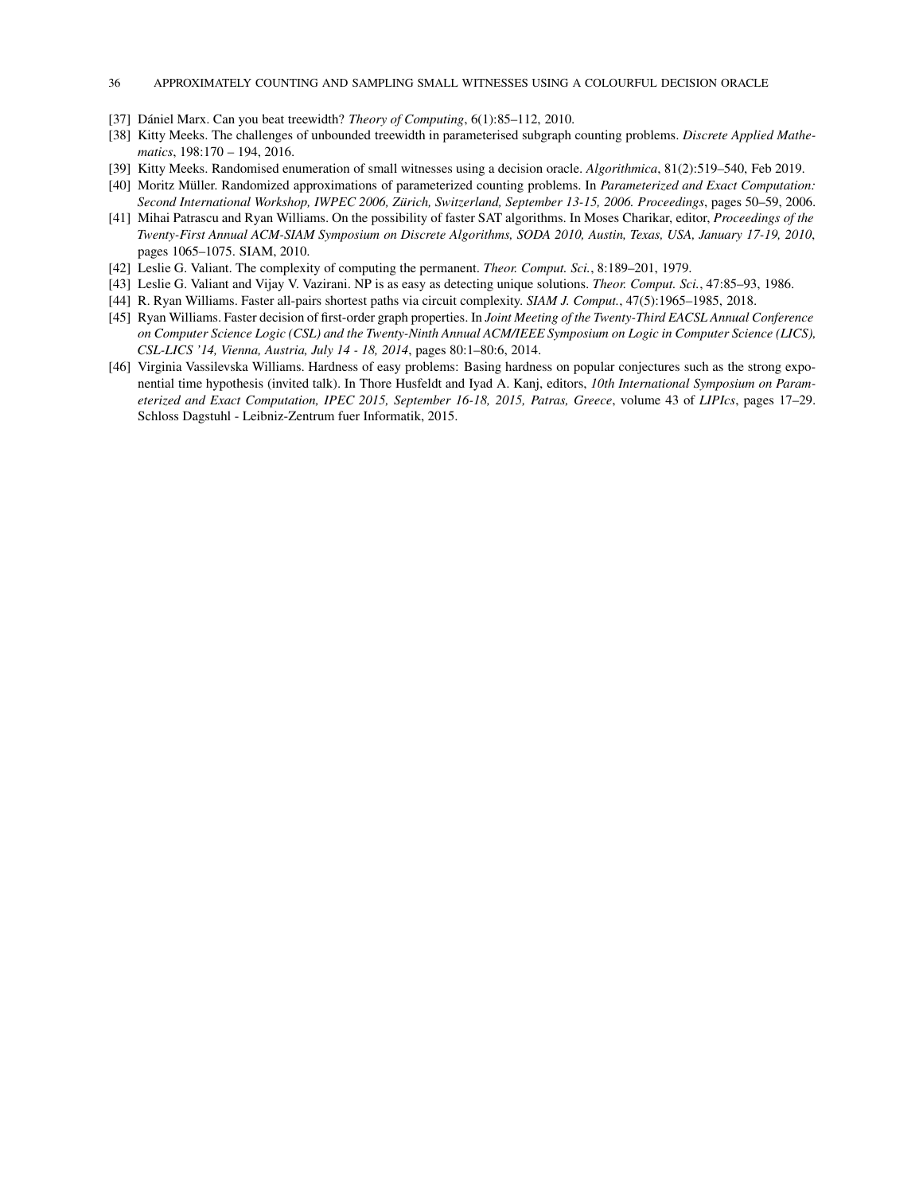[37] Dániel Marx. Can you beat treewidth? *Theory of Computing*, 6(1):85–112, 2010.

[38] Kitty Meeks. The challenges of unbounded treewidth in parameterised subgraph counting problems. *Discrete Applied Mathematics*, 198:170 – 194, 2016.

[39] Kitty Meeks. Randomised enumeration of small witnesses using a decision oracle. *Algorithmica*, 81(2):519–540, Feb 2019.

[40] Moritz Müller. Randomized approximations of parameterized counting problems. In *Parameterized and Exact Computation: Second International Workshop, IWPEC 2006, Zürich, Switzerland, September 13-15, 2006. Proceedings*, pages 50–59, 2006.

[41] Mihai Patrascu and Ryan Williams. On the possibility of faster SAT algorithms. In Moses Charikar, editor, *Proceedings of the Twenty-First Annual ACM-SIAM Symposium on Discrete Algorithms, SODA 2010, Austin, Texas, USA, January 17-19, 2010*, pages 1065–1075. SIAM, 2010.

[42] Leslie G. Valiant. The complexity of computing the permanent. *Theor. Comput. Sci.*, 8:189–201, 1979.

[43] Leslie G. Valiant and Vijay V. Vazirani. NP is as easy as detecting unique solutions. *Theor. Comput. Sci.*, 47:85–93, 1986.

[44] R. Ryan Williams. Faster all-pairs shortest paths via circuit complexity. *SIAM J. Comput.*, 47(5):1965–1985, 2018.

[45] Ryan Williams. Faster decision of first-order graph properties. In *Joint Meeting of the Twenty-Third EACSL Annual Conference on Computer Science Logic (CSL) and the Twenty-Ninth Annual ACM/IEEE Symposium on Logic in Computer Science (LICS), CSL-LICS '14, Vienna, Austria, July 14 - 18, 2014*, pages 80:1–80:6, 2014.

[46] Virginia Vassilevska Williams. Hardness of easy problems: Basing hardness on popular conjectures such as the strong exponential time hypothesis (invited talk). In Thore Husfeldt and Iyad A. Kanj, editors, *10th International Symposium on Parameterized and Exact Computation, IPEC 2015, September 16-18, 2015, Patras, Greece*, volume 43 of *LIPIcs*, pages 17–29. Schloss Dagstuhl - Leibniz-Zentrum fuer Informatik, 2015.